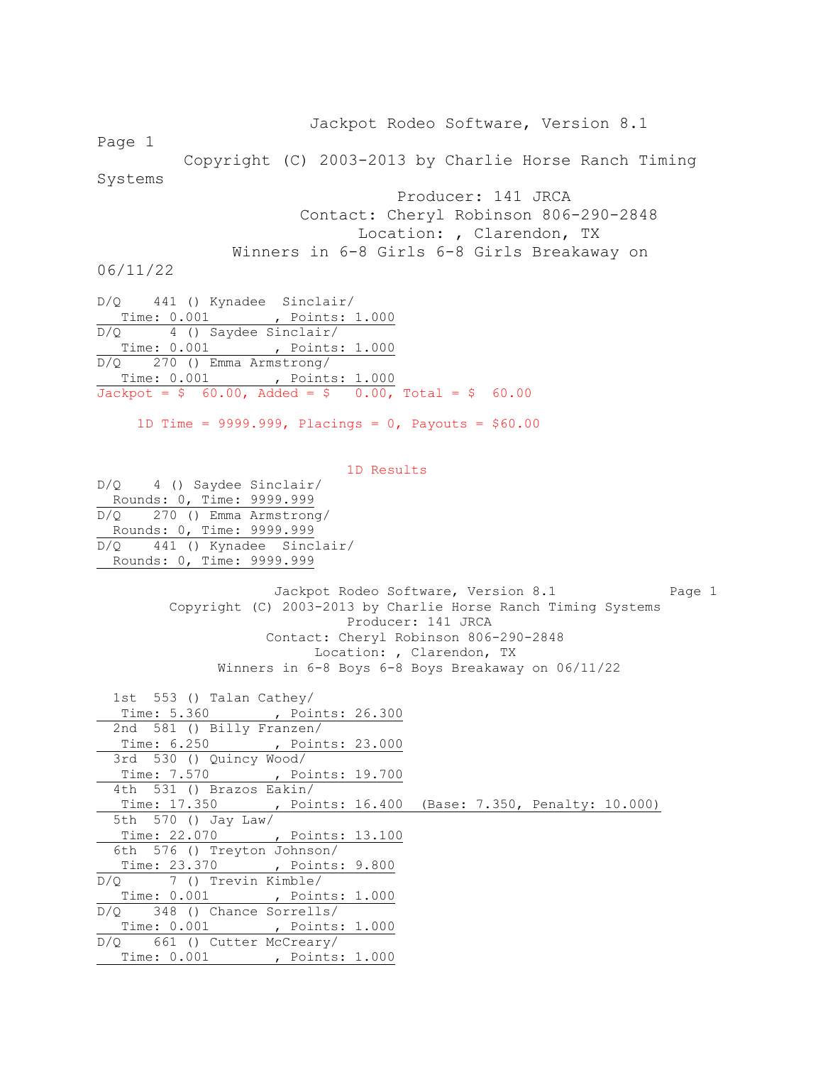Jackpot Rodeo Software, Version 8.1

Copyright (C) 2003-2013 by Charlie Horse Ranch Timing Systems

Producer: 141 JRCA

Contact: Cheryl Robinson 806-290-2848

Location: , Clarendon, TX

Winners in 6-8 Girls 6-8 Girls Breakaway on 06/11/22

D/Q 441 () Kynadee Sinclair/
Time: 0.001 , Points: 1.000

D/Q 4 () Saydee Sinclair/
Time: 0.001 , Points: 1.000

D/Q 270 () Emma Armstrong/
Time: 0.001 , Points: 1.000

Jackpot = $ 60.00, Added = $ 0.00, Total = $ 60.00

1D Time = 9999.999, Placings = 0, Payouts = $60.00

1D Results

D/Q 4 () Saydee Sinclair/
Rounds: 0, Time: 9999.999

D/Q 270 () Emma Armstrong/
Rounds: 0, Time: 9999.999

D/Q 441 () Kynadee Sinclair/
Rounds: 0, Time: 9999.999

Jackpot Rodeo Software, Version 8.1

Copyright (C) 2003-2013 by Charlie Horse Ranch Timing Systems

Producer: 141 JRCA

Contact: Cheryl Robinson 806-290-2848

Location: , Clarendon, TX

Winners in 6-8 Boys 6-8 Boys Breakaway on 06/11/22

1st 553 () Talan Cathey/
Time: 5.360 , Points: 26.300

2nd 581 () Billy Franzen/
Time: 6.250 , Points: 23.000

3rd 530 () Quincy Wood/
Time: 7.570 , Points: 19.700

4th 531 () Brazos Eakin/
Time: 17.350 , Points: 16.400 (Base: 7.350, Penalty: 10.000)

5th 570 () Jay Law/
Time: 22.070 , Points: 13.100

6th 576 () Treyton Johnson/
Time: 23.370 , Points: 9.800

D/Q 7 () Trevin Kimble/
Time: 0.001 , Points: 1.000

D/Q 348 () Chance Sorrells/
Time: 0.001 , Points: 1.000

D/Q 661 () Cutter McCreary/
Time: 0.001 , Points: 1.000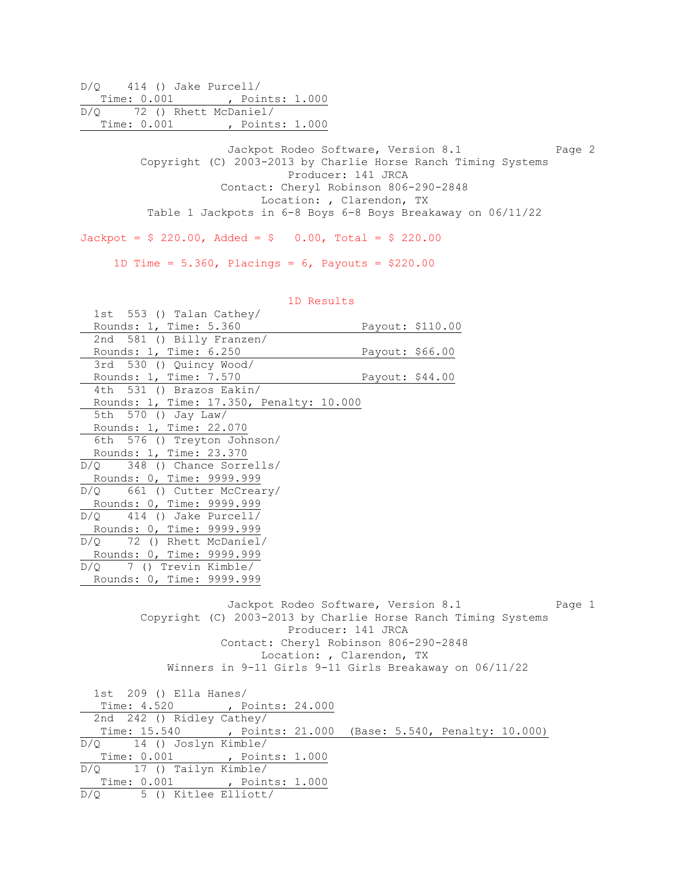D/Q    414 () Jake Purcell/
Time: 0.001        , Points: 1.000

D/Q     72 () Rhett McDaniel/
Time: 0.001        , Points: 1.000

Jackpot Rodeo Software, Version 8.1
Copyright (C) 2003-2013 by Charlie Horse Ranch Timing Systems
Producer: 141 JRCA
Contact: Cheryl Robinson 806-290-2848
Location: , Clarendon, TX
Table 1 Jackpots in 6-8 Boys 6-8 Boys Breakaway on 06/11/22

Jackpot = $ 220.00, Added = $   0.00, Total = $ 220.00

1D Time = 5.360, Placings = 6, Payouts = $220.00

## 1D Results

1st  553 () Talan Cathey/
Rounds: 1, Time: 5.360                    Payout: $110.00

2nd  581 () Billy Franzen/
Rounds: 1, Time: 6.250                    Payout: $66.00

3rd  530 () Quincy Wood/
Rounds: 1, Time: 7.570                    Payout: $44.00

4th  531 () Brazos Eakin/
Rounds: 1, Time: 17.350, Penalty: 10.000

5th  570 () Jay Law/
Rounds: 1, Time: 22.070

6th  576 () Treyton Johnson/
Rounds: 1, Time: 23.370

D/Q    348 () Chance Sorrells/
Rounds: 0, Time: 9999.999

D/Q    661 () Cutter McCreary/
Rounds: 0, Time: 9999.999

D/Q    414 () Jake Purcell/
Rounds: 0, Time: 9999.999

D/Q     72 () Rhett McDaniel/
Rounds: 0, Time: 9999.999

D/Q      7 () Trevin Kimble/
Rounds: 0, Time: 9999.999

Jackpot Rodeo Software, Version 8.1
Copyright (C) 2003-2013 by Charlie Horse Ranch Timing Systems
Producer: 141 JRCA
Contact: Cheryl Robinson 806-290-2848
Location: , Clarendon, TX
Winners in 9-11 Girls 9-11 Girls Breakaway on 06/11/22

1st  209 () Ella Hanes/
Time: 4.520        , Points: 24.000

2nd  242 () Ridley Cathey/
Time: 15.540       , Points: 21.000  (Base: 5.540, Penalty: 10.000)

D/Q     14 () Joslyn Kimble/
Time: 0.001        , Points: 1.000

D/Q     17 () Tailyn Kimble/
Time: 0.001        , Points: 1.000

D/Q      5 () Kitlee Elliott/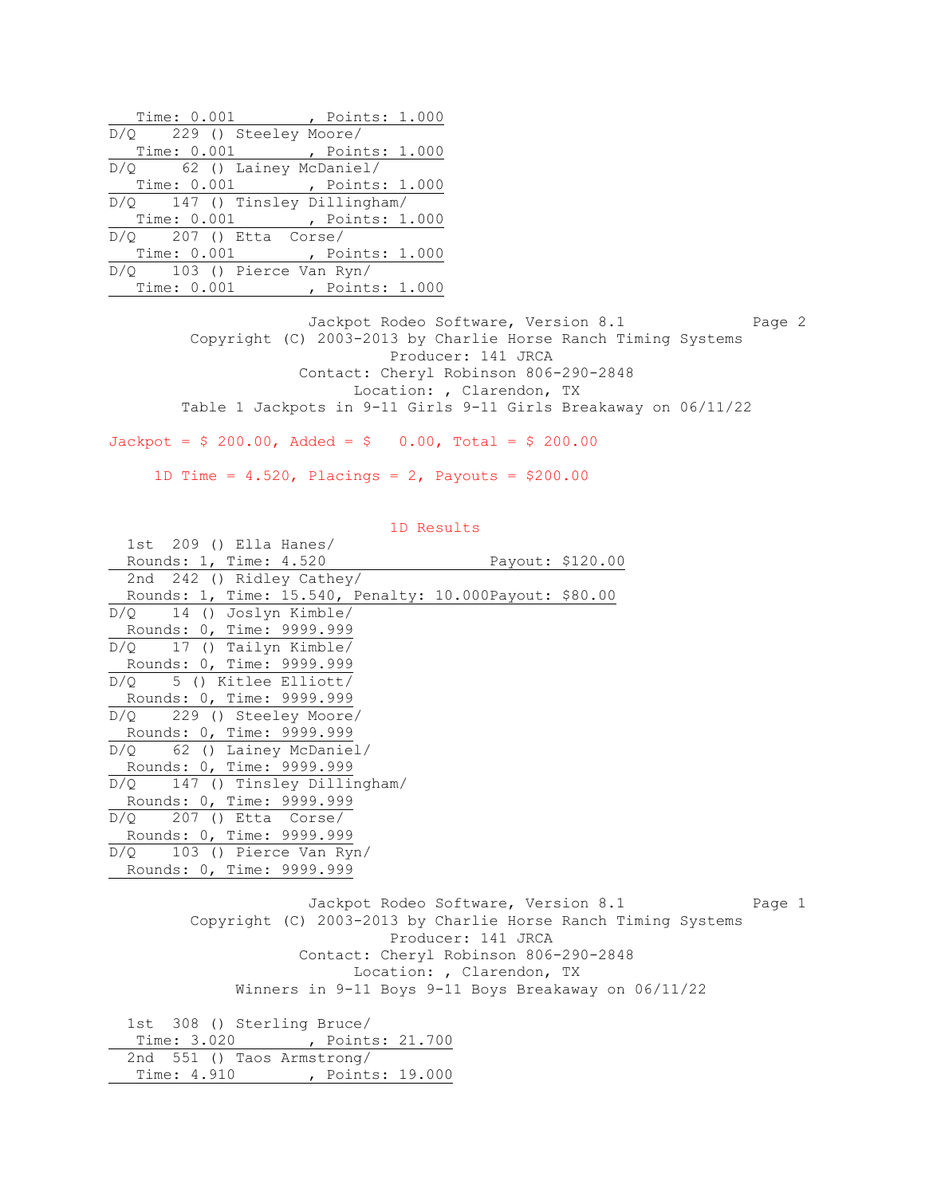Time: 0.001 , Points: 1.000

D/Q 229 () Steeley Moore/
Time: 0.001 , Points: 1.000

D/Q 62 () Lainey McDaniel/
Time: 0.001 , Points: 1.000

D/Q 147 () Tinsley Dillingham/
Time: 0.001 , Points: 1.000

D/Q 207 () Etta Corse/
Time: 0.001 , Points: 1.000

D/Q 103 () Pierce Van Ryn/
Time: 0.001 , Points: 1.000

Jackpot Rodeo Software, Version 8.1 Page 2
Copyright (C) 2003-2013 by Charlie Horse Ranch Timing Systems
Producer: 141 JRCA
Contact: Cheryl Robinson 806-290-2848
Location: , Clarendon, TX
Table 1 Jackpots in 9-11 Girls 9-11 Girls Breakaway on 06/11/22

Jackpot = $ 200.00, Added = $ 0.00, Total = $ 200.00

1D Time = 4.520, Placings = 2, Payouts = $200.00

1D Results

1st 209 () Ella Hanes/
Rounds: 1, Time: 4.520 Payout: $120.00

2nd 242 () Ridley Cathey/
Rounds: 1, Time: 15.540, Penalty: 10.000Payout: $80.00

D/Q 14 () Joslyn Kimble/
Rounds: 0, Time: 9999.999

D/Q 17 () Tailyn Kimble/
Rounds: 0, Time: 9999.999

D/Q 5 () Kitlee Elliott/
Rounds: 0, Time: 9999.999

D/Q 229 () Steeley Moore/
Rounds: 0, Time: 9999.999

D/Q 62 () Lainey McDaniel/
Rounds: 0, Time: 9999.999

D/Q 147 () Tinsley Dillingham/
Rounds: 0, Time: 9999.999

D/Q 207 () Etta Corse/
Rounds: 0, Time: 9999.999

D/Q 103 () Pierce Van Ryn/
Rounds: 0, Time: 9999.999

Jackpot Rodeo Software, Version 8.1 Page 1
Copyright (C) 2003-2013 by Charlie Horse Ranch Timing Systems
Producer: 141 JRCA
Contact: Cheryl Robinson 806-290-2848
Location: , Clarendon, TX
Winners in 9-11 Boys 9-11 Boys Breakaway on 06/11/22

1st 308 () Sterling Bruce/
Time: 3.020 , Points: 21.700

2nd 551 () Taos Armstrong/
Time: 4.910 , Points: 19.000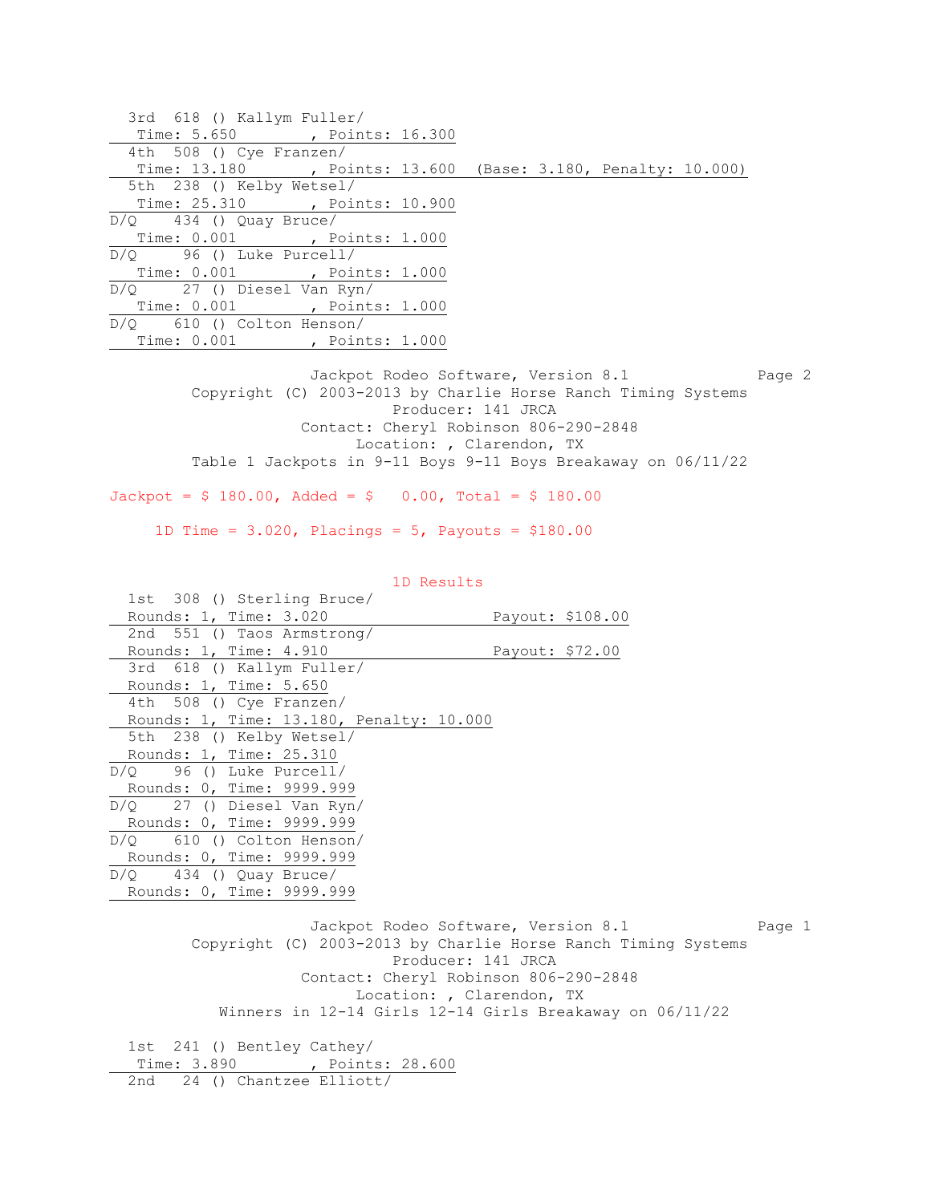3rd 618 () Kallym Fuller/
Time: 5.650 , Points: 16.300

4th 508 () Cye Franzen/
Time: 13.180 , Points: 13.600 (Base: 3.180, Penalty: 10.000)

5th 238 () Kelby Wetsel/
Time: 25.310 , Points: 10.900

D/Q 434 () Quay Bruce/
Time: 0.001 , Points: 1.000

D/Q 96 () Luke Purcell/
Time: 0.001 , Points: 1.000

D/Q 27 () Diesel Van Ryn/
Time: 0.001 , Points: 1.000

D/Q 610 () Colton Henson/
Time: 0.001 , Points: 1.000

Jackpot Rodeo Software, Version 8.1
Copyright (C) 2003-2013 by Charlie Horse Ranch Timing Systems
Producer: 141 JRCA
Contact: Cheryl Robinson 806-290-2848
Location: , Clarendon, TX
Table 1 Jackpots in 9-11 Boys 9-11 Boys Breakaway on 06/11/22

Jackpot = $ 180.00, Added = $ 0.00, Total = $ 180.00

1D Time = 3.020, Placings = 5, Payouts = $180.00

## 1D Results

1st 308 () Sterling Bruce/
Rounds: 1, Time: 3.020 Payout: $108.00

2nd 551 () Taos Armstrong/
Rounds: 1, Time: 4.910 Payout: $72.00

3rd 618 () Kallym Fuller/
Rounds: 1, Time: 5.650

4th 508 () Cye Franzen/
Rounds: 1, Time: 13.180, Penalty: 10.000

5th 238 () Kelby Wetsel/
Rounds: 1, Time: 25.310

D/Q 96 () Luke Purcell/
Rounds: 0, Time: 9999.999

D/Q 27 () Diesel Van Ryn/
Rounds: 0, Time: 9999.999

D/Q 610 () Colton Henson/
Rounds: 0, Time: 9999.999

D/Q 434 () Quay Bruce/
Rounds: 0, Time: 9999.999

Jackpot Rodeo Software, Version 8.1
Copyright (C) 2003-2013 by Charlie Horse Ranch Timing Systems
Producer: 141 JRCA
Contact: Cheryl Robinson 806-290-2848
Location: , Clarendon, TX
Winners in 12-14 Girls 12-14 Girls Breakaway on 06/11/22

1st 241 () Bentley Cathey/
Time: 3.890 , Points: 28.600

2nd 24 () Chantzee Elliott/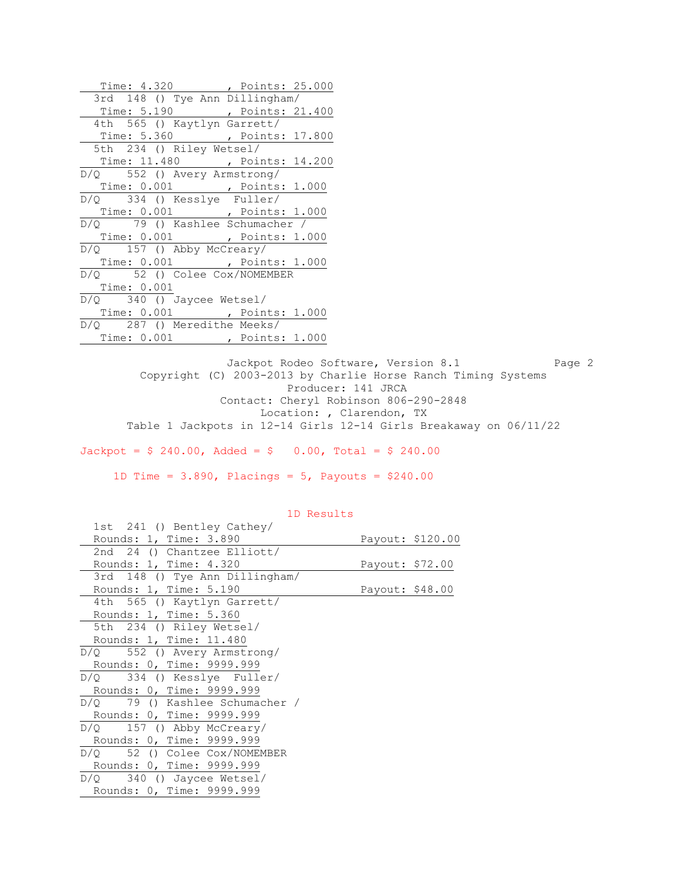Time: 4.320 , Points: 25.000

3rd 148 () Tye Ann Dillingham/
Time: 5.190 , Points: 21.400

4th 565 () Kaytlyn Garrett/
Time: 5.360 , Points: 17.800

5th 234 () Riley Wetsel/
Time: 11.480 , Points: 14.200

D/Q 552 () Avery Armstrong/
Time: 0.001 , Points: 1.000

D/Q 334 () Kesslye Fuller/
Time: 0.001 , Points: 1.000

D/Q 79 () Kashlee Schumacher /
Time: 0.001 , Points: 1.000

D/Q 157 () Abby McCreary/
Time: 0.001 , Points: 1.000

D/Q 52 () Colee Cox/NOMEMBER
Time: 0.001

D/Q 340 () Jaycee Wetsel/
Time: 0.001 , Points: 1.000

D/Q 287 () Meredithe Meeks/
Time: 0.001 , Points: 1.000

Jackpot Rodeo Software, Version 8.1
Copyright (C) 2003-2013 by Charlie Horse Ranch Timing Systems
Producer: 141 JRCA
Contact: Cheryl Robinson 806-290-2848
Location: , Clarendon, TX
Table 1 Jackpots in 12-14 Girls 12-14 Girls Breakaway on 06/11/22

Jackpot = $ 240.00, Added = $ 0.00, Total = $ 240.00

1D Time = 3.890, Placings = 5, Payouts = $240.00

## 1D Results

1st 241 () Bentley Cathey/
Rounds: 1, Time: 3.890 Payout: $120.00

2nd 24 () Chantzee Elliott/
Rounds: 1, Time: 4.320 Payout: $72.00

3rd 148 () Tye Ann Dillingham/
Rounds: 1, Time: 5.190 Payout: $48.00

4th 565 () Kaytlyn Garrett/
Rounds: 1, Time: 5.360

5th 234 () Riley Wetsel/
Rounds: 1, Time: 11.480

D/Q 552 () Avery Armstrong/
Rounds: 0, Time: 9999.999

D/Q 334 () Kesslye Fuller/
Rounds: 0, Time: 9999.999

D/Q 79 () Kashlee Schumacher /
Rounds: 0, Time: 9999.999

D/Q 157 () Abby McCreary/
Rounds: 0, Time: 9999.999

D/Q 52 () Colee Cox/NOMEMBER
Rounds: 0, Time: 9999.999

D/Q 340 () Jaycee Wetsel/
Rounds: 0, Time: 9999.999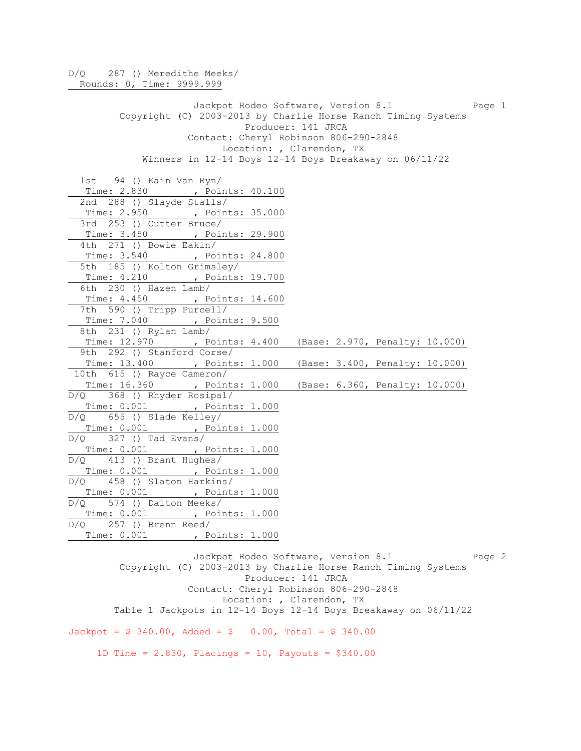D/Q 287 () Meredithe Meeks/
Rounds: 0, Time: 9999.999

Jackpot Rodeo Software, Version 8.1

Copyright (C) 2003-2013 by Charlie Horse Ranch Timing Systems

Producer: 141 JRCA

Contact: Cheryl Robinson 806-290-2848

Location: , Clarendon, TX

Winners in 12-14 Boys 12-14 Boys Breakaway on 06/11/22

1st 94 () Kain Van Ryn/
Time: 2.830 , Points: 40.100

2nd 288 () Slayde Stalls/
Time: 2.950 , Points: 35.000

3rd 253 () Cutter Bruce/
Time: 3.450 , Points: 29.900

4th 271 () Bowie Eakin/
Time: 3.540 , Points: 24.800

5th 185 () Kolton Grimsley/
Time: 4.210 , Points: 19.700

6th 230 () Hazen Lamb/
Time: 4.450 , Points: 14.600

7th 590 () Tripp Purcell/
Time: 7.040 , Points: 9.500

8th 231 () Rylan Lamb/
Time: 12.970 , Points: 4.400 (Base: 2.970, Penalty: 10.000)

9th 292 () Stanford Corse/
Time: 13.400 , Points: 1.000 (Base: 3.400, Penalty: 10.000)

10th 615 () Rayce Cameron/
Time: 16.360 , Points: 1.000 (Base: 6.360, Penalty: 10.000)

D/Q 368 () Rhyder Rosipal/
Time: 0.001 , Points: 1.000

D/Q 655 () Slade Kelley/
Time: 0.001 , Points: 1.000

D/Q 327 () Tad Evans/
Time: 0.001 , Points: 1.000

D/Q 413 () Brant Hughes/
Time: 0.001 , Points: 1.000

D/Q 458 () Slaton Harkins/
Time: 0.001 , Points: 1.000

D/Q 574 () Dalton Meeks/
Time: 0.001 , Points: 1.000

D/Q 257 () Brenn Reed/
Time: 0.001 , Points: 1.000

Jackpot Rodeo Software, Version 8.1

Copyright (C) 2003-2013 by Charlie Horse Ranch Timing Systems

Producer: 141 JRCA

Contact: Cheryl Robinson 806-290-2848

Location: , Clarendon, TX

Table 1 Jackpots in 12-14 Boys 12-14 Boys Breakaway on 06/11/22

Jackpot = $ 340.00, Added = $ 0.00, Total = $ 340.00

1D Time = 2.830, Placings = 10, Payouts = $340.00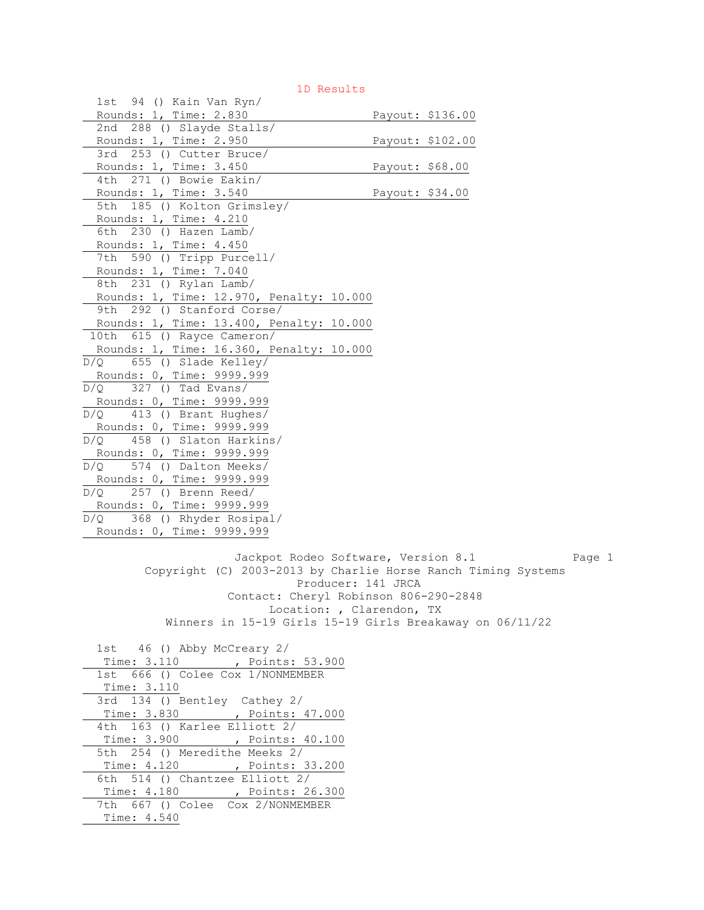## 1D Results

| Place | No. | Name | Rounds | Time | Penalty | Payout |
|---|---|---|---|---|---|---|
| 1st | 94 | () Kain Van Ryn/ | 1 | 2.830 | | $136.00 |
| 2nd | 288 | () Slayde Stalls/ | 1 | 2.950 | | $102.00 |
| 3rd | 253 | () Cutter Bruce/ | 1 | 3.450 | | $68.00 |
| 4th | 271 | () Bowie Eakin/ | 1 | 3.540 | | $34.00 |
| 5th | 185 | () Kolton Grimsley/ | 1 | 4.210 | | |
| 6th | 230 | () Hazen Lamb/ | 1 | 4.450 | | |
| 7th | 590 | () Tripp Purcell/ | 1 | 7.040 | | |
| 8th | 231 | () Rylan Lamb/ | 1 | 12.970 | 10.000 | |
| 9th | 292 | () Stanford Corse/ | 1 | 13.400 | 10.000 | |
| 10th | 615 | () Rayce Cameron/ | 1 | 16.360 | 10.000 | |
| D/Q | 655 | () Slade Kelley/ | 0 | 9999.999 | | |
| D/Q | 327 | () Tad Evans/ | 0 | 9999.999 | | |
| D/Q | 413 | () Brant Hughes/ | 0 | 9999.999 | | |
| D/Q | 458 | () Slaton Harkins/ | 0 | 9999.999 | | |
| D/Q | 574 | () Dalton Meeks/ | 0 | 9999.999 | | |
| D/Q | 257 | () Brenn Reed/ | 0 | 9999.999 | | |
| D/Q | 368 | () Rhyder Rosipal/ | 0 | 9999.999 | | |

Jackpot Rodeo Software, Version 8.1
Copyright (C) 2003-2013 by Charlie Horse Ranch Timing Systems
Producer: 141 JRCA
Contact: Cheryl Robinson 806-290-2848
Location: , Clarendon, TX
Winners in 15-19 Girls 15-19 Girls Breakaway on 06/11/22

| Place | No. | Name | Time | Points |
|---|---|---|---|---|
| 1st | 46 | () Abby McCreary 2/ | 3.110 | 53.900 |
| 1st | 666 | () Colee Cox 1/NONMEMBER | 3.110 | |
| 3rd | 134 | () Bentley Cathey 2/ | 3.830 | 47.000 |
| 4th | 163 | () Karlee Elliott 2/ | 3.900 | 40.100 |
| 5th | 254 | () Meredithe Meeks 2/ | 4.120 | 33.200 |
| 6th | 514 | () Chantzee Elliott 2/ | 4.180 | 26.300 |
| 7th | 667 | () Colee Cox 2/NONMEMBER | 4.540 | |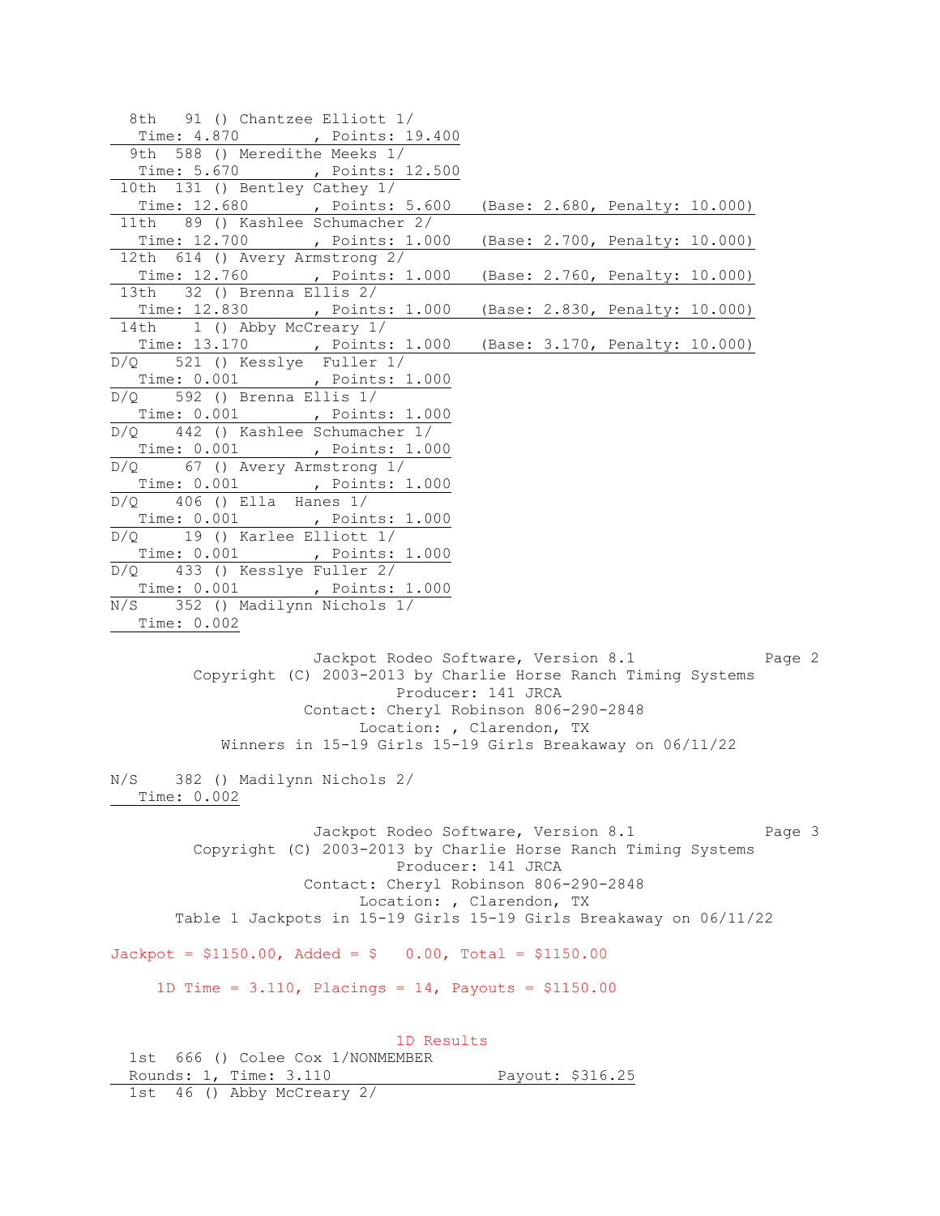8th 91 () Chantzee Elliott 1/
Time: 4.870 , Points: 19.400

9th 588 () Meredithe Meeks 1/
Time: 5.670 , Points: 12.500

10th 131 () Bentley Cathey 1/
Time: 12.680 , Points: 5.600 (Base: 2.680, Penalty: 10.000)

11th 89 () Kashlee Schumacher 2/
Time: 12.700 , Points: 1.000 (Base: 2.700, Penalty: 10.000)

12th 614 () Avery Armstrong 2/
Time: 12.760 , Points: 1.000 (Base: 2.760, Penalty: 10.000)

13th 32 () Brenna Ellis 2/
Time: 12.830 , Points: 1.000 (Base: 2.830, Penalty: 10.000)

14th 1 () Abby McCreary 1/
Time: 13.170 , Points: 1.000 (Base: 3.170, Penalty: 10.000)

D/Q 521 () Kesslye Fuller 1/
Time: 0.001 , Points: 1.000

D/Q 592 () Brenna Ellis 1/
Time: 0.001 , Points: 1.000

D/Q 442 () Kashlee Schumacher 1/
Time: 0.001 , Points: 1.000

D/Q 67 () Avery Armstrong 1/
Time: 0.001 , Points: 1.000

D/Q 406 () Ella Hanes 1/
Time: 0.001 , Points: 1.000

D/Q 19 () Karlee Elliott 1/
Time: 0.001 , Points: 1.000

D/Q 433 () Kesslye Fuller 2/
Time: 0.001 , Points: 1.000

N/S 352 () Madilynn Nichols 1/
Time: 0.002

Jackpot Rodeo Software, Version 8.1
Copyright (C) 2003-2013 by Charlie Horse Ranch Timing Systems
Producer: 141 JRCA
Contact: Cheryl Robinson 806-290-2848
Location: , Clarendon, TX
Winners in 15-19 Girls 15-19 Girls Breakaway on 06/11/22

N/S 382 () Madilynn Nichols 2/
Time: 0.002

Jackpot Rodeo Software, Version 8.1
Copyright (C) 2003-2013 by Charlie Horse Ranch Timing Systems
Producer: 141 JRCA
Contact: Cheryl Robinson 806-290-2848
Location: , Clarendon, TX
Table 1 Jackpots in 15-19 Girls 15-19 Girls Breakaway on 06/11/22

Jackpot = $1150.00, Added = $ 0.00, Total = $1150.00

1D Time = 3.110, Placings = 14, Payouts = $1150.00

1D Results

1st 666 () Colee Cox 1/NONMEMBER
Rounds: 1, Time: 3.110 Payout: $316.25

1st 46 () Abby McCreary 2/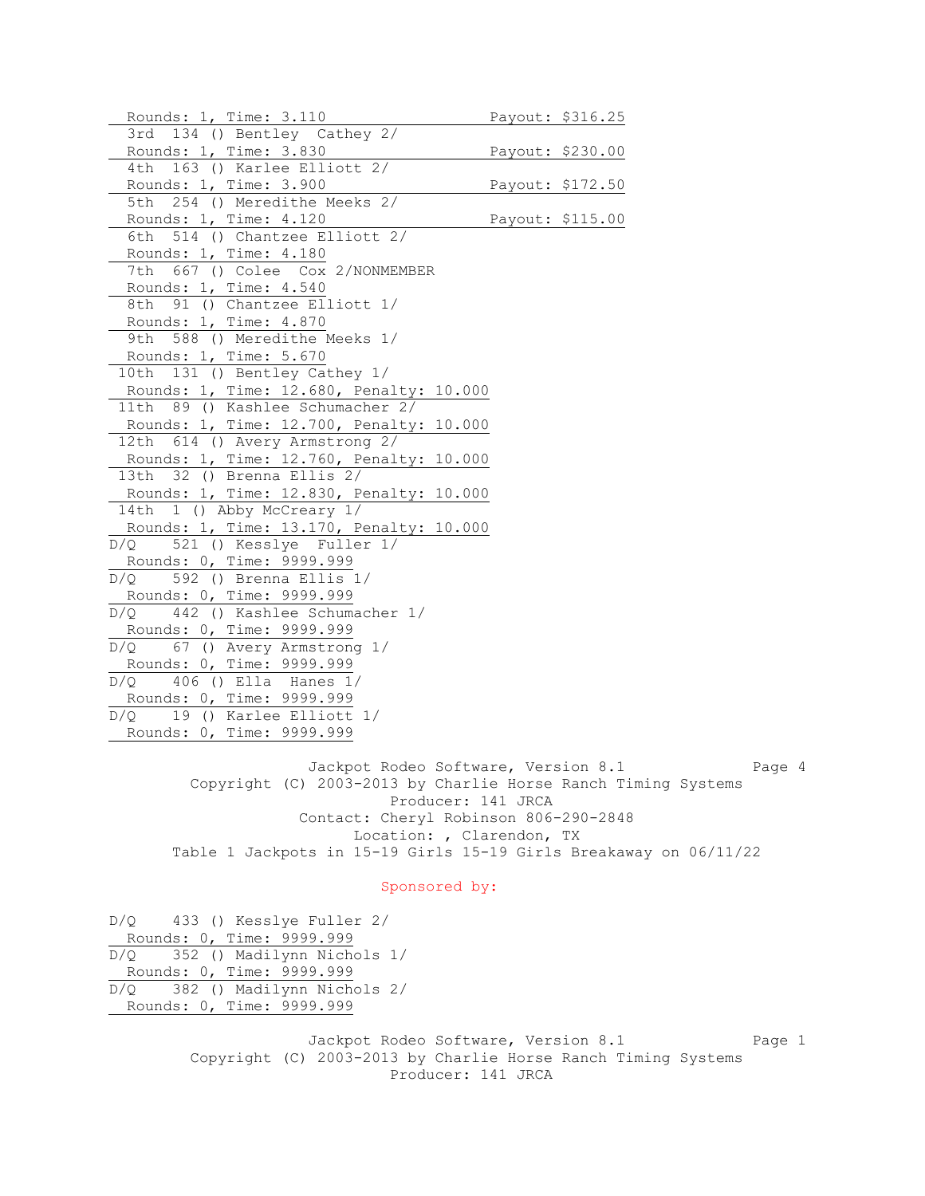```
 Rounds: 1, Time: 3.110                            Payout: $316.25
 3rd  134 () Bentley  Cathey 2/
 Rounds: 1, Time: 3.830                            Payout: $230.00
 4th  163 () Karlee Elliott 2/
 Rounds: 1, Time: 3.900                            Payout: $172.50
 5th  254 () Meredithe Meeks 2/
 Rounds: 1, Time: 4.120                            Payout: $115.00
 6th  514 () Chantzee Elliott 2/
 Rounds: 1, Time: 4.180
 7th  667 () Colee  Cox 2/NONMEMBER
 Rounds: 1, Time: 4.540
 8th  91 () Chantzee Elliott 1/
 Rounds: 1, Time: 4.870
 9th  588 () Meredithe Meeks 1/
 Rounds: 1, Time: 5.670
10th  131 () Bentley Cathey 1/
 Rounds: 1, Time: 12.680, Penalty: 10.000
11th  89 () Kashlee Schumacher 2/
 Rounds: 1, Time: 12.700, Penalty: 10.000
12th  614 () Avery Armstrong 2/
 Rounds: 1, Time: 12.760, Penalty: 10.000
13th  32 () Brenna Ellis 2/
 Rounds: 1, Time: 12.830, Penalty: 10.000
14th  1 () Abby McCreary 1/
 Rounds: 1, Time: 13.170, Penalty: 10.000
D/Q    521 () Kesslye  Fuller 1/
 Rounds: 0, Time: 9999.999
D/Q    592 () Brenna Ellis 1/
 Rounds: 0, Time: 9999.999
D/Q    442 () Kashlee Schumacher 1/
 Rounds: 0, Time: 9999.999
D/Q    67 () Avery Armstrong 1/
 Rounds: 0, Time: 9999.999
D/Q    406 () Ella  Hanes 1/
 Rounds: 0, Time: 9999.999
D/Q    19 () Karlee Elliott 1/
 Rounds: 0, Time: 9999.999
```

Jackpot Rodeo Software, Version 8.1

Copyright (C) 2003-2013 by Charlie Horse Ranch Timing Systems

Producer: 141 JRCA

Contact: Cheryl Robinson 806-290-2848

Location: , Clarendon, TX

Table 1 Jackpots in 15-19 Girls 15-19 Girls Breakaway on 06/11/22

Sponsored by:

```
D/Q    433 () Kesslye Fuller 2/
 Rounds: 0, Time: 9999.999
D/Q    352 () Madilynn Nichols 1/
 Rounds: 0, Time: 9999.999
D/Q    382 () Madilynn Nichols 2/
 Rounds: 0, Time: 9999.999
```

Jackpot Rodeo Software, Version 8.1

Copyright (C) 2003-2013 by Charlie Horse Ranch Timing Systems

Producer: 141 JRCA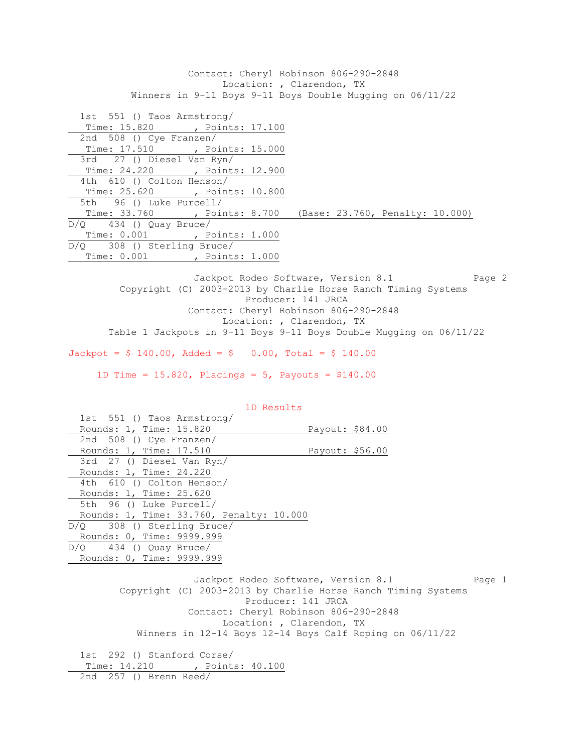Contact: Cheryl Robinson 806-290-2848
Location: , Clarendon, TX
Winners in 9-11 Boys 9-11 Boys Double Mugging on 06/11/22

1st 551 () Taos Armstrong/
Time: 15.820 , Points: 17.100

2nd 508 () Cye Franzen/
Time: 17.510 , Points: 15.000

3rd 27 () Diesel Van Ryn/
Time: 24.220 , Points: 12.900

4th 610 () Colton Henson/
Time: 25.620 , Points: 10.800

5th 96 () Luke Purcell/
Time: 33.760 , Points: 8.700 (Base: 23.760, Penalty: 10.000)

D/Q 434 () Quay Bruce/
Time: 0.001 , Points: 1.000

D/Q 308 () Sterling Bruce/
Time: 0.001 , Points: 1.000

Jackpot Rodeo Software, Version 8.1
Copyright (C) 2003-2013 by Charlie Horse Ranch Timing Systems
Producer: 141 JRCA
Contact: Cheryl Robinson 806-290-2848
Location: , Clarendon, TX
Table 1 Jackpots in 9-11 Boys 9-11 Boys Double Mugging on 06/11/22

Jackpot = $ 140.00, Added = $ 0.00, Total = $ 140.00

1D Time = 15.820, Placings = 5, Payouts = $140.00

1D Results

1st 551 () Taos Armstrong/
Rounds: 1, Time: 15.820 Payout: $84.00

2nd 508 () Cye Franzen/
Rounds: 1, Time: 17.510 Payout: $56.00

3rd 27 () Diesel Van Ryn/
Rounds: 1, Time: 24.220

4th 610 () Colton Henson/
Rounds: 1, Time: 25.620

5th 96 () Luke Purcell/
Rounds: 1, Time: 33.760, Penalty: 10.000

D/Q 308 () Sterling Bruce/
Rounds: 0, Time: 9999.999

D/Q 434 () Quay Bruce/
Rounds: 0, Time: 9999.999

Jackpot Rodeo Software, Version 8.1
Copyright (C) 2003-2013 by Charlie Horse Ranch Timing Systems
Producer: 141 JRCA
Contact: Cheryl Robinson 806-290-2848
Location: , Clarendon, TX
Winners in 12-14 Boys 12-14 Boys Calf Roping on 06/11/22

1st 292 () Stanford Corse/
Time: 14.210 , Points: 40.100

2nd 257 () Brenn Reed/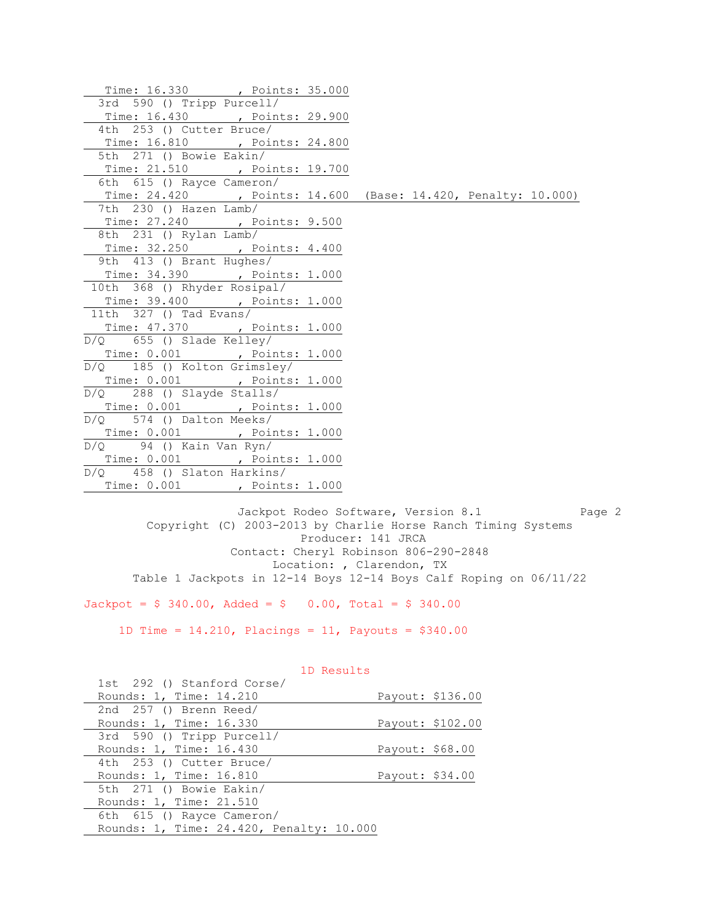Time: 16.330 , Points: 35.000

3rd 590 () Tripp Purcell/
Time: 16.430 , Points: 29.900

4th 253 () Cutter Bruce/
Time: 16.810 , Points: 24.800

5th 271 () Bowie Eakin/
Time: 21.510 , Points: 19.700

6th 615 () Rayce Cameron/
Time: 24.420 , Points: 14.600 (Base: 14.420, Penalty: 10.000)

7th 230 () Hazen Lamb/
Time: 27.240 , Points: 9.500

8th 231 () Rylan Lamb/
Time: 32.250 , Points: 4.400

9th 413 () Brant Hughes/
Time: 34.390 , Points: 1.000

10th 368 () Rhyder Rosipal/
Time: 39.400 , Points: 1.000

11th 327 () Tad Evans/
Time: 47.370 , Points: 1.000

D/Q 655 () Slade Kelley/
Time: 0.001 , Points: 1.000

D/Q 185 () Kolton Grimsley/
Time: 0.001 , Points: 1.000

D/Q 288 () Slayde Stalls/
Time: 0.001 , Points: 1.000

D/Q 574 () Dalton Meeks/
Time: 0.001 , Points: 1.000

D/Q 94 () Kain Van Ryn/
Time: 0.001 , Points: 1.000

D/Q 458 () Slaton Harkins/
Time: 0.001 , Points: 1.000

Jackpot Rodeo Software, Version 8.1

Copyright (C) 2003-2013 by Charlie Horse Ranch Timing Systems

Producer: 141 JRCA

Contact: Cheryl Robinson 806-290-2848

Location: , Clarendon, TX

Table 1 Jackpots in 12-14 Boys 12-14 Boys Calf Roping on 06/11/22

Jackpot = $ 340.00, Added = $ 0.00, Total = $ 340.00

1D Time = 14.210, Placings = 11, Payouts = $340.00

## 1D Results

1st 292 () Stanford Corse/
Rounds: 1, Time: 14.210 Payout: $136.00

2nd 257 () Brenn Reed/
Rounds: 1, Time: 16.330 Payout: $102.00

3rd 590 () Tripp Purcell/
Rounds: 1, Time: 16.430 Payout: $68.00

4th 253 () Cutter Bruce/
Rounds: 1, Time: 16.810 Payout: $34.00

5th 271 () Bowie Eakin/
Rounds: 1, Time: 21.510

6th 615 () Rayce Cameron/
Rounds: 1, Time: 24.420, Penalty: 10.000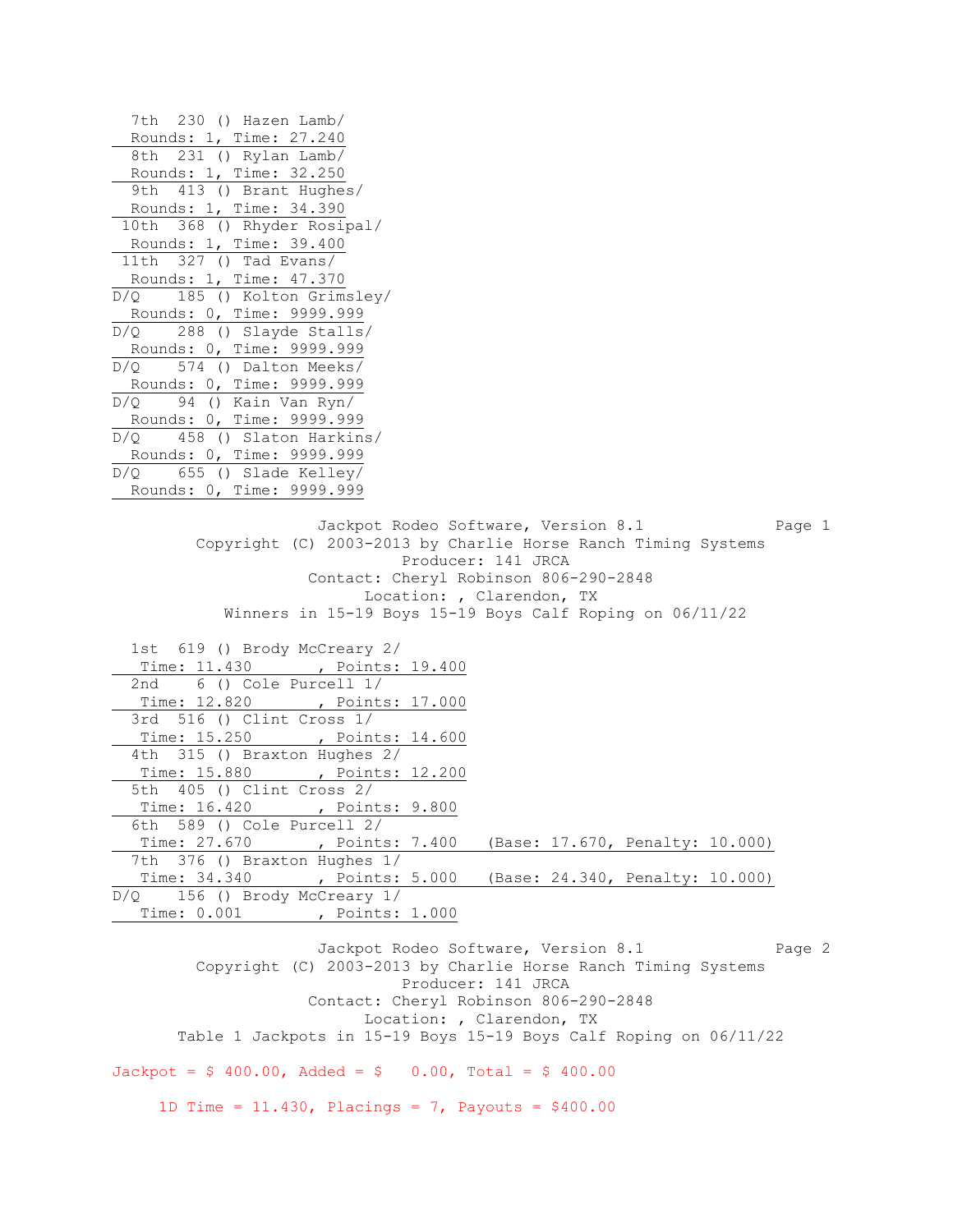7th 230 () Hazen Lamb/
Rounds: 1, Time: 27.240

8th 231 () Rylan Lamb/
Rounds: 1, Time: 32.250

9th 413 () Brant Hughes/
Rounds: 1, Time: 34.390

10th 368 () Rhyder Rosipal/
Rounds: 1, Time: 39.400

11th 327 () Tad Evans/
Rounds: 1, Time: 47.370

D/Q 185 () Kolton Grimsley/
Rounds: 0, Time: 9999.999

D/Q 288 () Slayde Stalls/
Rounds: 0, Time: 9999.999

D/Q 574 () Dalton Meeks/
Rounds: 0, Time: 9999.999

D/Q 94 () Kain Van Ryn/
Rounds: 0, Time: 9999.999

D/Q 458 () Slaton Harkins/
Rounds: 0, Time: 9999.999

D/Q 655 () Slade Kelley/
Rounds: 0, Time: 9999.999

Jackpot Rodeo Software, Version 8.1
Copyright (C) 2003-2013 by Charlie Horse Ranch Timing Systems
Producer: 141 JRCA
Contact: Cheryl Robinson 806-290-2848
Location: , Clarendon, TX
Winners in 15-19 Boys 15-19 Boys Calf Roping on 06/11/22

1st 619 () Brody McCreary 2/
Time: 11.430 , Points: 19.400

2nd 6 () Cole Purcell 1/
Time: 12.820 , Points: 17.000

3rd 516 () Clint Cross 1/
Time: 15.250 , Points: 14.600

4th 315 () Braxton Hughes 2/
Time: 15.880 , Points: 12.200

5th 405 () Clint Cross 2/
Time: 16.420 , Points: 9.800

6th 589 () Cole Purcell 2/
Time: 27.670 , Points: 7.400 (Base: 17.670, Penalty: 10.000)

7th 376 () Braxton Hughes 1/
Time: 34.340 , Points: 5.000 (Base: 24.340, Penalty: 10.000)

D/Q 156 () Brody McCreary 1/
Time: 0.001 , Points: 1.000

Jackpot Rodeo Software, Version 8.1
Copyright (C) 2003-2013 by Charlie Horse Ranch Timing Systems
Producer: 141 JRCA
Contact: Cheryl Robinson 806-290-2848
Location: , Clarendon, TX
Table 1 Jackpots in 15-19 Boys 15-19 Boys Calf Roping on 06/11/22

Jackpot = $ 400.00, Added = $ 0.00, Total = $ 400.00

1D Time = 11.430, Placings = 7, Payouts = $400.00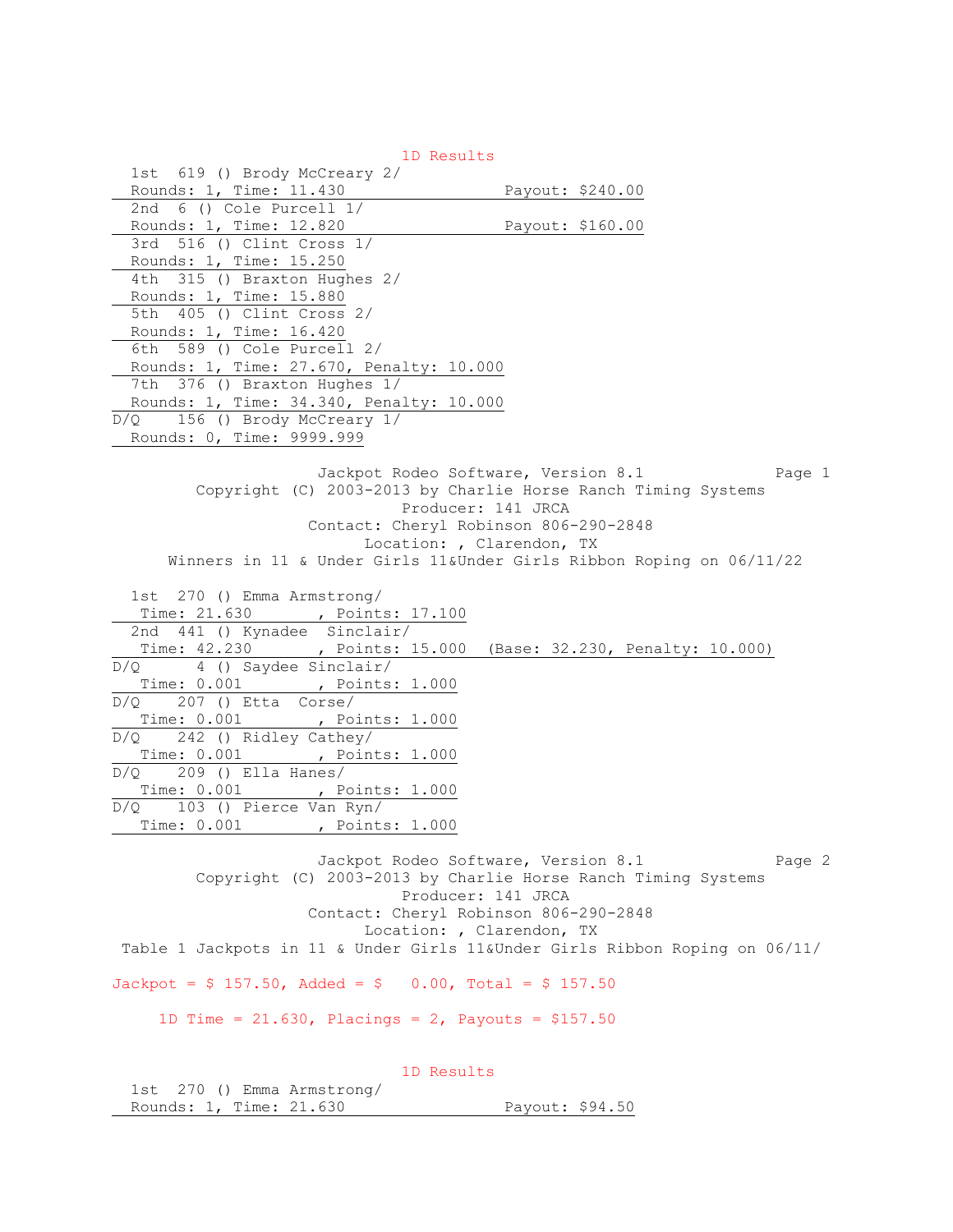### 1D Results

1st 619 () Brody McCreary 2/
Rounds: 1, Time: 11.430 Payout: $240.00

2nd 6 () Cole Purcell 1/
Rounds: 1, Time: 12.820 Payout: $160.00

3rd 516 () Clint Cross 1/
Rounds: 1, Time: 15.250

4th 315 () Braxton Hughes 2/
Rounds: 1, Time: 15.880

5th 405 () Clint Cross 2/
Rounds: 1, Time: 16.420

6th 589 () Cole Purcell 2/
Rounds: 1, Time: 27.670, Penalty: 10.000

7th 376 () Braxton Hughes 1/
Rounds: 1, Time: 34.340, Penalty: 10.000

D/Q 156 () Brody McCreary 1/
Rounds: 0, Time: 9999.999

Jackpot Rodeo Software, Version 8.1
Copyright (C) 2003-2013 by Charlie Horse Ranch Timing Systems
Producer: 141 JRCA
Contact: Cheryl Robinson 806-290-2848
Location: , Clarendon, TX

## Winners in 11 & Under Girls 11&Under Girls Ribbon Roping on 06/11/22

1st 270 () Emma Armstrong/
Time: 21.630 , Points: 17.100

2nd 441 () Kynadee Sinclair/
Time: 42.230 , Points: 15.000 (Base: 32.230, Penalty: 10.000)

D/Q 4 () Saydee Sinclair/
Time: 0.001 , Points: 1.000

D/Q 207 () Etta Corse/
Time: 0.001 , Points: 1.000

D/Q 242 () Ridley Cathey/
Time: 0.001 , Points: 1.000

D/Q 209 () Ella Hanes/
Time: 0.001 , Points: 1.000

D/Q 103 () Pierce Van Ryn/
Time: 0.001 , Points: 1.000

Jackpot Rodeo Software, Version 8.1
Copyright (C) 2003-2013 by Charlie Horse Ranch Timing Systems
Producer: 141 JRCA
Contact: Cheryl Robinson 806-290-2848
Location: , Clarendon, TX

## Table 1 Jackpots in 11 & Under Girls 11&Under Girls Ribbon Roping on 06/11/

Jackpot = $ 157.50, Added = $ 0.00, Total = $ 157.50

1D Time = 21.630, Placings = 2, Payouts = $157.50

### 1D Results

1st 270 () Emma Armstrong/
Rounds: 1, Time: 21.630 Payout: $94.50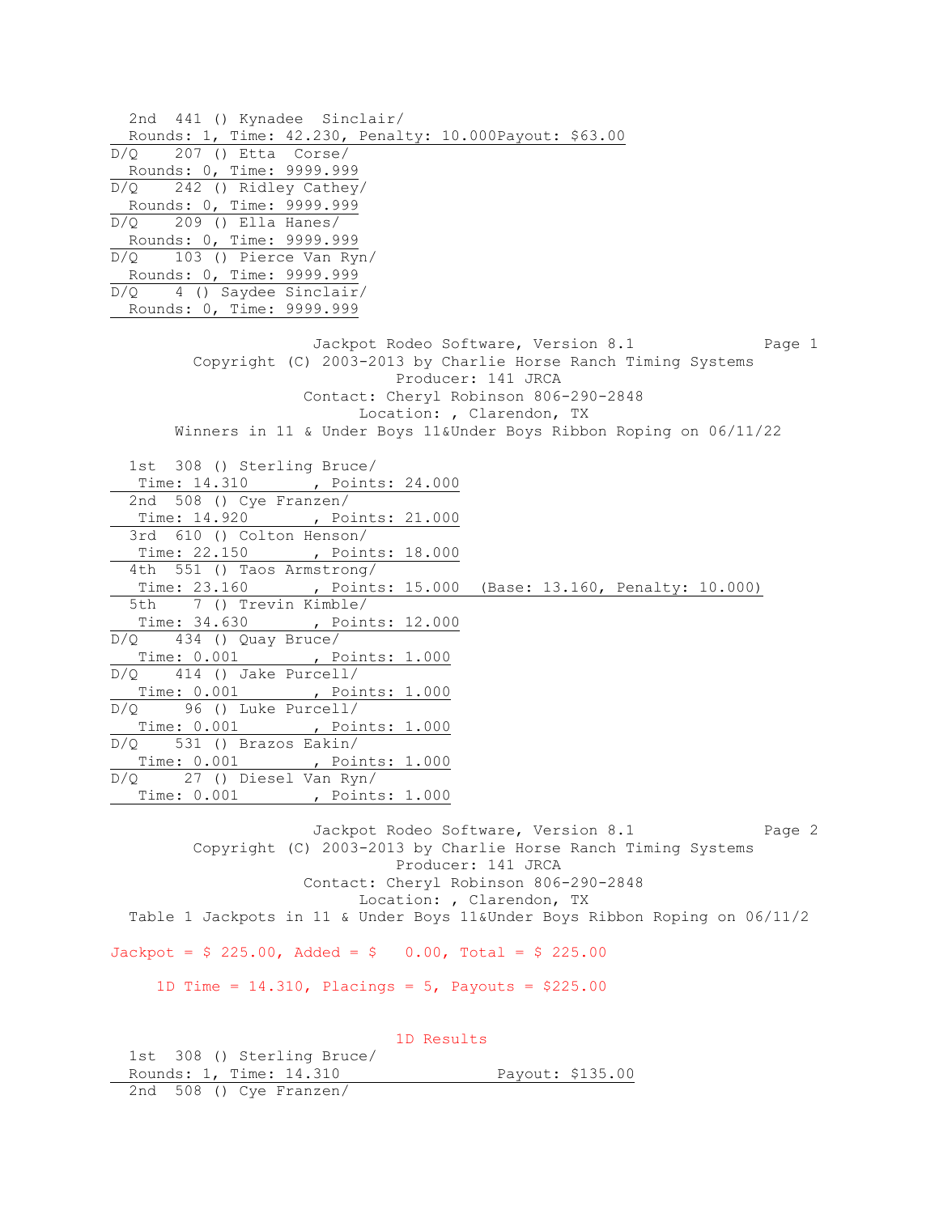2nd 441 () Kynadee Sinclair/
Rounds: 1, Time: 42.230, Penalty: 10.000Payout: $63.00

D/Q 207 () Etta Corse/
Rounds: 0, Time: 9999.999

D/Q 242 () Ridley Cathey/
Rounds: 0, Time: 9999.999

D/Q 209 () Ella Hanes/
Rounds: 0, Time: 9999.999

D/Q 103 () Pierce Van Ryn/
Rounds: 0, Time: 9999.999

D/Q 4 () Saydee Sinclair/
Rounds: 0, Time: 9999.999

Jackpot Rodeo Software, Version 8.1

Copyright (C) 2003-2013 by Charlie Horse Ranch Timing Systems

Producer: 141 JRCA

Contact: Cheryl Robinson 806-290-2848

Location: , Clarendon, TX

Winners in 11 & Under Boys 11&Under Boys Ribbon Roping on 06/11/22

1st 308 () Sterling Bruce/
Time: 14.310 , Points: 24.000

2nd 508 () Cye Franzen/
Time: 14.920 , Points: 21.000

3rd 610 () Colton Henson/
Time: 22.150 , Points: 18.000

4th 551 () Taos Armstrong/
Time: 23.160 , Points: 15.000 (Base: 13.160, Penalty: 10.000)

5th 7 () Trevin Kimble/
Time: 34.630 , Points: 12.000

D/Q 434 () Quay Bruce/
Time: 0.001 , Points: 1.000

D/Q 414 () Jake Purcell/
Time: 0.001 , Points: 1.000

D/Q 96 () Luke Purcell/
Time: 0.001 , Points: 1.000

D/Q 531 () Brazos Eakin/
Time: 0.001 , Points: 1.000

D/Q 27 () Diesel Van Ryn/
Time: 0.001 , Points: 1.000

Jackpot Rodeo Software, Version 8.1

Copyright (C) 2003-2013 by Charlie Horse Ranch Timing Systems

Producer: 141 JRCA

Contact: Cheryl Robinson 806-290-2848

Location: , Clarendon, TX

Table 1 Jackpots in 11 & Under Boys 11&Under Boys Ribbon Roping on 06/11/2

Jackpot = $ 225.00, Added = $ 0.00, Total = $ 225.00

1D Time = 14.310, Placings = 5, Payouts = $225.00

1D Results

1st 308 () Sterling Bruce/
Rounds: 1, Time: 14.310 Payout: $135.00

2nd 508 () Cye Franzen/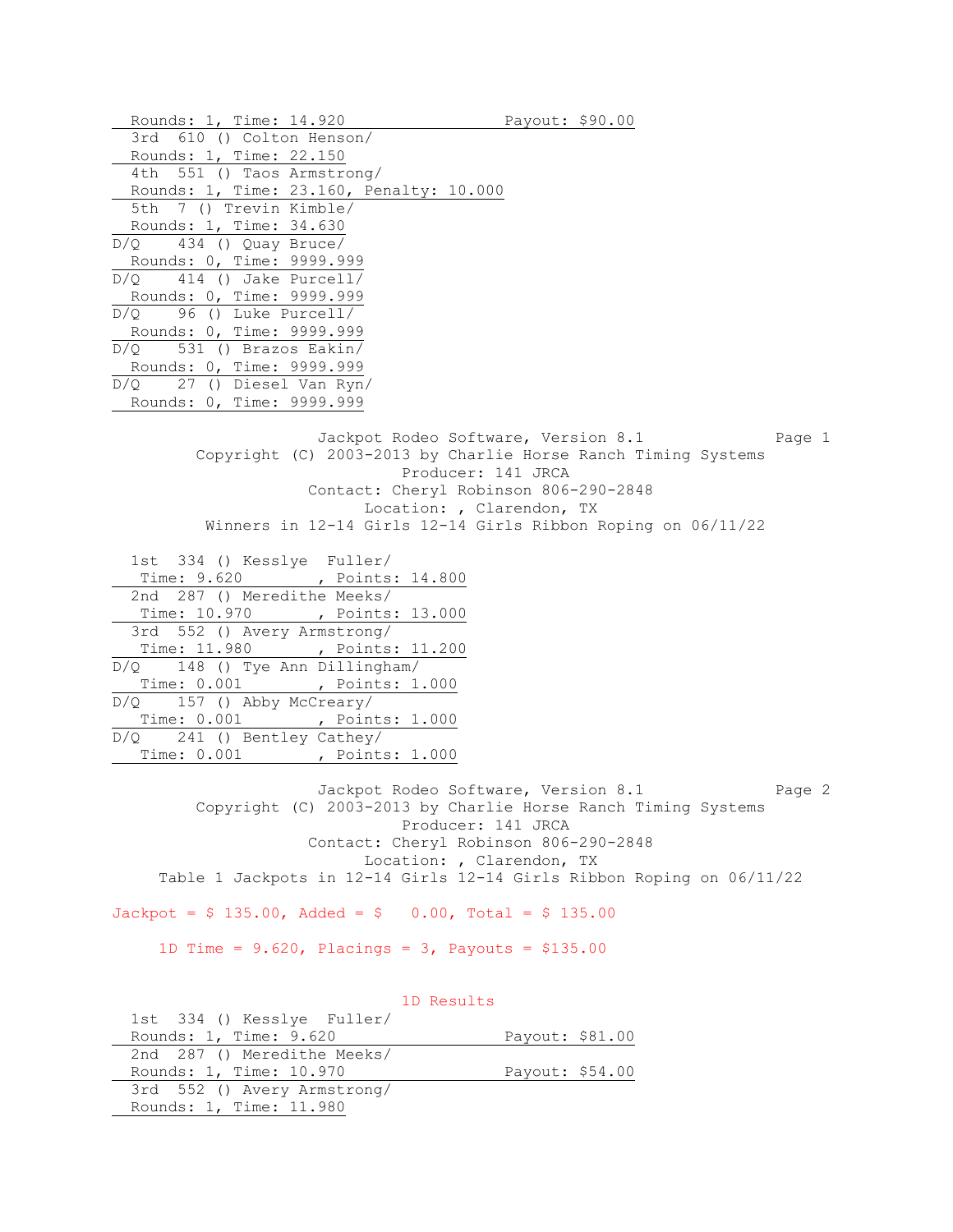Rounds: 1, Time: 14.920 Payout: $90.00

3rd 610 () Colton Henson/
Rounds: 1, Time: 22.150

4th 551 () Taos Armstrong/
Rounds: 1, Time: 23.160, Penalty: 10.000

5th 7 () Trevin Kimble/
Rounds: 1, Time: 34.630

D/Q 434 () Quay Bruce/
Rounds: 0, Time: 9999.999

D/Q 414 () Jake Purcell/
Rounds: 0, Time: 9999.999

D/Q 96 () Luke Purcell/
Rounds: 0, Time: 9999.999

D/Q 531 () Brazos Eakin/
Rounds: 0, Time: 9999.999

D/Q 27 () Diesel Van Ryn/
Rounds: 0, Time: 9999.999

Jackpot Rodeo Software, Version 8.1
Copyright (C) 2003-2013 by Charlie Horse Ranch Timing Systems
Producer: 141 JRCA
Contact: Cheryl Robinson 806-290-2848
Location: , Clarendon, TX

## Winners in 12-14 Girls 12-14 Girls Ribbon Roping on 06/11/22

1st 334 () Kesslye Fuller/
Time: 9.620 , Points: 14.800

2nd 287 () Meredithe Meeks/
Time: 10.970 , Points: 13.000

3rd 552 () Avery Armstrong/
Time: 11.980 , Points: 11.200

D/Q 148 () Tye Ann Dillingham/
Time: 0.001 , Points: 1.000

D/Q 157 () Abby McCreary/
Time: 0.001 , Points: 1.000

D/Q 241 () Bentley Cathey/
Time: 0.001 , Points: 1.000

Jackpot Rodeo Software, Version 8.1
Copyright (C) 2003-2013 by Charlie Horse Ranch Timing Systems
Producer: 141 JRCA
Contact: Cheryl Robinson 806-290-2848
Location: , Clarendon, TX

## Table 1 Jackpots in 12-14 Girls 12-14 Girls Ribbon Roping on 06/11/22

Jackpot = $ 135.00, Added = $ 0.00, Total = $ 135.00

1D Time = 9.620, Placings = 3, Payouts = $135.00

### 1D Results

1st 334 () Kesslye Fuller/
Rounds: 1, Time: 9.620 Payout: $81.00

2nd 287 () Meredithe Meeks/
Rounds: 1, Time: 10.970 Payout: $54.00

3rd 552 () Avery Armstrong/
Rounds: 1, Time: 11.980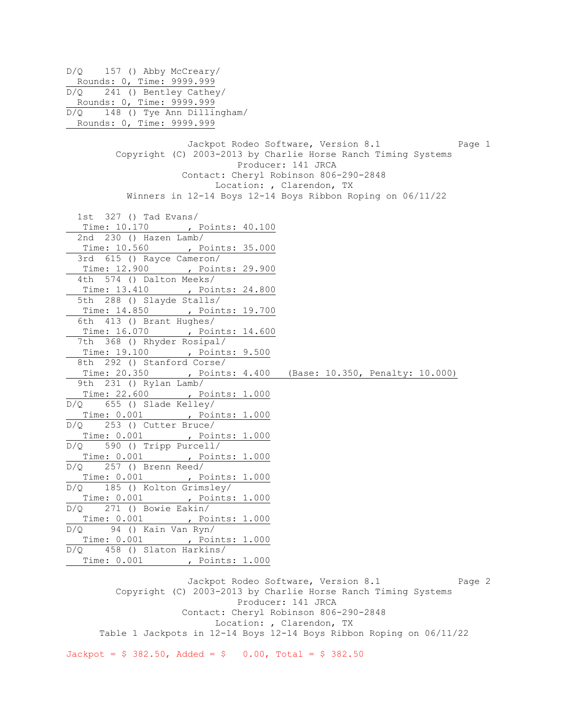D/Q 157 () Abby McCreary/
Rounds: 0, Time: 9999.999

D/Q 241 () Bentley Cathey/
Rounds: 0, Time: 9999.999

D/Q 148 () Tye Ann Dillingham/
Rounds: 0, Time: 9999.999

Jackpot Rodeo Software, Version 8.1

Copyright (C) 2003-2013 by Charlie Horse Ranch Timing Systems

Producer: 141 JRCA

Contact: Cheryl Robinson 806-290-2848

Location: , Clarendon, TX

Winners in 12-14 Boys 12-14 Boys Ribbon Roping on 06/11/22

1st 327 () Tad Evans/
Time: 10.170 , Points: 40.100

2nd 230 () Hazen Lamb/
Time: 10.560 , Points: 35.000

3rd 615 () Rayce Cameron/
Time: 12.900 , Points: 29.900

4th 574 () Dalton Meeks/
Time: 13.410 , Points: 24.800

5th 288 () Slayde Stalls/
Time: 14.850 , Points: 19.700

6th 413 () Brant Hughes/
Time: 16.070 , Points: 14.600

7th 368 () Rhyder Rosipal/
Time: 19.100 , Points: 9.500

8th 292 () Stanford Corse/
Time: 20.350 , Points: 4.400 (Base: 10.350, Penalty: 10.000)

9th 231 () Rylan Lamb/
Time: 22.600 , Points: 1.000

D/Q 655 () Slade Kelley/
Time: 0.001 , Points: 1.000

D/Q 253 () Cutter Bruce/
Time: 0.001 , Points: 1.000

D/Q 590 () Tripp Purcell/
Time: 0.001 , Points: 1.000

D/Q 257 () Brenn Reed/
Time: 0.001 , Points: 1.000

D/Q 185 () Kolton Grimsley/
Time: 0.001 , Points: 1.000

D/Q 271 () Bowie Eakin/
Time: 0.001 , Points: 1.000

D/Q 94 () Kain Van Ryn/
Time: 0.001 , Points: 1.000

D/Q 458 () Slaton Harkins/
Time: 0.001 , Points: 1.000

Jackpot Rodeo Software, Version 8.1

Copyright (C) 2003-2013 by Charlie Horse Ranch Timing Systems

Producer: 141 JRCA

Contact: Cheryl Robinson 806-290-2848

Location: , Clarendon, TX

Table 1 Jackpots in 12-14 Boys 12-14 Boys Ribbon Roping on 06/11/22

Jackpot = $ 382.50, Added = $ 0.00, Total = $ 382.50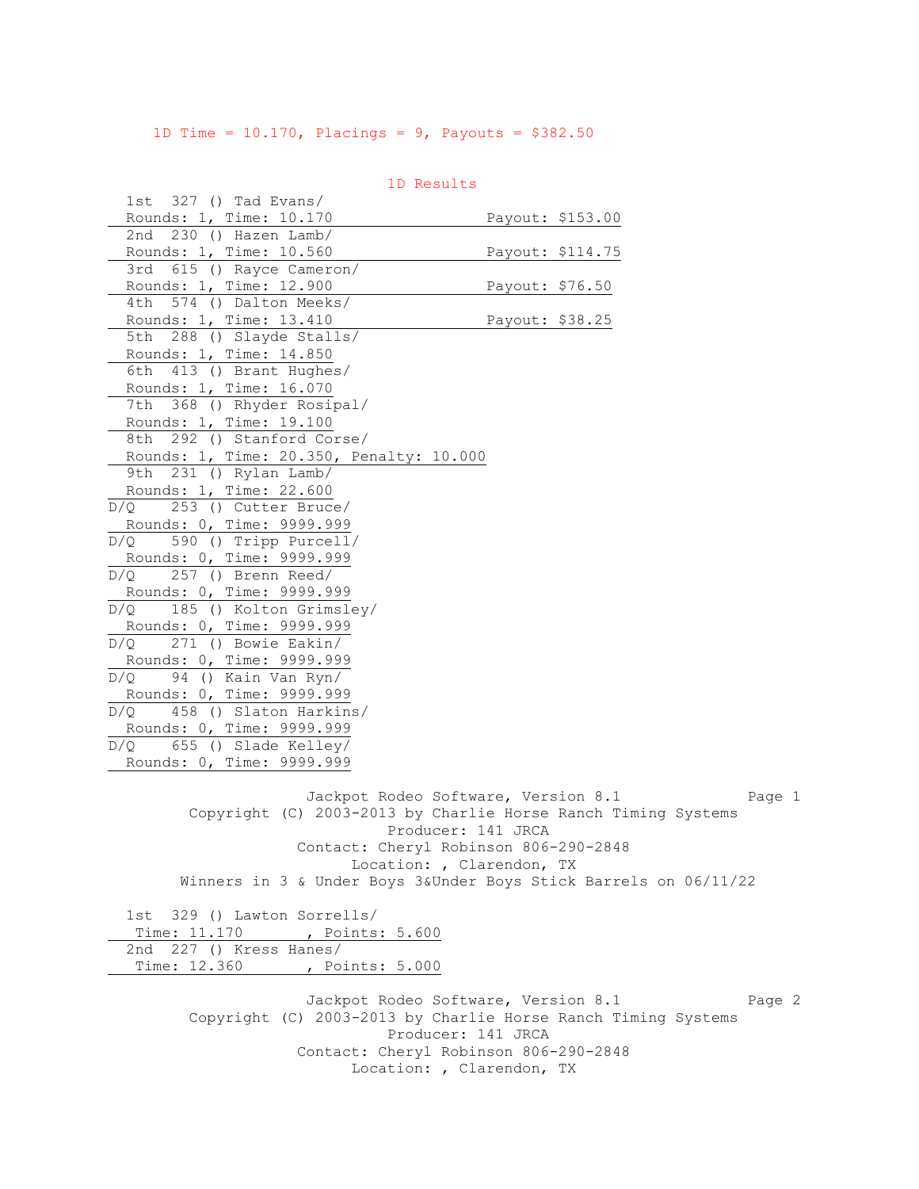1D Time = 10.170, Placings = 9, Payouts = $382.50

### 1D Results

| Place | No. | Name | Details | Payout |
|---|---|---|---|---|
| 1st | 327 | () Tad Evans/ | Rounds: 1, Time: 10.170 | Payout: $153.00 |
| 2nd | 230 | () Hazen Lamb/ | Rounds: 1, Time: 10.560 | Payout: $114.75 |
| 3rd | 615 | () Rayce Cameron/ | Rounds: 1, Time: 12.900 | Payout: $76.50 |
| 4th | 574 | () Dalton Meeks/ | Rounds: 1, Time: 13.410 | Payout: $38.25 |
| 5th | 288 | () Slayde Stalls/ | Rounds: 1, Time: 14.850 | |
| 6th | 413 | () Brant Hughes/ | Rounds: 1, Time: 16.070 | |
| 7th | 368 | () Rhyder Rosipal/ | Rounds: 1, Time: 19.100 | |
| 8th | 292 | () Stanford Corse/ | Rounds: 1, Time: 20.350, Penalty: 10.000 | |
| 9th | 231 | () Rylan Lamb/ | Rounds: 1, Time: 22.600 | |
| D/Q | 253 | () Cutter Bruce/ | Rounds: 0, Time: 9999.999 | |
| D/Q | 590 | () Tripp Purcell/ | Rounds: 0, Time: 9999.999 | |
| D/Q | 257 | () Brenn Reed/ | Rounds: 0, Time: 9999.999 | |
| D/Q | 185 | () Kolton Grimsley/ | Rounds: 0, Time: 9999.999 | |
| D/Q | 271 | () Bowie Eakin/ | Rounds: 0, Time: 9999.999 | |
| D/Q | 94 | () Kain Van Ryn/ | Rounds: 0, Time: 9999.999 | |
| D/Q | 458 | () Slaton Harkins/ | Rounds: 0, Time: 9999.999 | |
| D/Q | 655 | () Slade Kelley/ | Rounds: 0, Time: 9999.999 | |

Jackpot Rodeo Software, Version 8.1
Copyright (C) 2003-2013 by Charlie Horse Ranch Timing Systems
Producer: 141 JRCA
Contact: Cheryl Robinson 806-290-2848
Location: , Clarendon, TX
Winners in 3 & Under Boys 3&Under Boys Stick Barrels on 06/11/22

| Place | No. | Name | Time | Points |
|---|---|---|---|---|
| 1st | 329 | () Lawton Sorrells/ | Time: 11.170 | Points: 5.600 |
| 2nd | 227 | () Kress Hanes/ | Time: 12.360 | Points: 5.000 |

Jackpot Rodeo Software, Version 8.1
Copyright (C) 2003-2013 by Charlie Horse Ranch Timing Systems
Producer: 141 JRCA
Contact: Cheryl Robinson 806-290-2848
Location: , Clarendon, TX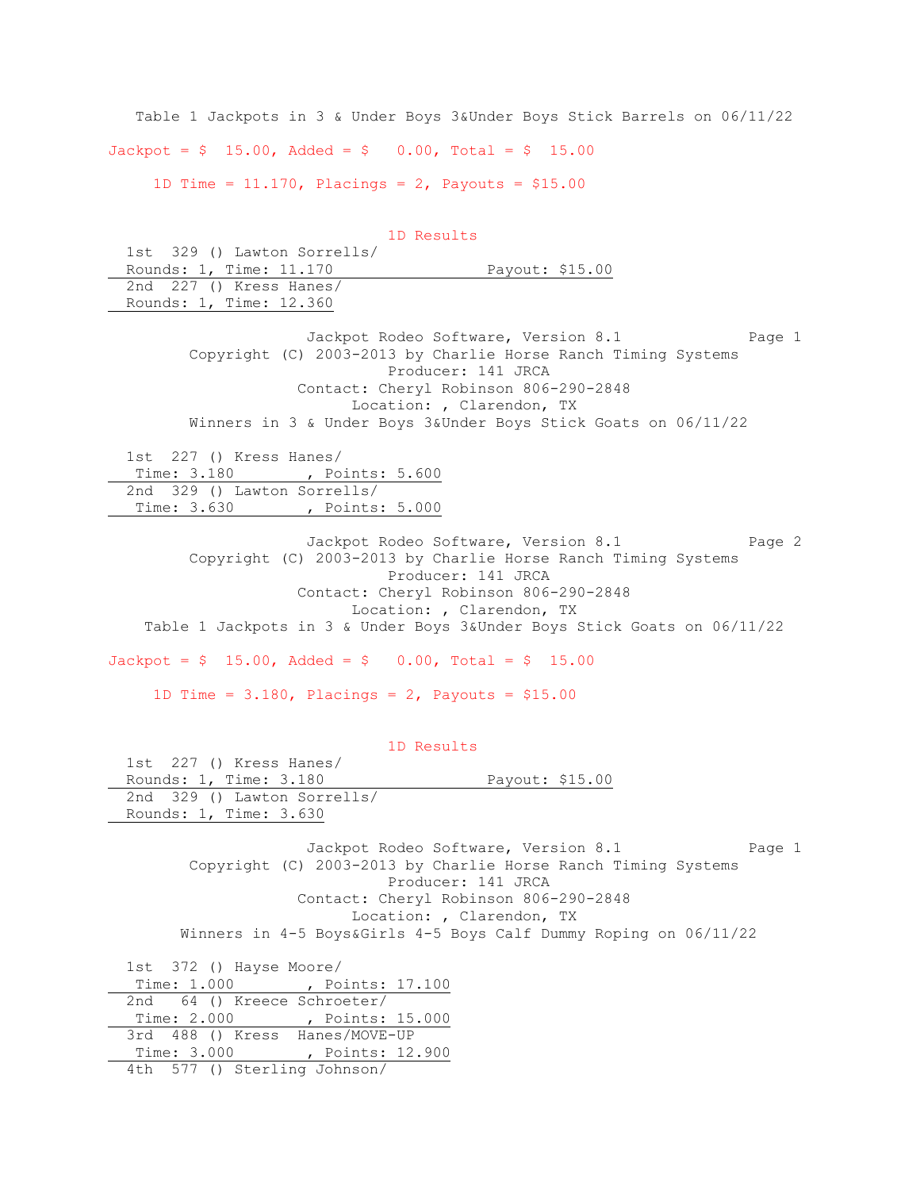Table 1 Jackpots in 3 & Under Boys 3&Under Boys Stick Barrels on 06/11/22

Jackpot = $ 15.00, Added = $ 0.00, Total = $ 15.00

1D Time = 11.170, Placings = 2, Payouts = $15.00

1D Results

1st 329 () Lawton Sorrells/
Rounds: 1, Time: 11.170 Payout: $15.00

2nd 227 () Kress Hanes/
Rounds: 1, Time: 12.360

Jackpot Rodeo Software, Version 8.1
Copyright (C) 2003-2013 by Charlie Horse Ranch Timing Systems
Producer: 141 JRCA
Contact: Cheryl Robinson 806-290-2848
Location: , Clarendon, TX
Winners in 3 & Under Boys 3&Under Boys Stick Goats on 06/11/22

1st 227 () Kress Hanes/
Time: 3.180 , Points: 5.600

2nd 329 () Lawton Sorrells/
Time: 3.630 , Points: 5.000

Jackpot Rodeo Software, Version 8.1
Copyright (C) 2003-2013 by Charlie Horse Ranch Timing Systems
Producer: 141 JRCA
Contact: Cheryl Robinson 806-290-2848
Location: , Clarendon, TX
Table 1 Jackpots in 3 & Under Boys 3&Under Boys Stick Goats on 06/11/22

Jackpot = $ 15.00, Added = $ 0.00, Total = $ 15.00

1D Time = 3.180, Placings = 2, Payouts = $15.00

1D Results

1st 227 () Kress Hanes/
Rounds: 1, Time: 3.180 Payout: $15.00

2nd 329 () Lawton Sorrells/
Rounds: 1, Time: 3.630

Jackpot Rodeo Software, Version 8.1
Copyright (C) 2003-2013 by Charlie Horse Ranch Timing Systems
Producer: 141 JRCA
Contact: Cheryl Robinson 806-290-2848
Location: , Clarendon, TX
Winners in 4-5 Boys&Girls 4-5 Boys Calf Dummy Roping on 06/11/22

1st 372 () Hayse Moore/
Time: 1.000 , Points: 17.100

2nd 64 () Kreece Schroeter/
Time: 2.000 , Points: 15.000

3rd 488 () Kress Hanes/MOVE-UP
Time: 3.000 , Points: 12.900

4th 577 () Sterling Johnson/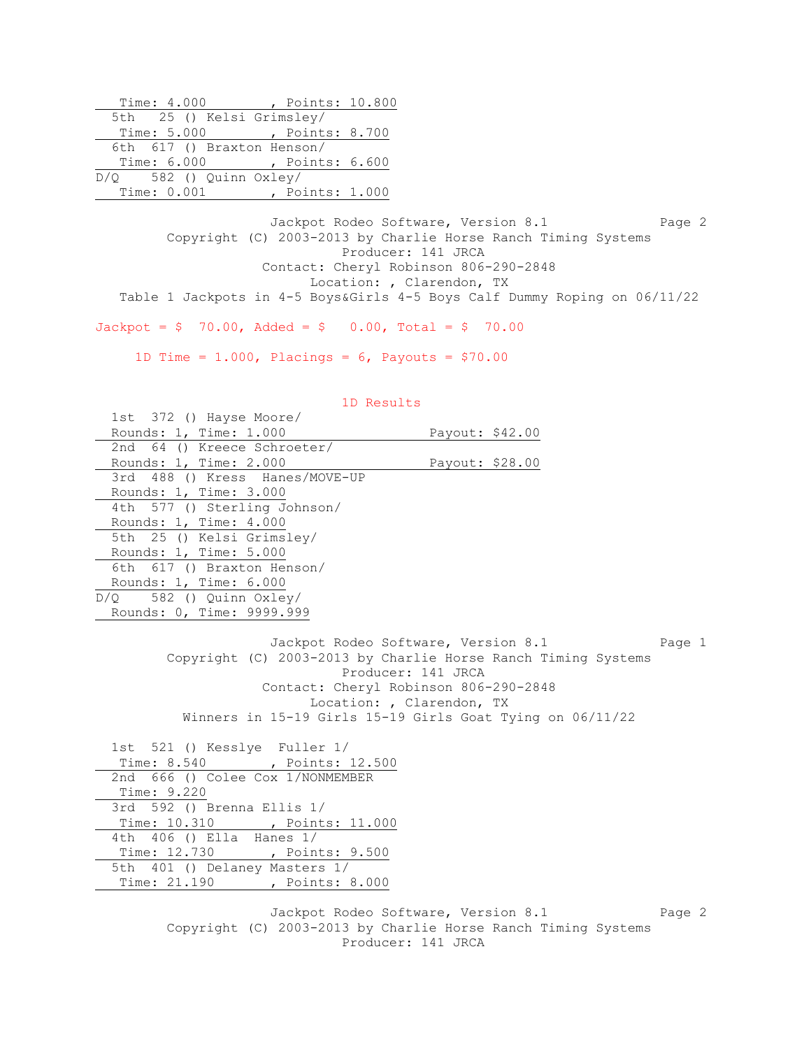Time: 4.000 , Points: 10.800

5th 25 () Kelsi Grimsley/
Time: 5.000 , Points: 8.700

6th 617 () Braxton Henson/
Time: 6.000 , Points: 6.600

D/Q 582 () Quinn Oxley/
Time: 0.001 , Points: 1.000

Jackpot Rodeo Software, Version 8.1

Copyright (C) 2003-2013 by Charlie Horse Ranch Timing Systems

Producer: 141 JRCA

Contact: Cheryl Robinson 806-290-2848

Location: , Clarendon, TX

Table 1 Jackpots in 4-5 Boys&Girls 4-5 Boys Calf Dummy Roping on 06/11/22

Jackpot = $ 70.00, Added = $ 0.00, Total = $ 70.00

1D Time = 1.000, Placings = 6, Payouts = $70.00

1D Results

1st 372 () Hayse Moore/
Rounds: 1, Time: 1.000 Payout: $42.00

2nd 64 () Kreece Schroeter/
Rounds: 1, Time: 2.000 Payout: $28.00

3rd 488 () Kress Hanes/MOVE-UP
Rounds: 1, Time: 3.000

4th 577 () Sterling Johnson/
Rounds: 1, Time: 4.000

5th 25 () Kelsi Grimsley/
Rounds: 1, Time: 5.000

6th 617 () Braxton Henson/
Rounds: 1, Time: 6.000

D/Q 582 () Quinn Oxley/
Rounds: 0, Time: 9999.999

Jackpot Rodeo Software, Version 8.1

Copyright (C) 2003-2013 by Charlie Horse Ranch Timing Systems

Producer: 141 JRCA

Contact: Cheryl Robinson 806-290-2848

Location: , Clarendon, TX

Winners in 15-19 Girls 15-19 Girls Goat Tying on 06/11/22

1st 521 () Kesslye Fuller 1/
Time: 8.540 , Points: 12.500

2nd 666 () Colee Cox 1/NONMEMBER
Time: 9.220

3rd 592 () Brenna Ellis 1/
Time: 10.310 , Points: 11.000

4th 406 () Ella Hanes 1/
Time: 12.730 , Points: 9.500

5th 401 () Delaney Masters 1/
Time: 21.190 , Points: 8.000

Jackpot Rodeo Software, Version 8.1

Copyright (C) 2003-2013 by Charlie Horse Ranch Timing Systems

Producer: 141 JRCA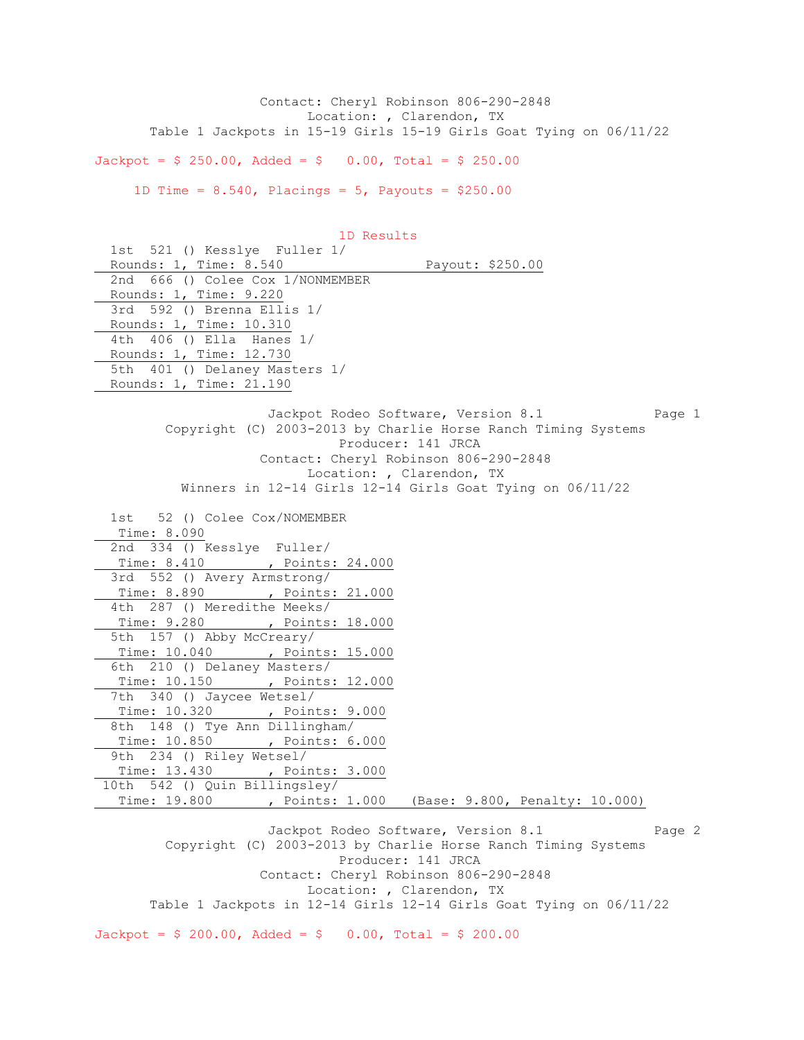Contact: Cheryl Robinson 806-290-2848
Location: , Clarendon, TX
Table 1 Jackpots in 15-19 Girls 15-19 Girls Goat Tying on 06/11/22

Jackpot = $ 250.00, Added = $ 0.00, Total = $ 250.00

1D Time = 8.540, Placings = 5, Payouts = $250.00

1D Results

1st 521 () Kesslye Fuller 1/
Rounds: 1, Time: 8.540 Payout: $250.00

2nd 666 () Colee Cox 1/NONMEMBER
Rounds: 1, Time: 9.220

3rd 592 () Brenna Ellis 1/
Rounds: 1, Time: 10.310

4th 406 () Ella Hanes 1/
Rounds: 1, Time: 12.730

5th 401 () Delaney Masters 1/
Rounds: 1, Time: 21.190

Jackpot Rodeo Software, Version 8.1
Copyright (C) 2003-2013 by Charlie Horse Ranch Timing Systems
Producer: 141 JRCA
Contact: Cheryl Robinson 806-290-2848
Location: , Clarendon, TX
Winners in 12-14 Girls 12-14 Girls Goat Tying on 06/11/22

1st 52 () Colee Cox/NOMEMBER
Time: 8.090

2nd 334 () Kesslye Fuller/
Time: 8.410 , Points: 24.000

3rd 552 () Avery Armstrong/
Time: 8.890 , Points: 21.000

4th 287 () Meredithe Meeks/
Time: 9.280 , Points: 18.000

5th 157 () Abby McCreary/
Time: 10.040 , Points: 15.000

6th 210 () Delaney Masters/
Time: 10.150 , Points: 12.000

7th 340 () Jaycee Wetsel/
Time: 10.320 , Points: 9.000

8th 148 () Tye Ann Dillingham/
Time: 10.850 , Points: 6.000

9th 234 () Riley Wetsel/
Time: 13.430 , Points: 3.000

10th 542 () Quin Billingsley/
Time: 19.800 , Points: 1.000 (Base: 9.800, Penalty: 10.000)

Jackpot Rodeo Software, Version 8.1
Copyright (C) 2003-2013 by Charlie Horse Ranch Timing Systems
Producer: 141 JRCA
Contact: Cheryl Robinson 806-290-2848
Location: , Clarendon, TX
Table 1 Jackpots in 12-14 Girls 12-14 Girls Goat Tying on 06/11/22

Jackpot = $ 200.00, Added = $ 0.00, Total = $ 200.00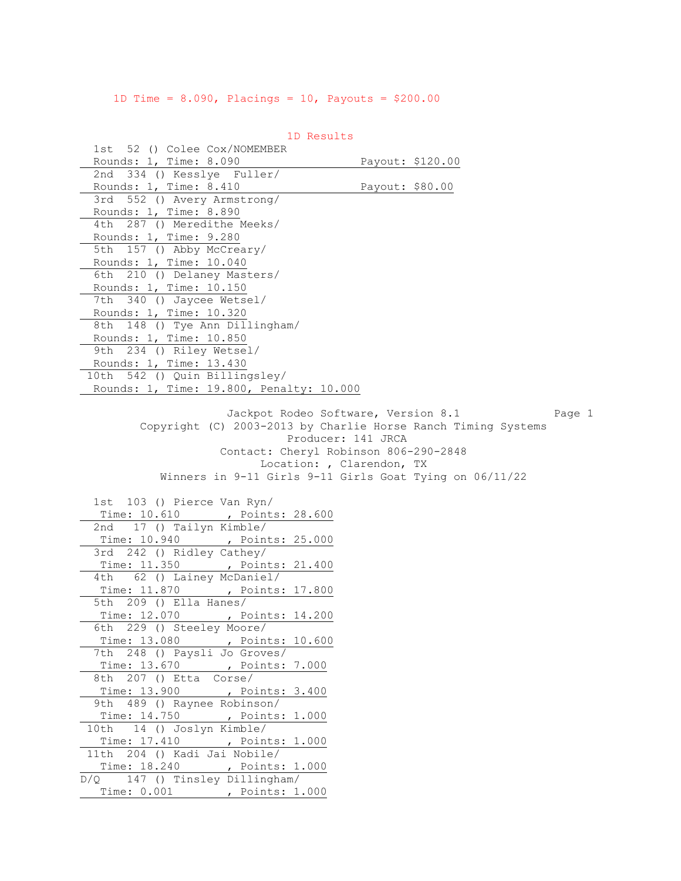1D Time = 8.090, Placings = 10, Payouts = $200.00

### 1D Results

| Place | No. | Name | Rounds | Time | Penalty | Payout |
|---|---|---|---|---|---|---|
| 1st | 52 | () Colee Cox/NOMEMBER | 1 | 8.090 | | $120.00 |
| 2nd | 334 | () Kesslye  Fuller/ | 1 | 8.410 | | $80.00 |
| 3rd | 552 | () Avery Armstrong/ | 1 | 8.890 | | |
| 4th | 287 | () Meredithe Meeks/ | 1 | 9.280 | | |
| 5th | 157 | () Abby McCreary/ | 1 | 10.040 | | |
| 6th | 210 | () Delaney Masters/ | 1 | 10.150 | | |
| 7th | 340 | () Jaycee Wetsel/ | 1 | 10.320 | | |
| 8th | 148 | () Tye Ann Dillingham/ | 1 | 10.850 | | |
| 9th | 234 | () Riley Wetsel/ | 1 | 13.430 | | |
| 10th | 542 | () Quin Billingsley/ | 1 | 19.800 | 10.000 | |

Jackpot Rodeo Software, Version 8.1
Copyright (C) 2003-2013 by Charlie Horse Ranch Timing Systems
Producer: 141 JRCA
Contact: Cheryl Robinson 806-290-2848
Location: , Clarendon, TX
Winners in 9-11 Girls 9-11 Girls Goat Tying on 06/11/22

| Place | No. | Name | Time | Points |
|---|---|---|---|---|
| 1st | 103 | () Pierce Van Ryn/ | 10.610 | 28.600 |
| 2nd | 17 | () Tailyn Kimble/ | 10.940 | 25.000 |
| 3rd | 242 | () Ridley Cathey/ | 11.350 | 21.400 |
| 4th | 62 | () Lainey McDaniel/ | 11.870 | 17.800 |
| 5th | 209 | () Ella Hanes/ | 12.070 | 14.200 |
| 6th | 229 | () Steeley Moore/ | 13.080 | 10.600 |
| 7th | 248 | () Paysli Jo Groves/ | 13.670 | 7.000 |
| 8th | 207 | () Etta  Corse/ | 13.900 | 3.400 |
| 9th | 489 | () Raynee Robinson/ | 14.750 | 1.000 |
| 10th | 14 | () Joslyn Kimble/ | 17.410 | 1.000 |
| 11th | 204 | () Kadi Jai Nobile/ | 18.240 | 1.000 |
| D/Q | 147 | () Tinsley Dillingham/ | 0.001 | 1.000 |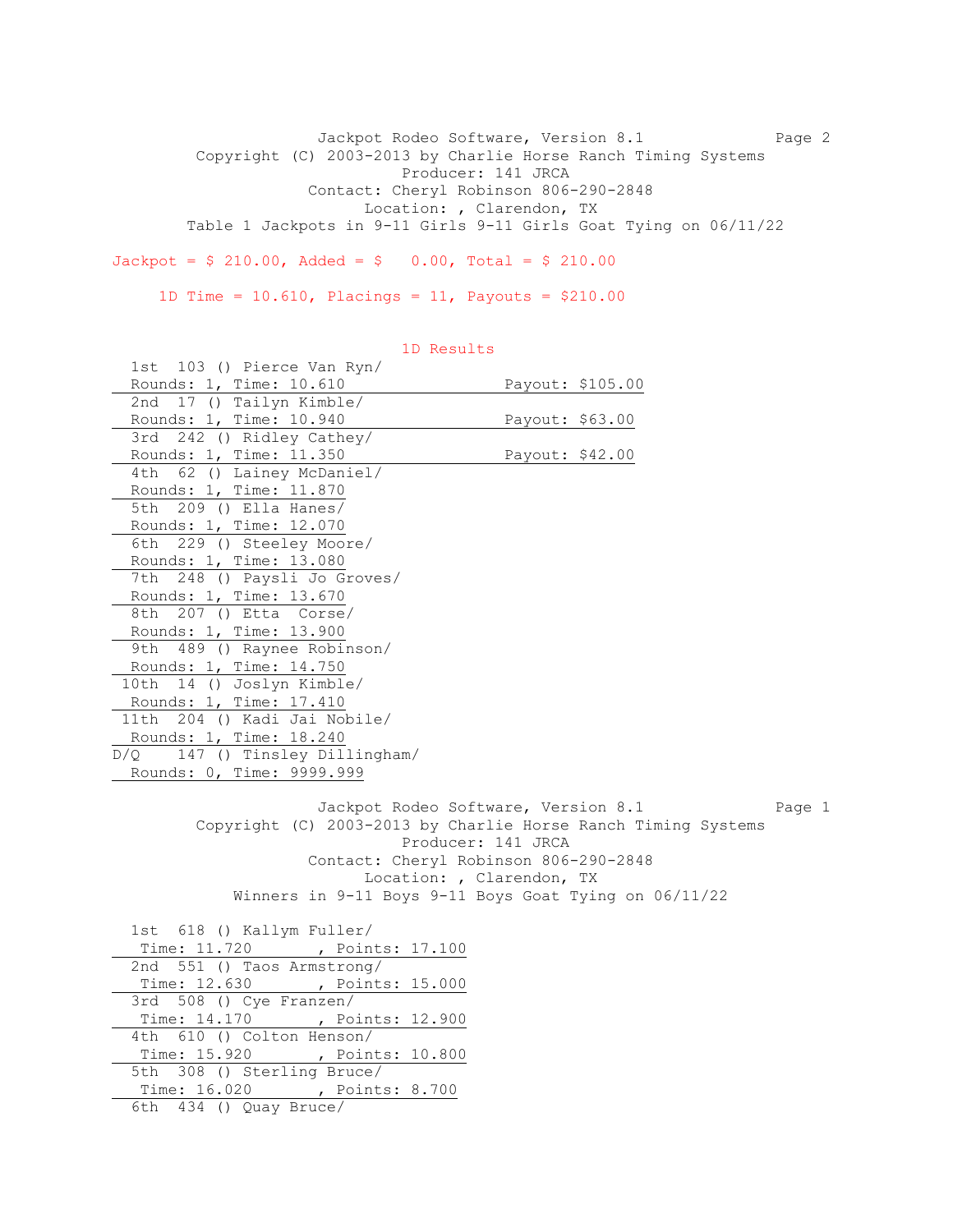Jackpot Rodeo Software, Version 8.1
Copyright (C) 2003-2013 by Charlie Horse Ranch Timing Systems
Producer: 141 JRCA
Contact: Cheryl Robinson 806-290-2848
Location: , Clarendon, TX
Table 1 Jackpots in 9-11 Girls 9-11 Girls Goat Tying on 06/11/22

Jackpot = $ 210.00, Added = $ 0.00, Total = $ 210.00

1D Time = 10.610, Placings = 11, Payouts = $210.00

## 1D Results

| Place | No. | Name | Rounds | Time | Payout |
|---|---|---|---|---|---|
| 1st | 103 | () Pierce Van Ryn/ | 1 | 10.610 | $105.00 |
| 2nd | 17 | () Tailyn Kimble/ | 1 | 10.940 | $63.00 |
| 3rd | 242 | () Ridley Cathey/ | 1 | 11.350 | $42.00 |
| 4th | 62 | () Lainey McDaniel/ | 1 | 11.870 | |
| 5th | 209 | () Ella Hanes/ | 1 | 12.070 | |
| 6th | 229 | () Steeley Moore/ | 1 | 13.080 | |
| 7th | 248 | () Paysli Jo Groves/ | 1 | 13.670 | |
| 8th | 207 | () Etta Corse/ | 1 | 13.900 | |
| 9th | 489 | () Raynee Robinson/ | 1 | 14.750 | |
| 10th | 14 | () Joslyn Kimble/ | 1 | 17.410 | |
| 11th | 204 | () Kadi Jai Nobile/ | 1 | 18.240 | |
| D/Q | 147 | () Tinsley Dillingham/ | 0 | 9999.999 | |

Jackpot Rodeo Software, Version 8.1
Copyright (C) 2003-2013 by Charlie Horse Ranch Timing Systems
Producer: 141 JRCA
Contact: Cheryl Robinson 806-290-2848
Location: , Clarendon, TX
Winners in 9-11 Boys 9-11 Boys Goat Tying on 06/11/22

| Place | No. | Name | Time | Points |
|---|---|---|---|---|
| 1st | 618 | () Kallym Fuller/ | 11.720 | 17.100 |
| 2nd | 551 | () Taos Armstrong/ | 12.630 | 15.000 |
| 3rd | 508 | () Cye Franzen/ | 14.170 | 12.900 |
| 4th | 610 | () Colton Henson/ | 15.920 | 10.800 |
| 5th | 308 | () Sterling Bruce/ | 16.020 | 8.700 |
| 6th | 434 | () Quay Bruce/ | | |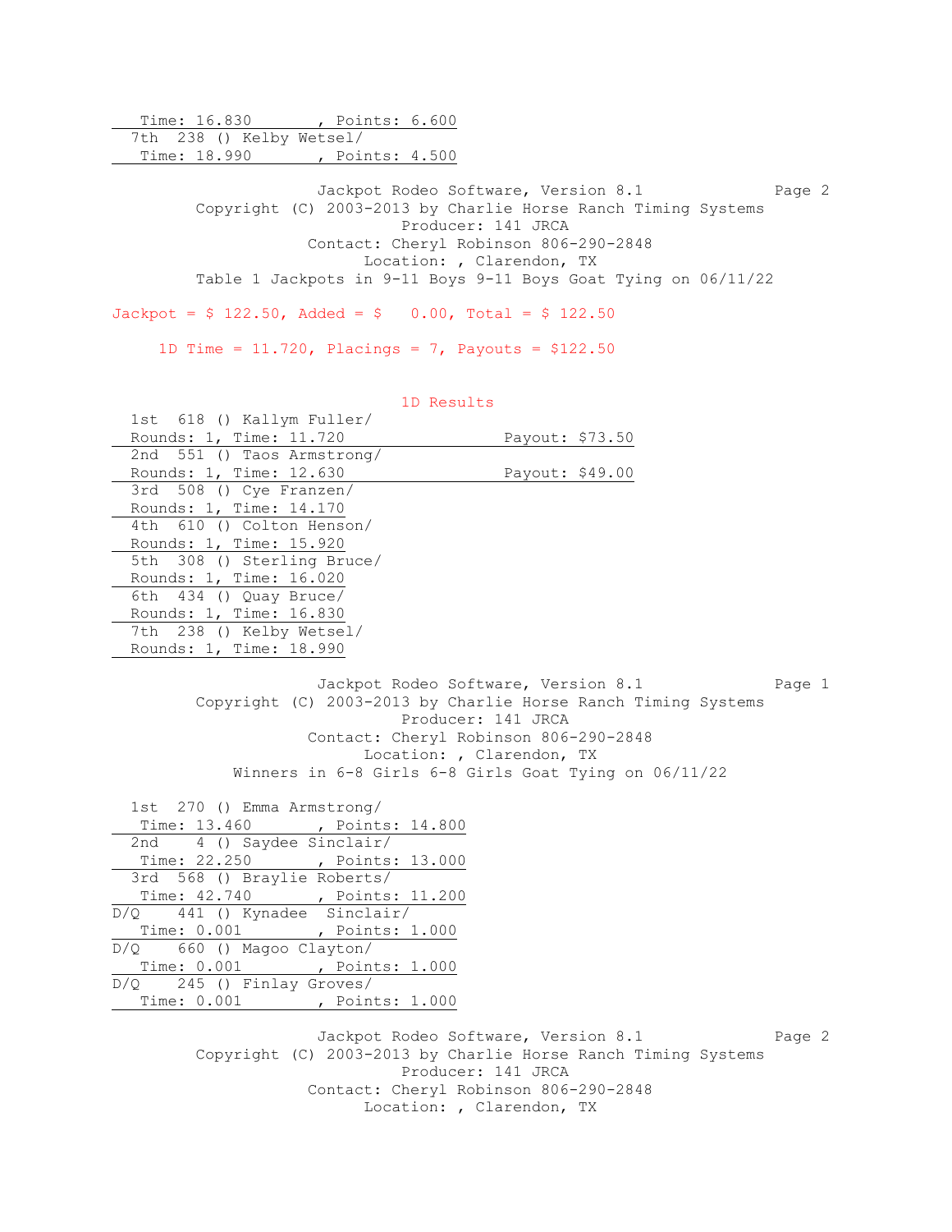Time: 16.830 , Points: 6.600

7th 238 () Kelby Wetsel/
Time: 18.990 , Points: 4.500

Jackpot Rodeo Software, Version 8.1
Copyright (C) 2003-2013 by Charlie Horse Ranch Timing Systems
Producer: 141 JRCA
Contact: Cheryl Robinson 806-290-2848
Location: , Clarendon, TX
Table 1 Jackpots in 9-11 Boys 9-11 Boys Goat Tying on 06/11/22

Jackpot = $ 122.50, Added = $ 0.00, Total = $ 122.50

1D Time = 11.720, Placings = 7, Payouts = $122.50

1D Results

1st 618 () Kallym Fuller/
Rounds: 1, Time: 11.720 Payout: $73.50

2nd 551 () Taos Armstrong/
Rounds: 1, Time: 12.630 Payout: $49.00

3rd 508 () Cye Franzen/
Rounds: 1, Time: 14.170

4th 610 () Colton Henson/
Rounds: 1, Time: 15.920

5th 308 () Sterling Bruce/
Rounds: 1, Time: 16.020

6th 434 () Quay Bruce/
Rounds: 1, Time: 16.830

7th 238 () Kelby Wetsel/
Rounds: 1, Time: 18.990

Jackpot Rodeo Software, Version 8.1
Copyright (C) 2003-2013 by Charlie Horse Ranch Timing Systems
Producer: 141 JRCA
Contact: Cheryl Robinson 806-290-2848
Location: , Clarendon, TX
Winners in 6-8 Girls 6-8 Girls Goat Tying on 06/11/22

1st 270 () Emma Armstrong/
Time: 13.460 , Points: 14.800

2nd 4 () Saydee Sinclair/
Time: 22.250 , Points: 13.000

3rd 568 () Braylie Roberts/
Time: 42.740 , Points: 11.200

D/Q 441 () Kynadee Sinclair/
Time: 0.001 , Points: 1.000

D/Q 660 () Magoo Clayton/
Time: 0.001 , Points: 1.000

D/Q 245 () Finlay Groves/
Time: 0.001 , Points: 1.000

Jackpot Rodeo Software, Version 8.1
Copyright (C) 2003-2013 by Charlie Horse Ranch Timing Systems
Producer: 141 JRCA
Contact: Cheryl Robinson 806-290-2848
Location: , Clarendon, TX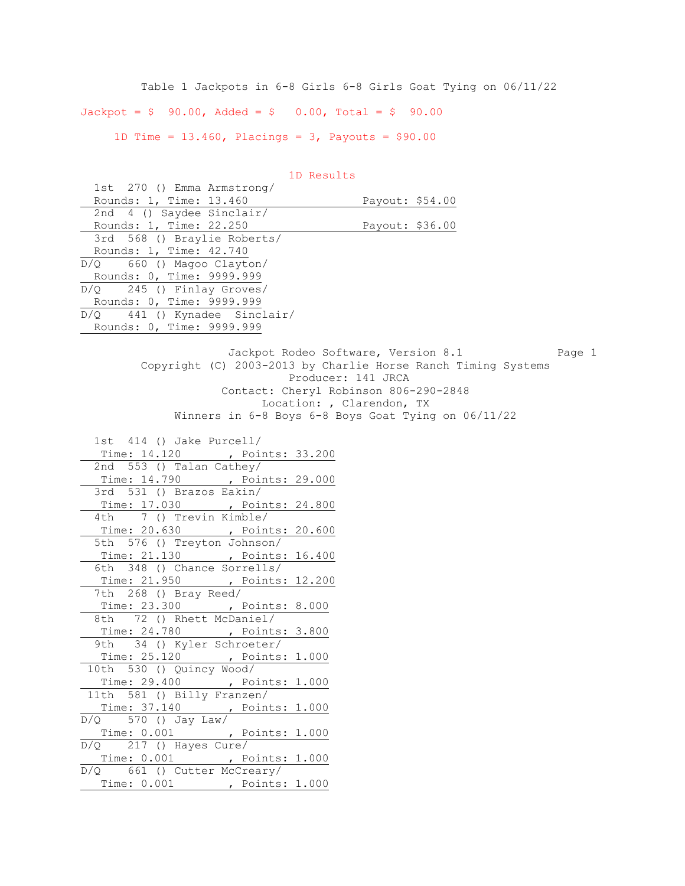Table 1 Jackpots in 6-8 Girls 6-8 Girls Goat Tying on 06/11/22

Jackpot = $ 90.00, Added = $ 0.00, Total = $ 90.00

1D Time = 13.460, Placings = 3, Payouts = $90.00

1D Results

| Place | No. | Name | Rounds | Time | Payout |
|---|---|---|---|---|---|
| 1st | 270 | () Emma Armstrong/ | 1 | 13.460 | $54.00 |
| 2nd | 4 | () Saydee Sinclair/ | 1 | 22.250 | $36.00 |
| 3rd | 568 | () Braylie Roberts/ | 1 | 42.740 | |
| D/Q | 660 | () Magoo Clayton/ | 0 | 9999.999 | |
| D/Q | 245 | () Finlay Groves/ | 0 | 9999.999 | |
| D/Q | 441 | () Kynadee Sinclair/ | 0 | 9999.999 | |

Jackpot Rodeo Software, Version 8.1

Copyright (C) 2003-2013 by Charlie Horse Ranch Timing Systems

Producer: 141 JRCA

Contact: Cheryl Robinson 806-290-2848

Location: , Clarendon, TX

Winners in 6-8 Boys 6-8 Boys Goat Tying on 06/11/22

| Place | No. | Name | Time | Points |
|---|---|---|---|---|
| 1st | 414 | () Jake Purcell/ | 14.120 | 33.200 |
| 2nd | 553 | () Talan Cathey/ | 14.790 | 29.000 |
| 3rd | 531 | () Brazos Eakin/ | 17.030 | 24.800 |
| 4th | 7 | () Trevin Kimble/ | 20.630 | 20.600 |
| 5th | 576 | () Treyton Johnson/ | 21.130 | 16.400 |
| 6th | 348 | () Chance Sorrells/ | 21.950 | 12.200 |
| 7th | 268 | () Bray Reed/ | 23.300 | 8.000 |
| 8th | 72 | () Rhett McDaniel/ | 24.780 | 3.800 |
| 9th | 34 | () Kyler Schroeter/ | 25.120 | 1.000 |
| 10th | 530 | () Quincy Wood/ | 29.400 | 1.000 |
| 11th | 581 | () Billy Franzen/ | 37.140 | 1.000 |
| D/Q | 570 | () Jay Law/ | 0.001 | 1.000 |
| D/Q | 217 | () Hayes Cure/ | 0.001 | 1.000 |
| D/Q | 661 | () Cutter McCreary/ | 0.001 | 1.000 |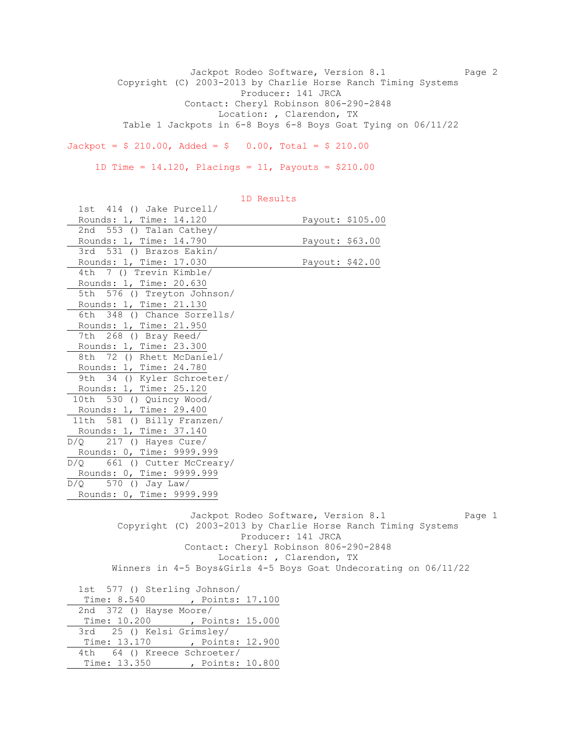Jackpot Rodeo Software, Version 8.1 Page 2
Copyright (C) 2003-2013 by Charlie Horse Ranch Timing Systems
Producer: 141 JRCA
Contact: Cheryl Robinson 806-290-2848
Location: , Clarendon, TX
Table 1 Jackpots in 6-8 Boys 6-8 Boys Goat Tying on 06/11/22

Jackpot = $ 210.00, Added = $ 0.00, Total = $ 210.00

1D Time = 14.120, Placings = 11, Payouts = $210.00

## 1D Results

| Place | No. | Name | Rounds | Time | Payout |
|---|---|---|---|---|---|
| 1st | 414 | () Jake Purcell/ | 1 | 14.120 | $105.00 |
| 2nd | 553 | () Talan Cathey/ | 1 | 14.790 | $63.00 |
| 3rd | 531 | () Brazos Eakin/ | 1 | 17.030 | $42.00 |
| 4th | 7 | () Trevin Kimble/ | 1 | 20.630 | |
| 5th | 576 | () Treyton Johnson/ | 1 | 21.130 | |
| 6th | 348 | () Chance Sorrells/ | 1 | 21.950 | |
| 7th | 268 | () Bray Reed/ | 1 | 23.300 | |
| 8th | 72 | () Rhett McDaniel/ | 1 | 24.780 | |
| 9th | 34 | () Kyler Schroeter/ | 1 | 25.120 | |
| 10th | 530 | () Quincy Wood/ | 1 | 29.400 | |
| 11th | 581 | () Billy Franzen/ | 1 | 37.140 | |
| D/Q | 217 | () Hayes Cure/ | 0 | 9999.999 | |
| D/Q | 661 | () Cutter McCreary/ | 0 | 9999.999 | |
| D/Q | 570 | () Jay Law/ | 0 | 9999.999 | |

Jackpot Rodeo Software, Version 8.1 Page 1
Copyright (C) 2003-2013 by Charlie Horse Ranch Timing Systems
Producer: 141 JRCA
Contact: Cheryl Robinson 806-290-2848
Location: , Clarendon, TX
Winners in 4-5 Boys&Girls 4-5 Boys Goat Undecorating on 06/11/22

| Place | No. | Name | Time | Points |
|---|---|---|---|---|
| 1st | 577 | () Sterling Johnson/ | 8.540 | 17.100 |
| 2nd | 372 | () Hayse Moore/ | 10.200 | 15.000 |
| 3rd | 25 | () Kelsi Grimsley/ | 13.170 | 12.900 |
| 4th | 64 | () Kreece Schroeter/ | 13.350 | 10.800 |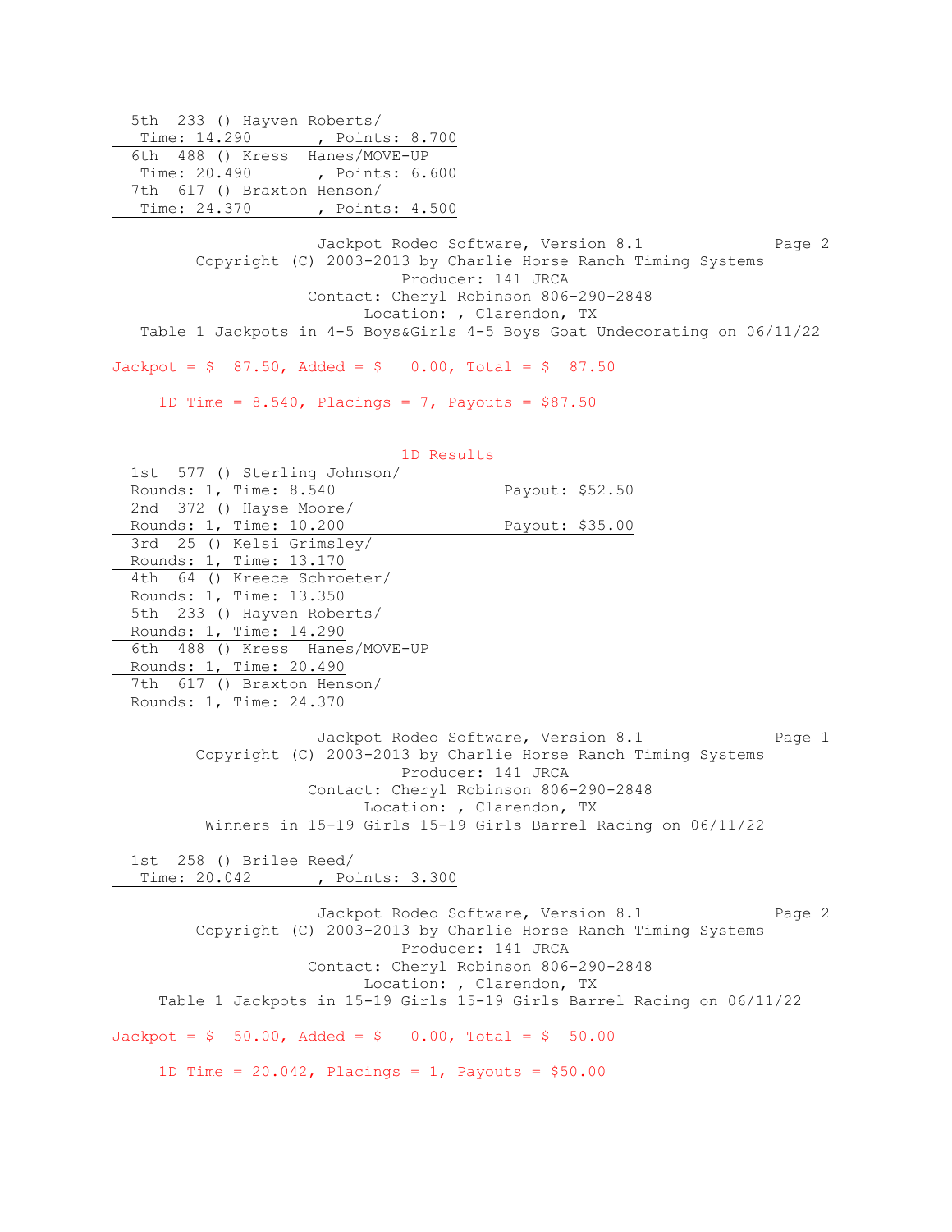5th 233 () Hayven Roberts/
Time: 14.290 , Points: 8.700

6th 488 () Kress Hanes/MOVE-UP
Time: 20.490 , Points: 6.600

7th 617 () Braxton Henson/
Time: 24.370 , Points: 4.500

Jackpot Rodeo Software, Version 8.1 Page 2
Copyright (C) 2003-2013 by Charlie Horse Ranch Timing Systems
Producer: 141 JRCA
Contact: Cheryl Robinson 806-290-2848
Location: , Clarendon, TX
Table 1 Jackpots in 4-5 Boys&Girls 4-5 Boys Goat Undecorating on 06/11/22

Jackpot = $ 87.50, Added = $ 0.00, Total = $ 87.50

1D Time = 8.540, Placings = 7, Payouts = $87.50

1D Results

1st 577 () Sterling Johnson/
Rounds: 1, Time: 8.540 Payout: $52.50

2nd 372 () Hayse Moore/
Rounds: 1, Time: 10.200 Payout: $35.00

3rd 25 () Kelsi Grimsley/
Rounds: 1, Time: 13.170

4th 64 () Kreece Schroeter/
Rounds: 1, Time: 13.350

5th 233 () Hayven Roberts/
Rounds: 1, Time: 14.290

6th 488 () Kress Hanes/MOVE-UP
Rounds: 1, Time: 20.490

7th 617 () Braxton Henson/
Rounds: 1, Time: 24.370

Jackpot Rodeo Software, Version 8.1 Page 1
Copyright (C) 2003-2013 by Charlie Horse Ranch Timing Systems
Producer: 141 JRCA
Contact: Cheryl Robinson 806-290-2848
Location: , Clarendon, TX
Winners in 15-19 Girls 15-19 Girls Barrel Racing on 06/11/22

1st 258 () Brilee Reed/
Time: 20.042 , Points: 3.300

Jackpot Rodeo Software, Version 8.1 Page 2
Copyright (C) 2003-2013 by Charlie Horse Ranch Timing Systems
Producer: 141 JRCA
Contact: Cheryl Robinson 806-290-2848
Location: , Clarendon, TX
Table 1 Jackpots in 15-19 Girls 15-19 Girls Barrel Racing on 06/11/22

Jackpot = $ 50.00, Added = $ 0.00, Total = $ 50.00

1D Time = 20.042, Placings = 1, Payouts = $50.00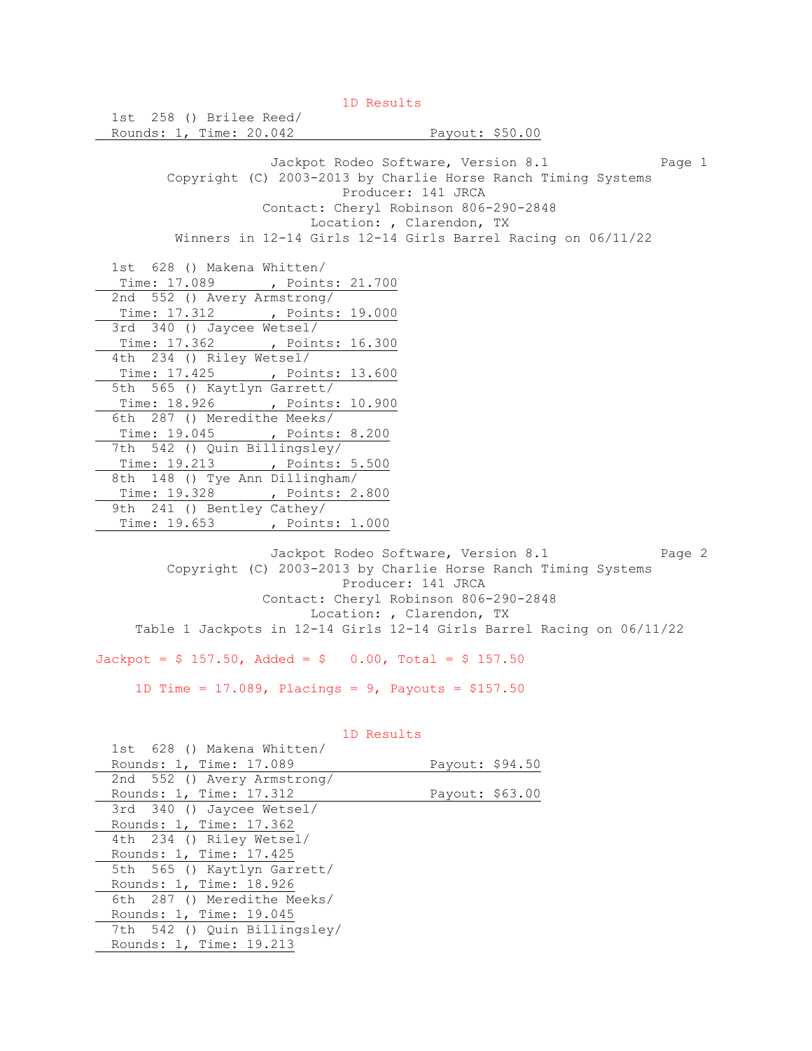### 1D Results

1st 258 () Brilee Reed/
Rounds: 1, Time: 20.042 Payout: $50.00

Jackpot Rodeo Software, Version 8.1
Copyright (C) 2003-2013 by Charlie Horse Ranch Timing Systems
Producer: 141 JRCA
Contact: Cheryl Robinson 806-290-2848
Location: , Clarendon, TX
Winners in 12-14 Girls 12-14 Girls Barrel Racing on 06/11/22

1st 628 () Makena Whitten/
Time: 17.089 , Points: 21.700

2nd 552 () Avery Armstrong/
Time: 17.312 , Points: 19.000

3rd 340 () Jaycee Wetsel/
Time: 17.362 , Points: 16.300

4th 234 () Riley Wetsel/
Time: 17.425 , Points: 13.600

5th 565 () Kaytlyn Garrett/
Time: 18.926 , Points: 10.900

6th 287 () Meredithe Meeks/
Time: 19.045 , Points: 8.200

7th 542 () Quin Billingsley/
Time: 19.213 , Points: 5.500

8th 148 () Tye Ann Dillingham/
Time: 19.328 , Points: 2.800

9th 241 () Bentley Cathey/
Time: 19.653 , Points: 1.000

Jackpot Rodeo Software, Version 8.1
Copyright (C) 2003-2013 by Charlie Horse Ranch Timing Systems
Producer: 141 JRCA
Contact: Cheryl Robinson 806-290-2848
Location: , Clarendon, TX
Table 1 Jackpots in 12-14 Girls 12-14 Girls Barrel Racing on 06/11/22

Jackpot = $ 157.50, Added = $ 0.00, Total = $ 157.50

1D Time = 17.089, Placings = 9, Payouts = $157.50

### 1D Results

1st 628 () Makena Whitten/
Rounds: 1, Time: 17.089 Payout: $94.50

2nd 552 () Avery Armstrong/
Rounds: 1, Time: 17.312 Payout: $63.00

3rd 340 () Jaycee Wetsel/
Rounds: 1, Time: 17.362

4th 234 () Riley Wetsel/
Rounds: 1, Time: 17.425

5th 565 () Kaytlyn Garrett/
Rounds: 1, Time: 18.926

6th 287 () Meredithe Meeks/
Rounds: 1, Time: 19.045

7th 542 () Quin Billingsley/
Rounds: 1, Time: 19.213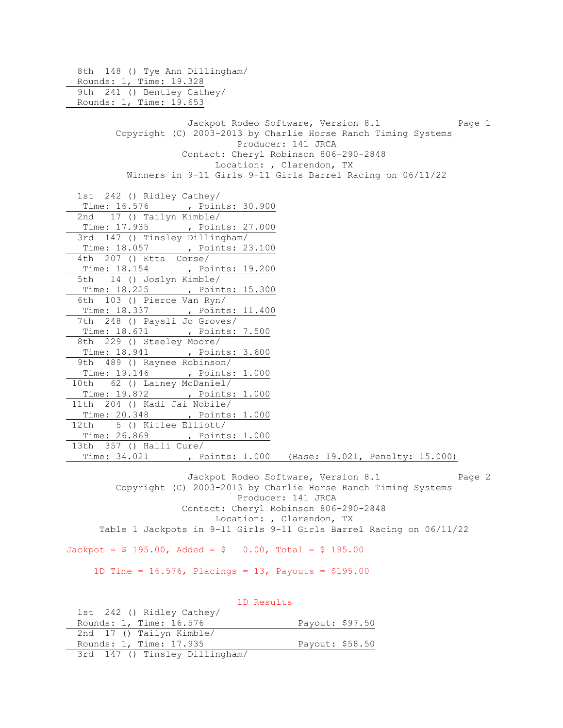8th 148 () Tye Ann Dillingham/
Rounds: 1, Time: 19.328

9th 241 () Bentley Cathey/
Rounds: 1, Time: 19.653

Jackpot Rodeo Software, Version 8.1
Copyright (C) 2003-2013 by Charlie Horse Ranch Timing Systems
Producer: 141 JRCA
Contact: Cheryl Robinson 806-290-2848
Location: , Clarendon, TX
Winners in 9-11 Girls 9-11 Girls Barrel Racing on 06/11/22

1st 242 () Ridley Cathey/
Time: 16.576 , Points: 30.900

2nd 17 () Tailyn Kimble/
Time: 17.935 , Points: 27.000

3rd 147 () Tinsley Dillingham/
Time: 18.057 , Points: 23.100

4th 207 () Etta Corse/
Time: 18.154 , Points: 19.200

5th 14 () Joslyn Kimble/
Time: 18.225 , Points: 15.300

6th 103 () Pierce Van Ryn/
Time: 18.337 , Points: 11.400

7th 248 () Paysli Jo Groves/
Time: 18.671 , Points: 7.500

8th 229 () Steeley Moore/
Time: 18.941 , Points: 3.600

9th 489 () Raynee Robinson/
Time: 19.146 , Points: 1.000

10th 62 () Lainey McDaniel/
Time: 19.872 , Points: 1.000

11th 204 () Kadi Jai Nobile/
Time: 20.348 , Points: 1.000

12th 5 () Kitlee Elliott/
Time: 26.869 , Points: 1.000

13th 357 () Halli Cure/
Time: 34.021 , Points: 1.000 (Base: 19.021, Penalty: 15.000)

Jackpot Rodeo Software, Version 8.1
Copyright (C) 2003-2013 by Charlie Horse Ranch Timing Systems
Producer: 141 JRCA
Contact: Cheryl Robinson 806-290-2848
Location: , Clarendon, TX
Table 1 Jackpots in 9-11 Girls 9-11 Girls Barrel Racing on 06/11/22

Jackpot = $ 195.00, Added = $ 0.00, Total = $ 195.00

1D Time = 16.576, Placings = 13, Payouts = $195.00

1D Results

1st 242 () Ridley Cathey/
Rounds: 1, Time: 16.576 Payout: $97.50

2nd 17 () Tailyn Kimble/
Rounds: 1, Time: 17.935 Payout: $58.50

3rd 147 () Tinsley Dillingham/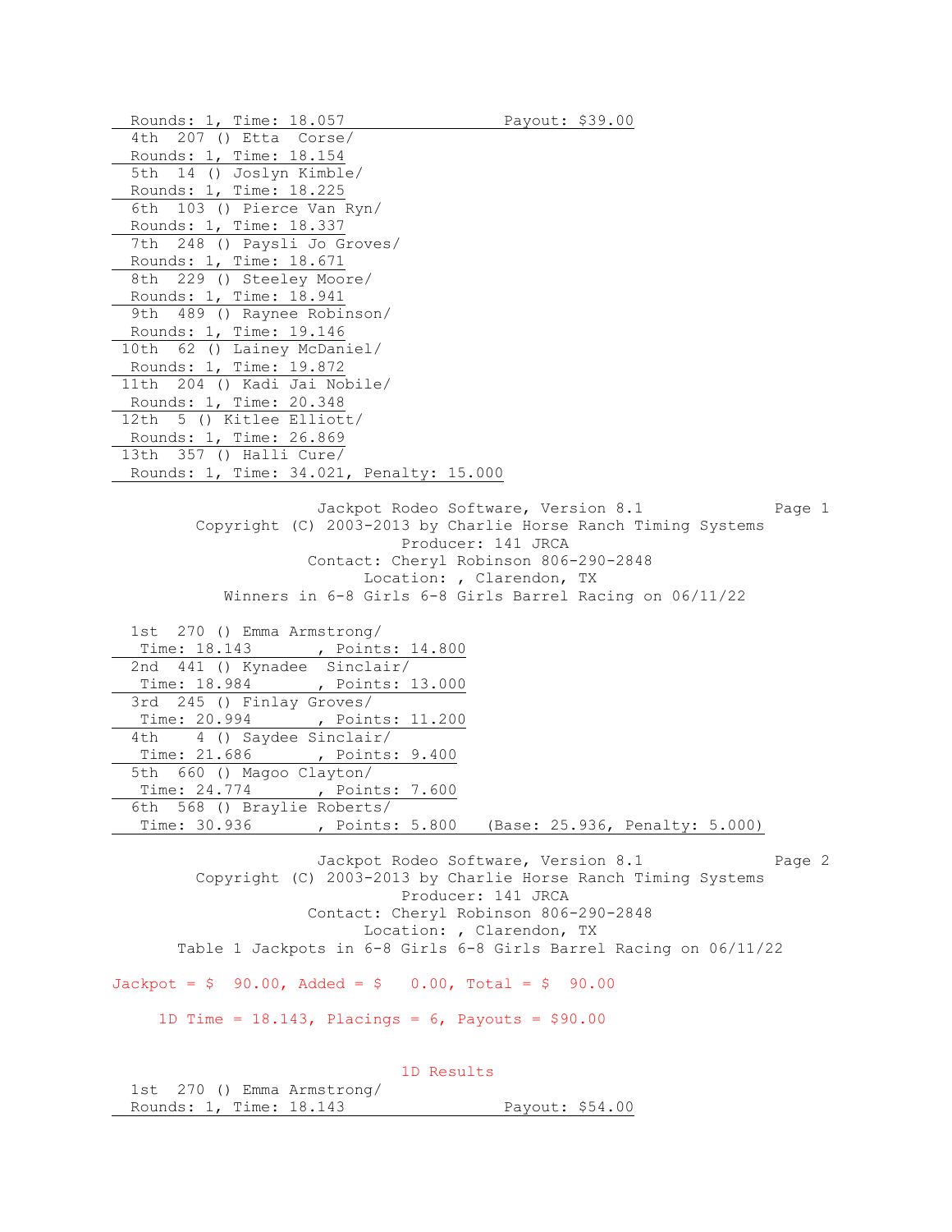Rounds: 1, Time: 18.057 Payout: $39.00

4th 207 () Etta Corse/
Rounds: 1, Time: 18.154

5th 14 () Joslyn Kimble/
Rounds: 1, Time: 18.225

6th 103 () Pierce Van Ryn/
Rounds: 1, Time: 18.337

7th 248 () Paysli Jo Groves/
Rounds: 1, Time: 18.671

8th 229 () Steeley Moore/
Rounds: 1, Time: 18.941

9th 489 () Raynee Robinson/
Rounds: 1, Time: 19.146

10th 62 () Lainey McDaniel/
Rounds: 1, Time: 19.872

11th 204 () Kadi Jai Nobile/
Rounds: 1, Time: 20.348

12th 5 () Kitlee Elliott/
Rounds: 1, Time: 26.869

13th 357 () Halli Cure/
Rounds: 1, Time: 34.021, Penalty: 15.000

Jackpot Rodeo Software, Version 8.1
Copyright (C) 2003-2013 by Charlie Horse Ranch Timing Systems
Producer: 141 JRCA
Contact: Cheryl Robinson 806-290-2848
Location: , Clarendon, TX
Winners in 6-8 Girls 6-8 Girls Barrel Racing on 06/11/22

1st 270 () Emma Armstrong/
Time: 18.143 , Points: 14.800

2nd 441 () Kynadee Sinclair/
Time: 18.984 , Points: 13.000

3rd 245 () Finlay Groves/
Time: 20.994 , Points: 11.200

4th 4 () Saydee Sinclair/
Time: 21.686 , Points: 9.400

5th 660 () Magoo Clayton/
Time: 24.774 , Points: 7.600

6th 568 () Braylie Roberts/
Time: 30.936 , Points: 5.800 (Base: 25.936, Penalty: 5.000)

Jackpot Rodeo Software, Version 8.1
Copyright (C) 2003-2013 by Charlie Horse Ranch Timing Systems
Producer: 141 JRCA
Contact: Cheryl Robinson 806-290-2848
Location: , Clarendon, TX
Table 1 Jackpots in 6-8 Girls 6-8 Girls Barrel Racing on 06/11/22

Jackpot = $ 90.00, Added = $ 0.00, Total = $ 90.00

1D Time = 18.143, Placings = 6, Payouts = $90.00

1D Results

1st 270 () Emma Armstrong/
Rounds: 1, Time: 18.143 Payout: $54.00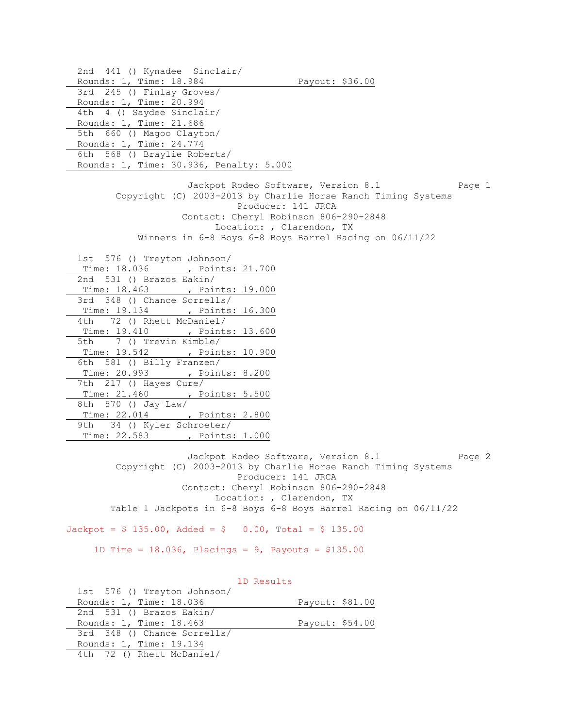2nd 441 () Kynadee Sinclair/
Rounds: 1, Time: 18.984 Payout: $36.00

3rd 245 () Finlay Groves/
Rounds: 1, Time: 20.994

4th 4 () Saydee Sinclair/
Rounds: 1, Time: 21.686

5th 660 () Magoo Clayton/
Rounds: 1, Time: 24.774

6th 568 () Braylie Roberts/
Rounds: 1, Time: 30.936, Penalty: 5.000

Jackpot Rodeo Software, Version 8.1
Copyright (C) 2003-2013 by Charlie Horse Ranch Timing Systems
Producer: 141 JRCA
Contact: Cheryl Robinson 806-290-2848
Location: , Clarendon, TX

## Winners in 6-8 Boys 6-8 Boys Barrel Racing on 06/11/22

1st 576 () Treyton Johnson/
Time: 18.036 , Points: 21.700

2nd 531 () Brazos Eakin/
Time: 18.463 , Points: 19.000

3rd 348 () Chance Sorrells/
Time: 19.134 , Points: 16.300

4th 72 () Rhett McDaniel/
Time: 19.410 , Points: 13.600

5th 7 () Trevin Kimble/
Time: 19.542 , Points: 10.900

6th 581 () Billy Franzen/
Time: 20.993 , Points: 8.200

7th 217 () Hayes Cure/
Time: 21.460 , Points: 5.500

8th 570 () Jay Law/
Time: 22.014 , Points: 2.800

9th 34 () Kyler Schroeter/
Time: 22.583 , Points: 1.000

Jackpot Rodeo Software, Version 8.1
Copyright (C) 2003-2013 by Charlie Horse Ranch Timing Systems
Producer: 141 JRCA
Contact: Cheryl Robinson 806-290-2848
Location: , Clarendon, TX

## Table 1 Jackpots in 6-8 Boys 6-8 Boys Barrel Racing on 06/11/22

Jackpot = $ 135.00, Added = $ 0.00, Total = $ 135.00

1D Time = 18.036, Placings = 9, Payouts = $135.00

### 1D Results

1st 576 () Treyton Johnson/
Rounds: 1, Time: 18.036 Payout: $81.00

2nd 531 () Brazos Eakin/
Rounds: 1, Time: 18.463 Payout: $54.00

3rd 348 () Chance Sorrells/
Rounds: 1, Time: 19.134

4th 72 () Rhett McDaniel/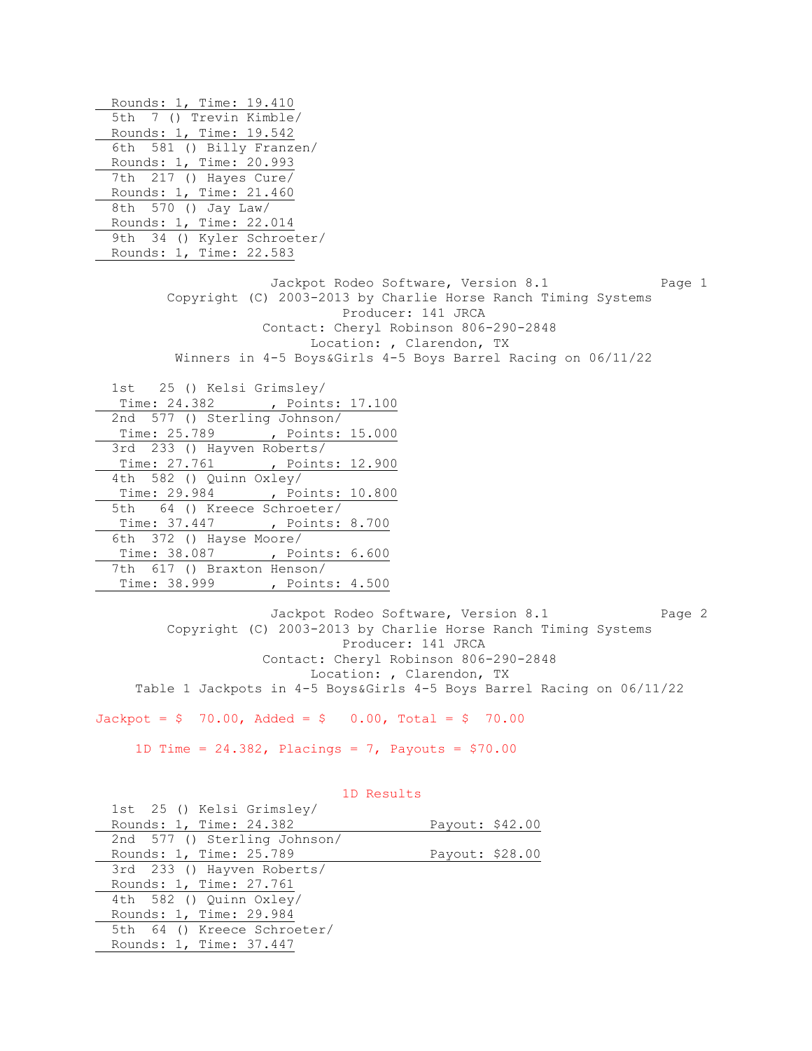Rounds: 1, Time: 19.410

5th 7 () Trevin Kimble/
Rounds: 1, Time: 19.542

6th 581 () Billy Franzen/
Rounds: 1, Time: 20.993

7th 217 () Hayes Cure/
Rounds: 1, Time: 21.460

8th 570 () Jay Law/
Rounds: 1, Time: 22.014

9th 34 () Kyler Schroeter/
Rounds: 1, Time: 22.583

Jackpot Rodeo Software, Version 8.1 Page 1
Copyright (C) 2003-2013 by Charlie Horse Ranch Timing Systems
Producer: 141 JRCA
Contact: Cheryl Robinson 806-290-2848
Location: , Clarendon, TX
Winners in 4-5 Boys&Girls 4-5 Boys Barrel Racing on 06/11/22

1st 25 () Kelsi Grimsley/
Time: 24.382 , Points: 17.100

2nd 577 () Sterling Johnson/
Time: 25.789 , Points: 15.000

3rd 233 () Hayven Roberts/
Time: 27.761 , Points: 12.900

4th 582 () Quinn Oxley/
Time: 29.984 , Points: 10.800

5th 64 () Kreece Schroeter/
Time: 37.447 , Points: 8.700

6th 372 () Hayse Moore/
Time: 38.087 , Points: 6.600

7th 617 () Braxton Henson/
Time: 38.999 , Points: 4.500

Jackpot Rodeo Software, Version 8.1 Page 2
Copyright (C) 2003-2013 by Charlie Horse Ranch Timing Systems
Producer: 141 JRCA
Contact: Cheryl Robinson 806-290-2848
Location: , Clarendon, TX
Table 1 Jackpots in 4-5 Boys&Girls 4-5 Boys Barrel Racing on 06/11/22

Jackpot = $ 70.00, Added = $ 0.00, Total = $ 70.00

1D Time = 24.382, Placings = 7, Payouts = $70.00

1D Results

1st 25 () Kelsi Grimsley/
Rounds: 1, Time: 24.382 Payout: $42.00

2nd 577 () Sterling Johnson/
Rounds: 1, Time: 25.789 Payout: $28.00

3rd 233 () Hayven Roberts/
Rounds: 1, Time: 27.761

4th 582 () Quinn Oxley/
Rounds: 1, Time: 29.984

5th 64 () Kreece Schroeter/
Rounds: 1, Time: 37.447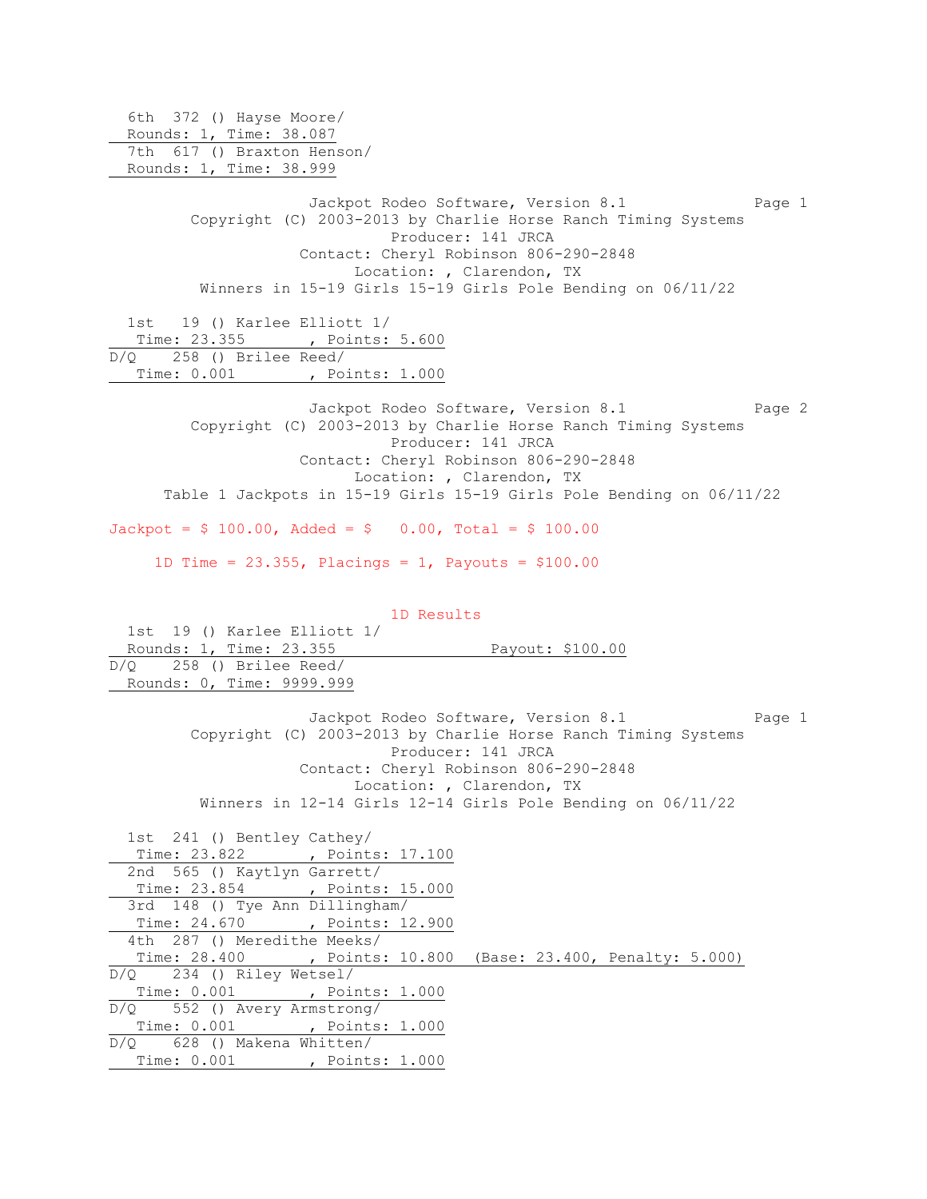6th 372 () Hayse Moore/
Rounds: 1, Time: 38.087

7th 617 () Braxton Henson/
Rounds: 1, Time: 38.999

Jackpot Rodeo Software, Version 8.1
Copyright (C) 2003-2013 by Charlie Horse Ranch Timing Systems
Producer: 141 JRCA
Contact: Cheryl Robinson 806-290-2848
Location: , Clarendon, TX
Winners in 15-19 Girls 15-19 Girls Pole Bending on 06/11/22

1st 19 () Karlee Elliott 1/
Time: 23.355 , Points: 5.600

D/Q 258 () Brilee Reed/
Time: 0.001 , Points: 1.000

Jackpot Rodeo Software, Version 8.1
Copyright (C) 2003-2013 by Charlie Horse Ranch Timing Systems
Producer: 141 JRCA
Contact: Cheryl Robinson 806-290-2848
Location: , Clarendon, TX
Table 1 Jackpots in 15-19 Girls 15-19 Girls Pole Bending on 06/11/22

Jackpot = $ 100.00, Added = $ 0.00, Total = $ 100.00

1D Time = 23.355, Placings = 1, Payouts = $100.00

1D Results

1st 19 () Karlee Elliott 1/
Rounds: 1, Time: 23.355 Payout: $100.00

D/Q 258 () Brilee Reed/
Rounds: 0, Time: 9999.999

Jackpot Rodeo Software, Version 8.1
Copyright (C) 2003-2013 by Charlie Horse Ranch Timing Systems
Producer: 141 JRCA
Contact: Cheryl Robinson 806-290-2848
Location: , Clarendon, TX
Winners in 12-14 Girls 12-14 Girls Pole Bending on 06/11/22

1st 241 () Bentley Cathey/
Time: 23.822 , Points: 17.100

2nd 565 () Kaytlyn Garrett/
Time: 23.854 , Points: 15.000

3rd 148 () Tye Ann Dillingham/
Time: 24.670 , Points: 12.900

4th 287 () Meredithe Meeks/
Time: 28.400 , Points: 10.800 (Base: 23.400, Penalty: 5.000)

D/Q 234 () Riley Wetsel/
Time: 0.001 , Points: 1.000

D/Q 552 () Avery Armstrong/
Time: 0.001 , Points: 1.000

D/Q 628 () Makena Whitten/
Time: 0.001 , Points: 1.000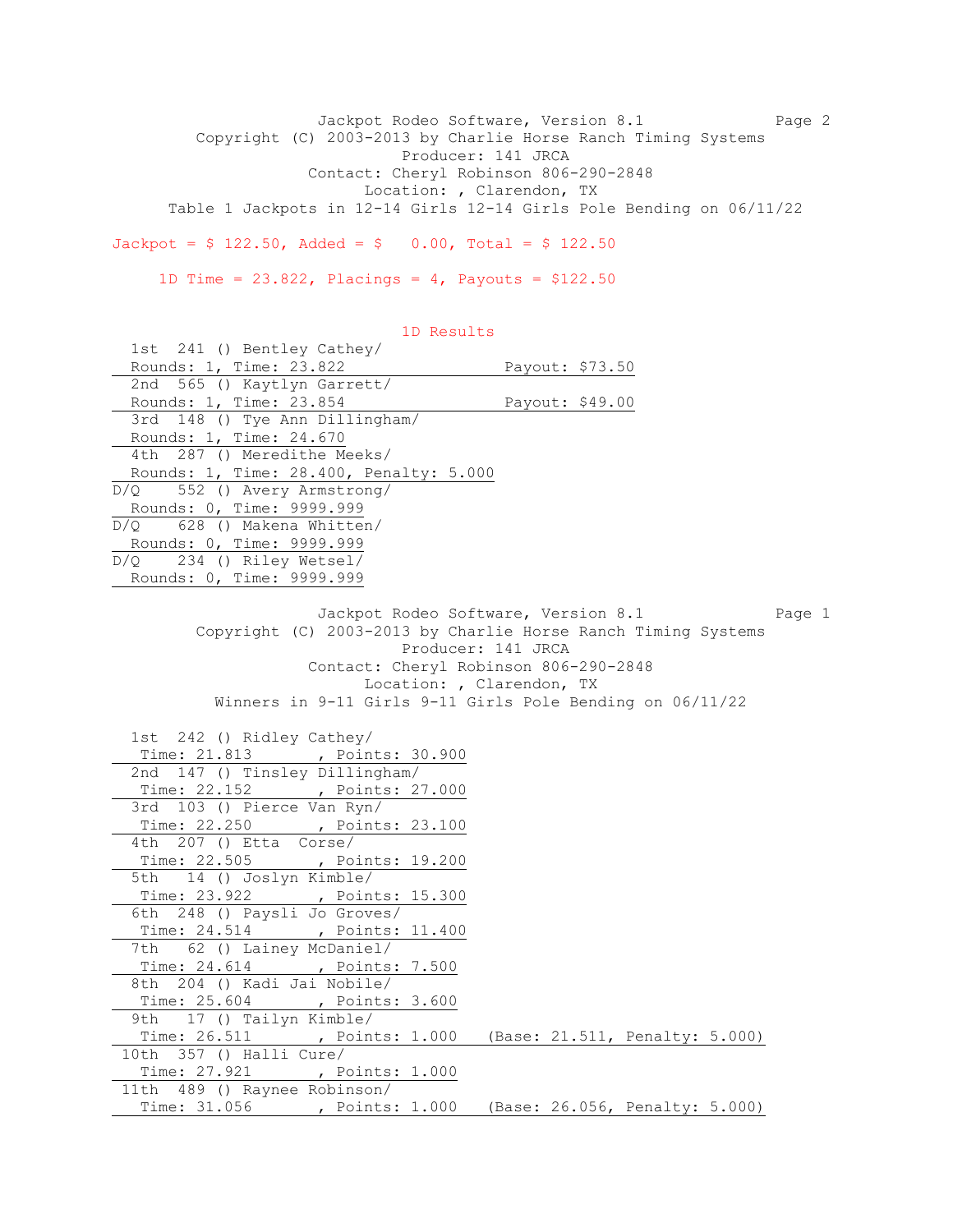Jackpot Rodeo Software, Version 8.1

Copyright (C) 2003-2013 by Charlie Horse Ranch Timing Systems

Producer: 141 JRCA

Contact: Cheryl Robinson 806-290-2848

Location: , Clarendon, TX

Table 1 Jackpots in 12-14 Girls 12-14 Girls Pole Bending on 06/11/22

Jackpot = $ 122.50, Added = $ 0.00, Total = $ 122.50

1D Time = 23.822, Placings = 4, Payouts = $122.50

## 1D Results

| Place | No. | Name | Rounds | Time | Penalty | Payout |
|---|---|---|---|---|---|---|
| 1st | 241 | () Bentley Cathey/ | 1 | 23.822 | | $73.50 |
| 2nd | 565 | () Kaytlyn Garrett/ | 1 | 23.854 | | $49.00 |
| 3rd | 148 | () Tye Ann Dillingham/ | 1 | 24.670 | | |
| 4th | 287 | () Meredithe Meeks/ | 1 | 28.400 | 5.000 | |
| D/Q | 552 | () Avery Armstrong/ | 0 | 9999.999 | | |
| D/Q | 628 | () Makena Whitten/ | 0 | 9999.999 | | |
| D/Q | 234 | () Riley Wetsel/ | 0 | 9999.999 | | |

Jackpot Rodeo Software, Version 8.1

Copyright (C) 2003-2013 by Charlie Horse Ranch Timing Systems

Producer: 141 JRCA

Contact: Cheryl Robinson 806-290-2848

Location: , Clarendon, TX

Winners in 9-11 Girls 9-11 Girls Pole Bending on 06/11/22

| Place | No. | Name | Time | Points | Base | Penalty |
|---|---|---|---|---|---|---|
| 1st | 242 | () Ridley Cathey/ | 21.813 | 30.900 | | |
| 2nd | 147 | () Tinsley Dillingham/ | 22.152 | 27.000 | | |
| 3rd | 103 | () Pierce Van Ryn/ | 22.250 | 23.100 | | |
| 4th | 207 | () Etta Corse/ | 22.505 | 19.200 | | |
| 5th | 14 | () Joslyn Kimble/ | 23.922 | 15.300 | | |
| 6th | 248 | () Paysli Jo Groves/ | 24.514 | 11.400 | | |
| 7th | 62 | () Lainey McDaniel/ | 24.614 | 7.500 | | |
| 8th | 204 | () Kadi Jai Nobile/ | 25.604 | 3.600 | | |
| 9th | 17 | () Tailyn Kimble/ | 26.511 | 1.000 | 21.511 | 5.000 |
| 10th | 357 | () Halli Cure/ | 27.921 | 1.000 | | |
| 11th | 489 | () Raynee Robinson/ | 31.056 | 1.000 | 26.056 | 5.000 |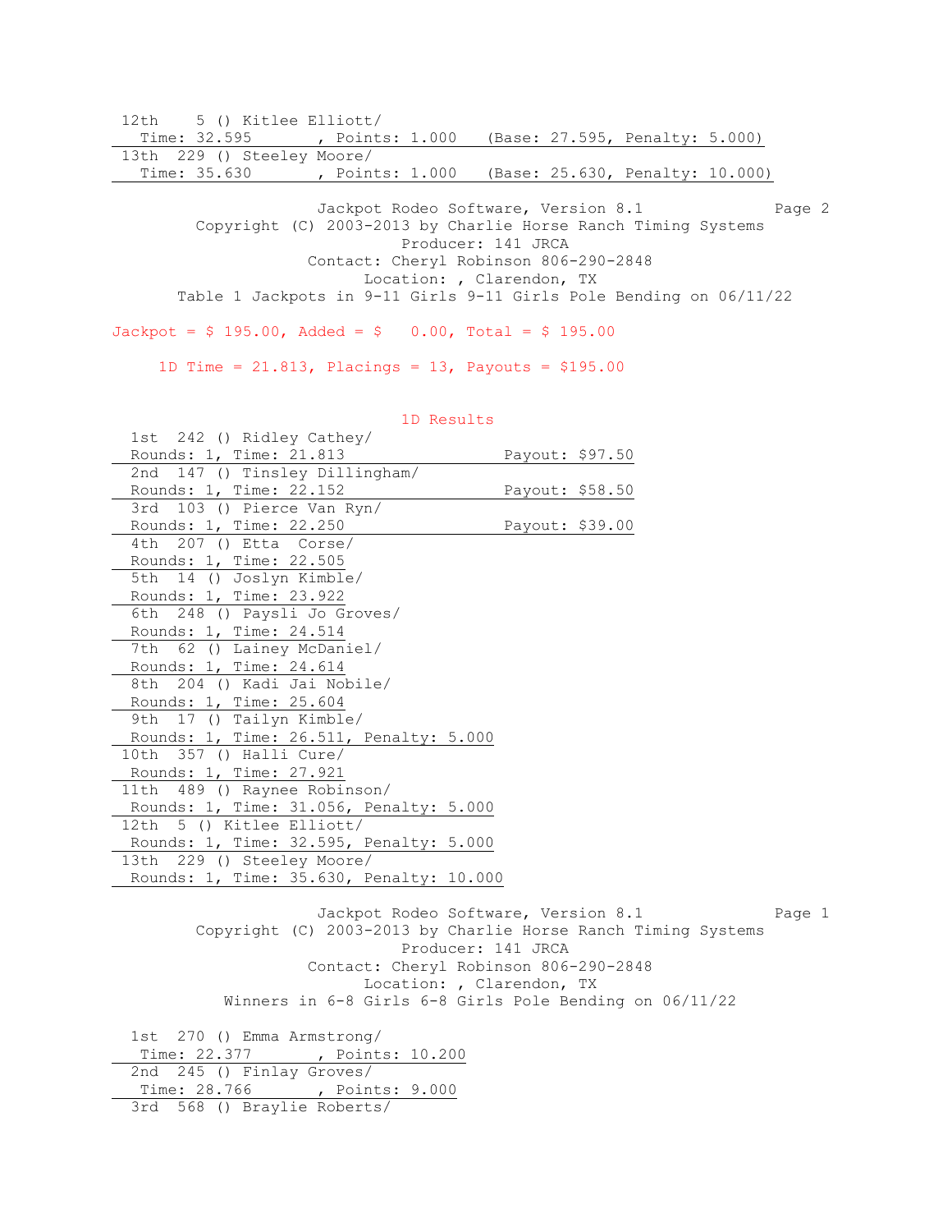12th 5 () Kitlee Elliott/
Time: 32.595 , Points: 1.000 (Base: 27.595, Penalty: 5.000)

13th 229 () Steeley Moore/
Time: 35.630 , Points: 1.000 (Base: 25.630, Penalty: 10.000)

Jackpot Rodeo Software, Version 8.1
Copyright (C) 2003-2013 by Charlie Horse Ranch Timing Systems
Producer: 141 JRCA
Contact: Cheryl Robinson 806-290-2848
Location: , Clarendon, TX
Table 1 Jackpots in 9-11 Girls 9-11 Girls Pole Bending on 06/11/22

Jackpot = $ 195.00, Added = $ 0.00, Total = $ 195.00

1D Time = 21.813, Placings = 13, Payouts = $195.00

## 1D Results

1st 242 () Ridley Cathey/
Rounds: 1, Time: 21.813 Payout: $97.50

2nd 147 () Tinsley Dillingham/
Rounds: 1, Time: 22.152 Payout: $58.50

3rd 103 () Pierce Van Ryn/
Rounds: 1, Time: 22.250 Payout: $39.00

4th 207 () Etta Corse/
Rounds: 1, Time: 22.505

5th 14 () Joslyn Kimble/
Rounds: 1, Time: 23.922

6th 248 () Paysli Jo Groves/
Rounds: 1, Time: 24.514

7th 62 () Lainey McDaniel/
Rounds: 1, Time: 24.614

8th 204 () Kadi Jai Nobile/
Rounds: 1, Time: 25.604

9th 17 () Tailyn Kimble/
Rounds: 1, Time: 26.511, Penalty: 5.000

10th 357 () Halli Cure/
Rounds: 1, Time: 27.921

11th 489 () Raynee Robinson/
Rounds: 1, Time: 31.056, Penalty: 5.000

12th 5 () Kitlee Elliott/
Rounds: 1, Time: 32.595, Penalty: 5.000

13th 229 () Steeley Moore/
Rounds: 1, Time: 35.630, Penalty: 10.000

Jackpot Rodeo Software, Version 8.1
Copyright (C) 2003-2013 by Charlie Horse Ranch Timing Systems
Producer: 141 JRCA
Contact: Cheryl Robinson 806-290-2848
Location: , Clarendon, TX
Winners in 6-8 Girls 6-8 Girls Pole Bending on 06/11/22

1st 270 () Emma Armstrong/
Time: 22.377 , Points: 10.200

2nd 245 () Finlay Groves/
Time: 28.766 , Points: 9.000

3rd 568 () Braylie Roberts/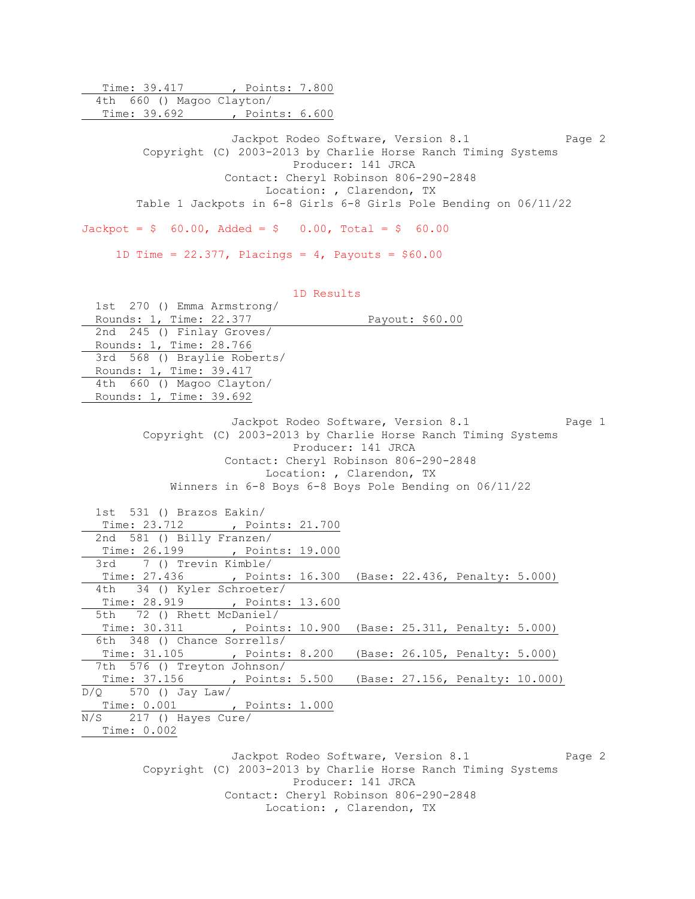Time: 39.417 , Points: 7.800

4th 660 () Magoo Clayton/
Time: 39.692 , Points: 6.600

Jackpot Rodeo Software, Version 8.1
Copyright (C) 2003-2013 by Charlie Horse Ranch Timing Systems
Producer: 141 JRCA
Contact: Cheryl Robinson 806-290-2848
Location: , Clarendon, TX
Table 1 Jackpots in 6-8 Girls 6-8 Girls Pole Bending on 06/11/22

Jackpot = $ 60.00, Added = $ 0.00, Total = $ 60.00

1D Time = 22.377, Placings = 4, Payouts = $60.00

1D Results

1st 270 () Emma Armstrong/
Rounds: 1, Time: 22.377 Payout: $60.00

2nd 245 () Finlay Groves/
Rounds: 1, Time: 28.766

3rd 568 () Braylie Roberts/
Rounds: 1, Time: 39.417

4th 660 () Magoo Clayton/
Rounds: 1, Time: 39.692

Jackpot Rodeo Software, Version 8.1
Copyright (C) 2003-2013 by Charlie Horse Ranch Timing Systems
Producer: 141 JRCA
Contact: Cheryl Robinson 806-290-2848
Location: , Clarendon, TX
Winners in 6-8 Boys 6-8 Boys Pole Bending on 06/11/22

1st 531 () Brazos Eakin/
Time: 23.712 , Points: 21.700

2nd 581 () Billy Franzen/
Time: 26.199 , Points: 19.000

3rd 7 () Trevin Kimble/
Time: 27.436 , Points: 16.300 (Base: 22.436, Penalty: 5.000)

4th 34 () Kyler Schroeter/
Time: 28.919 , Points: 13.600

5th 72 () Rhett McDaniel/
Time: 30.311 , Points: 10.900 (Base: 25.311, Penalty: 5.000)

6th 348 () Chance Sorrells/
Time: 31.105 , Points: 8.200 (Base: 26.105, Penalty: 5.000)

7th 576 () Treyton Johnson/
Time: 37.156 , Points: 5.500 (Base: 27.156, Penalty: 10.000)

D/Q 570 () Jay Law/
Time: 0.001 , Points: 1.000

N/S 217 () Hayes Cure/
Time: 0.002

Jackpot Rodeo Software, Version 8.1
Copyright (C) 2003-2013 by Charlie Horse Ranch Timing Systems
Producer: 141 JRCA
Contact: Cheryl Robinson 806-290-2848
Location: , Clarendon, TX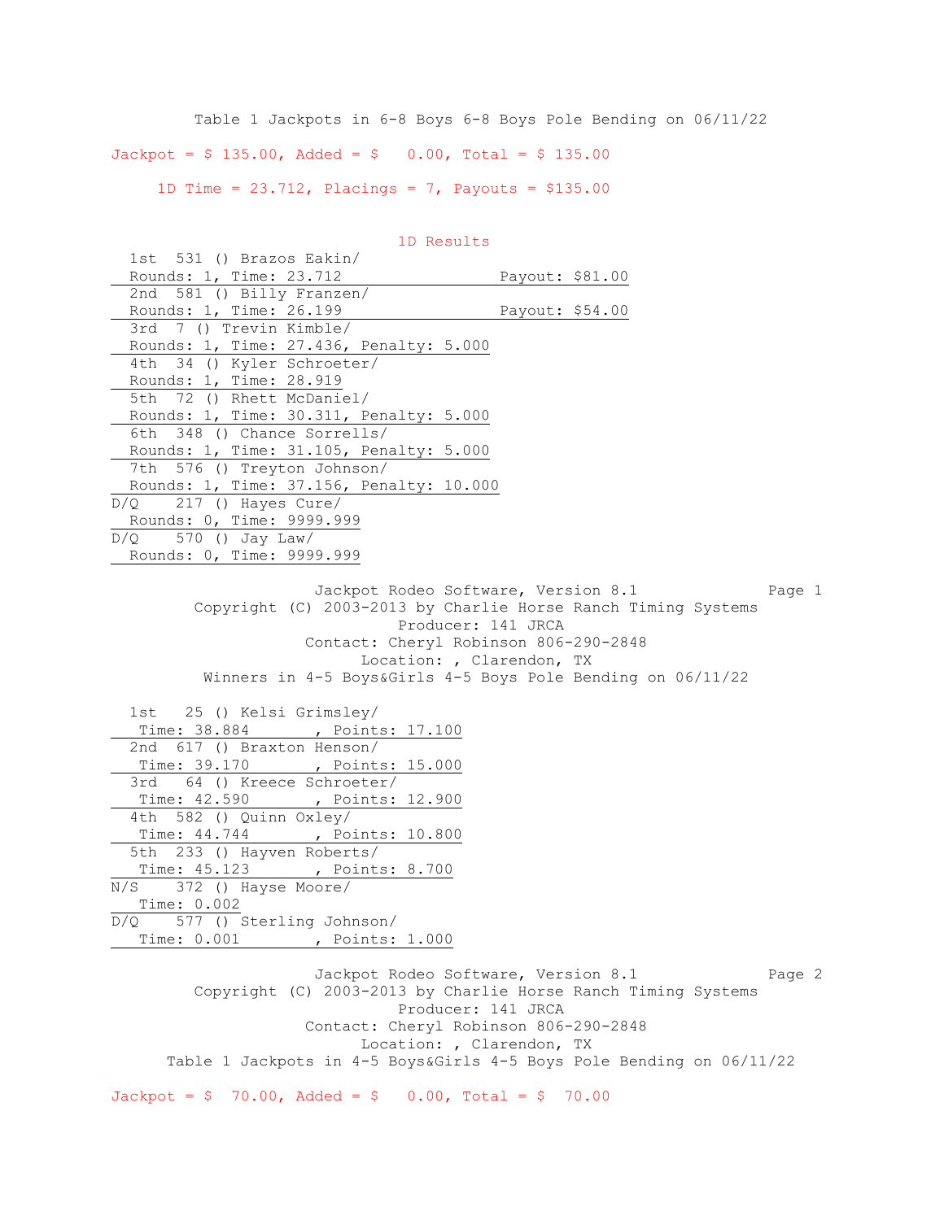Table 1 Jackpots in 6-8 Boys 6-8 Boys Pole Bending on 06/11/22

Jackpot = $ 135.00, Added = $ 0.00, Total = $ 135.00

1D Time = 23.712, Placings = 7, Payouts = $135.00

1D Results

1st 531 () Brazos Eakin/
Rounds: 1, Time: 23.712 Payout: $81.00

2nd 581 () Billy Franzen/
Rounds: 1, Time: 26.199 Payout: $54.00

3rd 7 () Trevin Kimble/
Rounds: 1, Time: 27.436, Penalty: 5.000

4th 34 () Kyler Schroeter/
Rounds: 1, Time: 28.919

5th 72 () Rhett McDaniel/
Rounds: 1, Time: 30.311, Penalty: 5.000

6th 348 () Chance Sorrells/
Rounds: 1, Time: 31.105, Penalty: 5.000

7th 576 () Treyton Johnson/
Rounds: 1, Time: 37.156, Penalty: 10.000

D/Q 217 () Hayes Cure/
Rounds: 0, Time: 9999.999

D/Q 570 () Jay Law/
Rounds: 0, Time: 9999.999

Jackpot Rodeo Software, Version 8.1
Copyright (C) 2003-2013 by Charlie Horse Ranch Timing Systems
Producer: 141 JRCA
Contact: Cheryl Robinson 806-290-2848
Location: , Clarendon, TX

Winners in 4-5 Boys&Girls 4-5 Boys Pole Bending on 06/11/22

1st 25 () Kelsi Grimsley/
Time: 38.884 , Points: 17.100

2nd 617 () Braxton Henson/
Time: 39.170 , Points: 15.000

3rd 64 () Kreece Schroeter/
Time: 42.590 , Points: 12.900

4th 582 () Quinn Oxley/
Time: 44.744 , Points: 10.800

5th 233 () Hayven Roberts/
Time: 45.123 , Points: 8.700

N/S 372 () Hayse Moore/
Time: 0.002

D/Q 577 () Sterling Johnson/
Time: 0.001 , Points: 1.000

Jackpot Rodeo Software, Version 8.1
Copyright (C) 2003-2013 by Charlie Horse Ranch Timing Systems
Producer: 141 JRCA
Contact: Cheryl Robinson 806-290-2848
Location: , Clarendon, TX

Table 1 Jackpots in 4-5 Boys&Girls 4-5 Boys Pole Bending on 06/11/22

Jackpot = $ 70.00, Added = $ 0.00, Total = $ 70.00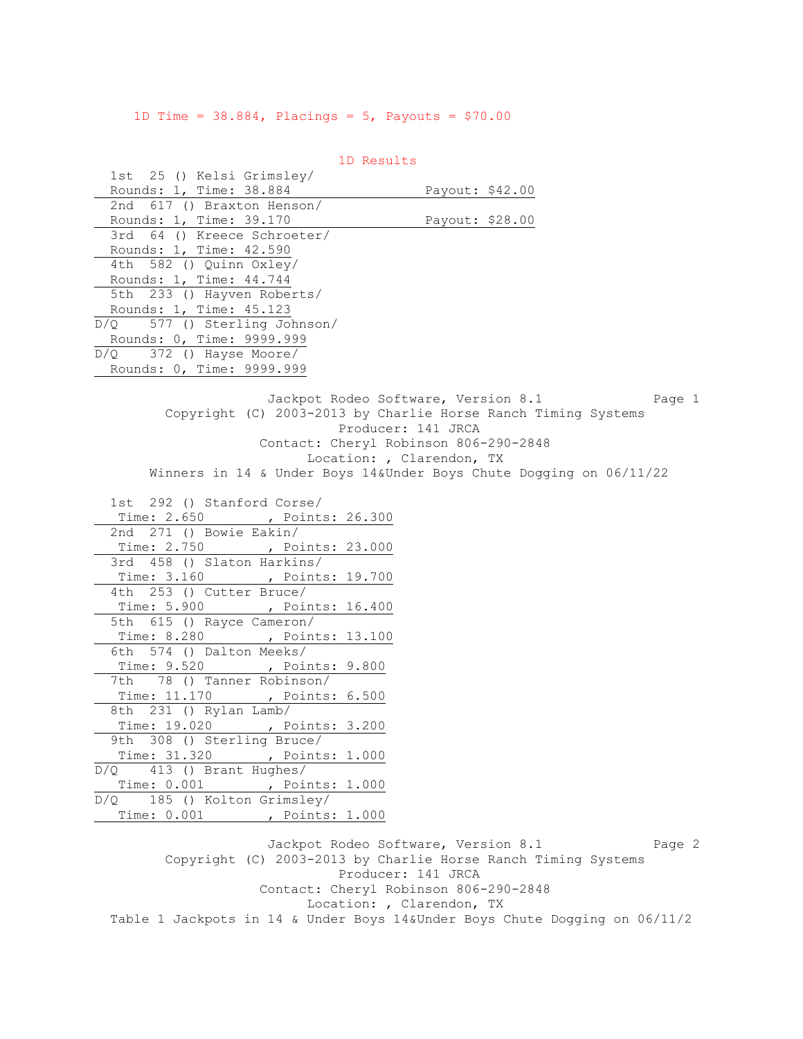1D Time = 38.884, Placings = 5, Payouts = $70.00

## 1D Results

| Place | No. | Name | Rounds | Time | Payout |
|---|---|---|---|---|---|
| 1st | 25 | () Kelsi Grimsley/ | 1 | 38.884 | $42.00 |
| 2nd | 617 | () Braxton Henson/ | 1 | 39.170 | $28.00 |
| 3rd | 64 | () Kreece Schroeter/ | 1 | 42.590 | |
| 4th | 582 | () Quinn Oxley/ | 1 | 44.744 | |
| 5th | 233 | () Hayven Roberts/ | 1 | 45.123 | |
| D/Q | 577 | () Sterling Johnson/ | 0 | 9999.999 | |
| D/Q | 372 | () Hayse Moore/ | 0 | 9999.999 | |

Jackpot Rodeo Software, Version 8.1
Copyright (C) 2003-2013 by Charlie Horse Ranch Timing Systems
Producer: 141 JRCA
Contact: Cheryl Robinson 806-290-2848
Location: , Clarendon, TX

## Winners in 14 & Under Boys 14&Under Boys Chute Dogging on 06/11/22

| Place | No. | Name | Time | Points |
|---|---|---|---|---|
| 1st | 292 | () Stanford Corse/ | 2.650 | 26.300 |
| 2nd | 271 | () Bowie Eakin/ | 2.750 | 23.000 |
| 3rd | 458 | () Slaton Harkins/ | 3.160 | 19.700 |
| 4th | 253 | () Cutter Bruce/ | 5.900 | 16.400 |
| 5th | 615 | () Rayce Cameron/ | 8.280 | 13.100 |
| 6th | 574 | () Dalton Meeks/ | 9.520 | 9.800 |
| 7th | 78 | () Tanner Robinson/ | 11.170 | 6.500 |
| 8th | 231 | () Rylan Lamb/ | 19.020 | 3.200 |
| 9th | 308 | () Sterling Bruce/ | 31.320 | 1.000 |
| D/Q | 413 | () Brant Hughes/ | 0.001 | 1.000 |
| D/Q | 185 | () Kolton Grimsley/ | 0.001 | 1.000 |

Jackpot Rodeo Software, Version 8.1
Copyright (C) 2003-2013 by Charlie Horse Ranch Timing Systems
Producer: 141 JRCA
Contact: Cheryl Robinson 806-290-2848
Location: , Clarendon, TX

## Table 1 Jackpots in 14 & Under Boys 14&Under Boys Chute Dogging on 06/11/2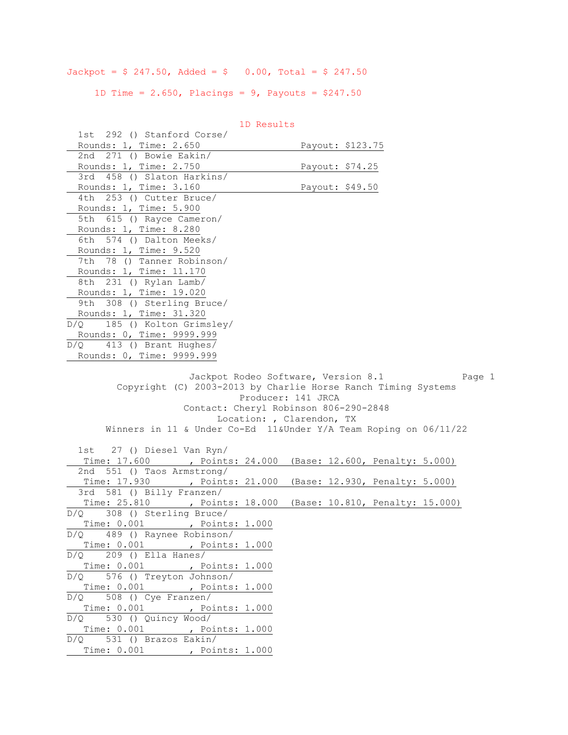Jackpot = $ 247.50, Added = $ 0.00, Total = $ 247.50

1D Time = 2.650, Placings = 9, Payouts = $247.50

### 1D Results

| Place | No. | Name | Rounds | Time | Payout |
|---|---|---|---|---|---|
| 1st | 292 | () Stanford Corse/ | 1 | 2.650 | $123.75 |
| 2nd | 271 | () Bowie Eakin/ | 1 | 2.750 | $74.25 |
| 3rd | 458 | () Slaton Harkins/ | 1 | 3.160 | $49.50 |
| 4th | 253 | () Cutter Bruce/ | 1 | 5.900 | |
| 5th | 615 | () Rayce Cameron/ | 1 | 8.280 | |
| 6th | 574 | () Dalton Meeks/ | 1 | 9.520 | |
| 7th | 78 | () Tanner Robinson/ | 1 | 11.170 | |
| 8th | 231 | () Rylan Lamb/ | 1 | 19.020 | |
| 9th | 308 | () Sterling Bruce/ | 1 | 31.320 | |
| D/Q | 185 | () Kolton Grimsley/ | 0 | 9999.999 | |
| D/Q | 413 | () Brant Hughes/ | 0 | 9999.999 | |

Jackpot Rodeo Software, Version 8.1

Copyright (C) 2003-2013 by Charlie Horse Ranch Timing Systems

Producer: 141 JRCA

Contact: Cheryl Robinson 806-290-2848

Location: , Clarendon, TX

Winners in 11 & Under Co-Ed 11&Under Y/A Team Roping on 06/11/22

| Place | No. | Name | Time | Points | Base | Penalty |
|---|---|---|---|---|---|---|
| 1st | 27 | () Diesel Van Ryn/ | 17.600 | 24.000 | 12.600 | 5.000 |
| 2nd | 551 | () Taos Armstrong/ | 17.930 | 21.000 | 12.930 | 5.000 |
| 3rd | 581 | () Billy Franzen/ | 25.810 | 18.000 | 10.810 | 15.000 |
| D/Q | 308 | () Sterling Bruce/ | 0.001 | 1.000 | | |
| D/Q | 489 | () Raynee Robinson/ | 0.001 | 1.000 | | |
| D/Q | 209 | () Ella Hanes/ | 0.001 | 1.000 | | |
| D/Q | 576 | () Treyton Johnson/ | 0.001 | 1.000 | | |
| D/Q | 508 | () Cye Franzen/ | 0.001 | 1.000 | | |
| D/Q | 530 | () Quincy Wood/ | 0.001 | 1.000 | | |
| D/Q | 531 | () Brazos Eakin/ | 0.001 | 1.000 | | |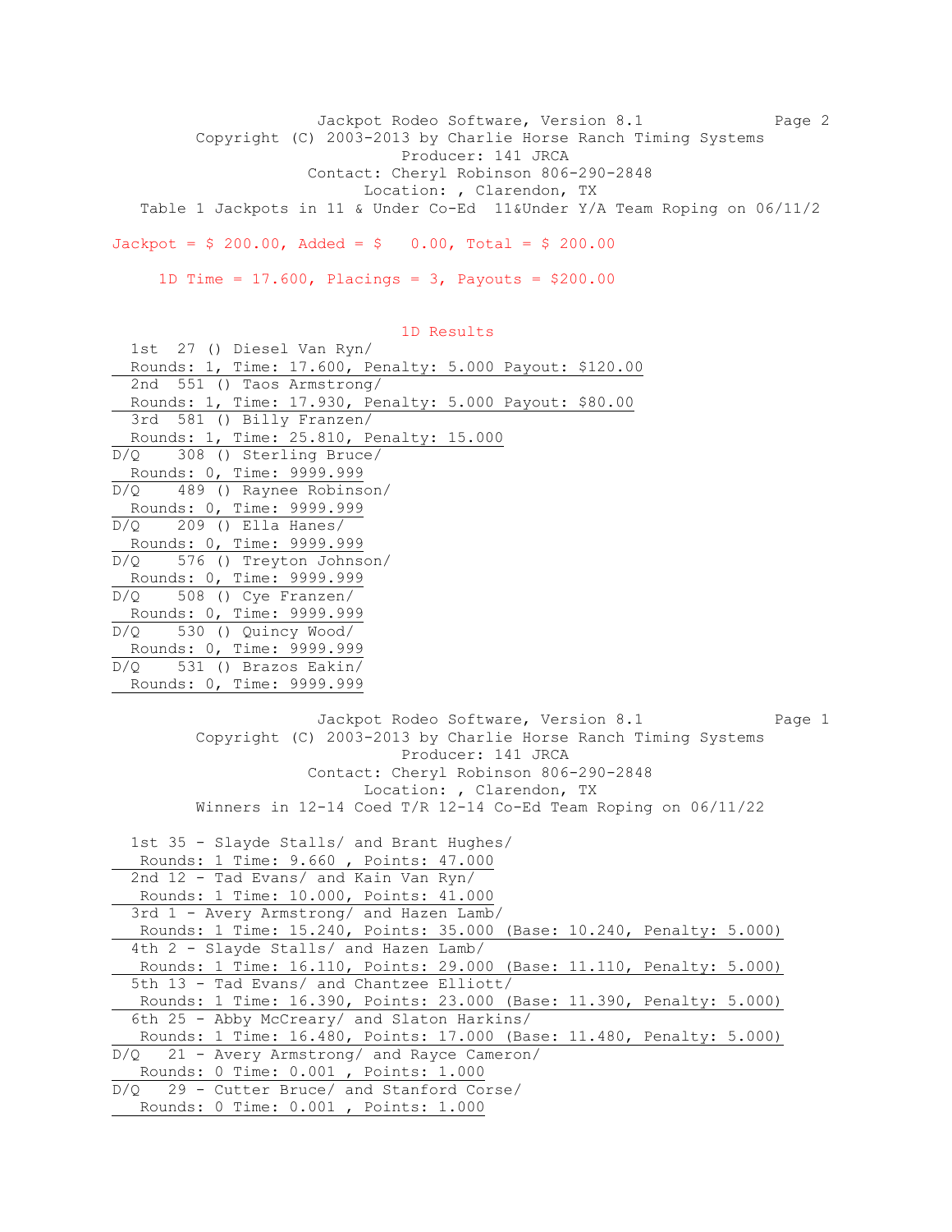Jackpot Rodeo Software, Version 8.1

Copyright (C) 2003-2013 by Charlie Horse Ranch Timing Systems

Producer: 141 JRCA

Contact: Cheryl Robinson 806-290-2848

Location: , Clarendon, TX

Table 1 Jackpots in 11 & Under Co-Ed 11&Under Y/A Team Roping on 06/11/2

Jackpot = $ 200.00, Added = $ 0.00, Total = $ 200.00

1D Time = 17.600, Placings = 3, Payouts = $200.00

1D Results

1st 27 () Diesel Van Ryn/
Rounds: 1, Time: 17.600, Penalty: 5.000 Payout: $120.00

2nd 551 () Taos Armstrong/
Rounds: 1, Time: 17.930, Penalty: 5.000 Payout: $80.00

3rd 581 () Billy Franzen/
Rounds: 1, Time: 25.810, Penalty: 15.000

D/Q 308 () Sterling Bruce/
Rounds: 0, Time: 9999.999

D/Q 489 () Raynee Robinson/
Rounds: 0, Time: 9999.999

D/Q 209 () Ella Hanes/
Rounds: 0, Time: 9999.999

D/Q 576 () Treyton Johnson/
Rounds: 0, Time: 9999.999

D/Q 508 () Cye Franzen/
Rounds: 0, Time: 9999.999

D/Q 530 () Quincy Wood/
Rounds: 0, Time: 9999.999

D/Q 531 () Brazos Eakin/
Rounds: 0, Time: 9999.999

Jackpot Rodeo Software, Version 8.1

Copyright (C) 2003-2013 by Charlie Horse Ranch Timing Systems

Producer: 141 JRCA

Contact: Cheryl Robinson 806-290-2848

Location: , Clarendon, TX

Winners in 12-14 Coed T/R 12-14 Co-Ed Team Roping on 06/11/22

1st 35 - Slayde Stalls/ and Brant Hughes/
Rounds: 1 Time: 9.660 , Points: 47.000

2nd 12 - Tad Evans/ and Kain Van Ryn/
Rounds: 1 Time: 10.000, Points: 41.000

3rd 1 - Avery Armstrong/ and Hazen Lamb/
Rounds: 1 Time: 15.240, Points: 35.000 (Base: 10.240, Penalty: 5.000)

4th 2 - Slayde Stalls/ and Hazen Lamb/
Rounds: 1 Time: 16.110, Points: 29.000 (Base: 11.110, Penalty: 5.000)

5th 13 - Tad Evans/ and Chantzee Elliott/
Rounds: 1 Time: 16.390, Points: 23.000 (Base: 11.390, Penalty: 5.000)

6th 25 - Abby McCreary/ and Slaton Harkins/
Rounds: 1 Time: 16.480, Points: 17.000 (Base: 11.480, Penalty: 5.000)

D/Q 21 - Avery Armstrong/ and Rayce Cameron/
Rounds: 0 Time: 0.001 , Points: 1.000

D/Q 29 - Cutter Bruce/ and Stanford Corse/
Rounds: 0 Time: 0.001 , Points: 1.000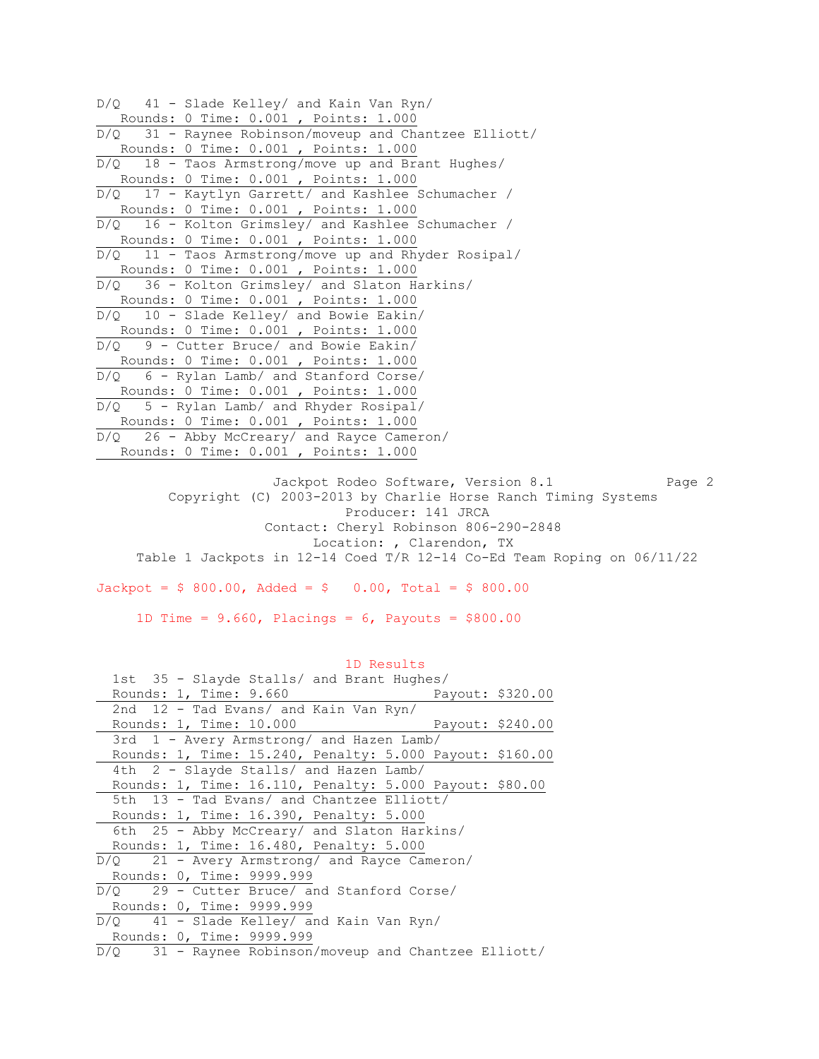D/Q 41 - Slade Kelley/ and Kain Van Ryn/
Rounds: 0 Time: 0.001 , Points: 1.000

D/Q 31 - Raynee Robinson/moveup and Chantzee Elliott/
Rounds: 0 Time: 0.001 , Points: 1.000

D/Q 18 - Taos Armstrong/move up and Brant Hughes/
Rounds: 0 Time: 0.001 , Points: 1.000

D/Q 17 - Kaytlyn Garrett/ and Kashlee Schumacher /
Rounds: 0 Time: 0.001 , Points: 1.000

D/Q 16 - Kolton Grimsley/ and Kashlee Schumacher /
Rounds: 0 Time: 0.001 , Points: 1.000

D/Q 11 - Taos Armstrong/move up and Rhyder Rosipal/
Rounds: 0 Time: 0.001 , Points: 1.000

D/Q 36 - Kolton Grimsley/ and Slaton Harkins/
Rounds: 0 Time: 0.001 , Points: 1.000

D/Q 10 - Slade Kelley/ and Bowie Eakin/
Rounds: 0 Time: 0.001 , Points: 1.000

D/Q 9 - Cutter Bruce/ and Bowie Eakin/
Rounds: 0 Time: 0.001 , Points: 1.000

D/Q 6 - Rylan Lamb/ and Stanford Corse/
Rounds: 0 Time: 0.001 , Points: 1.000

D/Q 5 - Rylan Lamb/ and Rhyder Rosipal/
Rounds: 0 Time: 0.001 , Points: 1.000

D/Q 26 - Abby McCreary/ and Rayce Cameron/
Rounds: 0 Time: 0.001 , Points: 1.000

Jackpot Rodeo Software, Version 8.1
Copyright (C) 2003-2013 by Charlie Horse Ranch Timing Systems
Producer: 141 JRCA
Contact: Cheryl Robinson 806-290-2848
Location: , Clarendon, TX
Table 1 Jackpots in 12-14 Coed T/R 12-14 Co-Ed Team Roping on 06/11/22

Jackpot = $ 800.00, Added = $ 0.00, Total = $ 800.00

1D Time = 9.660, Placings = 6, Payouts = $800.00

## 1D Results

1st 35 - Slayde Stalls/ and Brant Hughes/
Rounds: 1, Time: 9.660 Payout: $320.00

2nd 12 - Tad Evans/ and Kain Van Ryn/
Rounds: 1, Time: 10.000 Payout: $240.00

3rd 1 - Avery Armstrong/ and Hazen Lamb/
Rounds: 1, Time: 15.240, Penalty: 5.000 Payout: $160.00

4th 2 - Slayde Stalls/ and Hazen Lamb/
Rounds: 1, Time: 16.110, Penalty: 5.000 Payout: $80.00

5th 13 - Tad Evans/ and Chantzee Elliott/
Rounds: 1, Time: 16.390, Penalty: 5.000

6th 25 - Abby McCreary/ and Slaton Harkins/
Rounds: 1, Time: 16.480, Penalty: 5.000

D/Q 21 - Avery Armstrong/ and Rayce Cameron/
Rounds: 0, Time: 9999.999

D/Q 29 - Cutter Bruce/ and Stanford Corse/
Rounds: 0, Time: 9999.999

D/Q 41 - Slade Kelley/ and Kain Van Ryn/
Rounds: 0, Time: 9999.999

D/Q 31 - Raynee Robinson/moveup and Chantzee Elliott/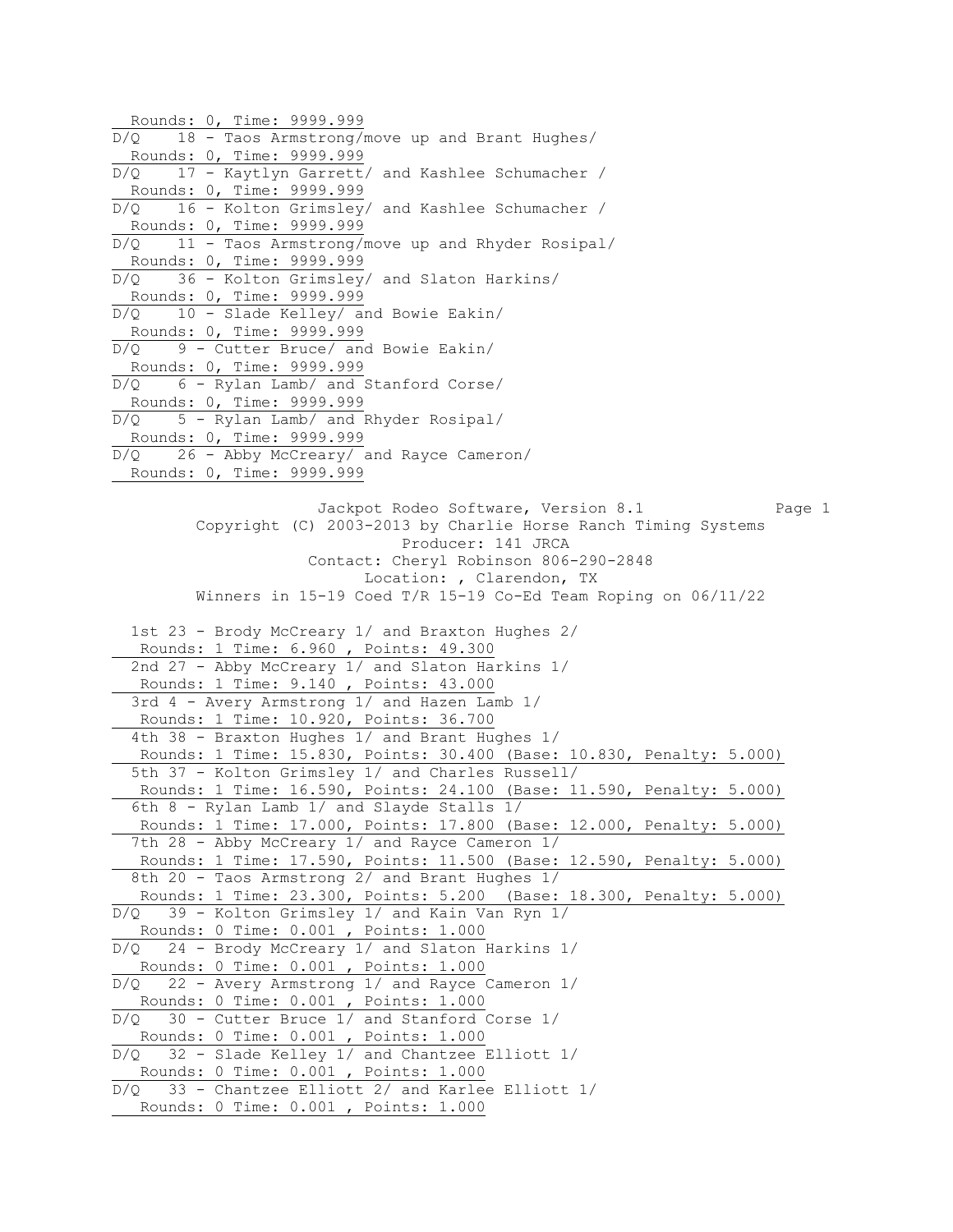Rounds: 0, Time: 9999.999

D/Q 18 - Taos Armstrong/move up and Brant Hughes/
Rounds: 0, Time: 9999.999

D/Q 17 - Kaytlyn Garrett/ and Kashlee Schumacher /
Rounds: 0, Time: 9999.999

D/Q 16 - Kolton Grimsley/ and Kashlee Schumacher /
Rounds: 0, Time: 9999.999

D/Q 11 - Taos Armstrong/move up and Rhyder Rosipal/
Rounds: 0, Time: 9999.999

D/Q 36 - Kolton Grimsley/ and Slaton Harkins/
Rounds: 0, Time: 9999.999

D/Q 10 - Slade Kelley/ and Bowie Eakin/
Rounds: 0, Time: 9999.999

D/Q 9 - Cutter Bruce/ and Bowie Eakin/
Rounds: 0, Time: 9999.999

D/Q 6 - Rylan Lamb/ and Stanford Corse/
Rounds: 0, Time: 9999.999

D/Q 5 - Rylan Lamb/ and Rhyder Rosipal/
Rounds: 0, Time: 9999.999

D/Q 26 - Abby McCreary/ and Rayce Cameron/
Rounds: 0, Time: 9999.999

Jackpot Rodeo Software, Version 8.1

Copyright (C) 2003-2013 by Charlie Horse Ranch Timing Systems

Producer: 141 JRCA

Contact: Cheryl Robinson 806-290-2848

Location: , Clarendon, TX

Winners in 15-19 Coed T/R 15-19 Co-Ed Team Roping on 06/11/22

1st 23 - Brody McCreary 1/ and Braxton Hughes 2/
Rounds: 1 Time: 6.960 , Points: 49.300

2nd 27 - Abby McCreary 1/ and Slaton Harkins 1/
Rounds: 1 Time: 9.140 , Points: 43.000

3rd 4 - Avery Armstrong 1/ and Hazen Lamb 1/
Rounds: 1 Time: 10.920, Points: 36.700

4th 38 - Braxton Hughes 1/ and Brant Hughes 1/
Rounds: 1 Time: 15.830, Points: 30.400 (Base: 10.830, Penalty: 5.000)

5th 37 - Kolton Grimsley 1/ and Charles Russell/
Rounds: 1 Time: 16.590, Points: 24.100 (Base: 11.590, Penalty: 5.000)

6th 8 - Rylan Lamb 1/ and Slayde Stalls 1/
Rounds: 1 Time: 17.000, Points: 17.800 (Base: 12.000, Penalty: 5.000)

7th 28 - Abby McCreary 1/ and Rayce Cameron 1/
Rounds: 1 Time: 17.590, Points: 11.500 (Base: 12.590, Penalty: 5.000)

8th 20 - Taos Armstrong 2/ and Brant Hughes 1/
Rounds: 1 Time: 23.300, Points: 5.200 (Base: 18.300, Penalty: 5.000)

D/Q 39 - Kolton Grimsley 1/ and Kain Van Ryn 1/
Rounds: 0 Time: 0.001 , Points: 1.000

D/Q 24 - Brody McCreary 1/ and Slaton Harkins 1/
Rounds: 0 Time: 0.001 , Points: 1.000

D/Q 22 - Avery Armstrong 1/ and Rayce Cameron 1/
Rounds: 0 Time: 0.001 , Points: 1.000

D/Q 30 - Cutter Bruce 1/ and Stanford Corse 1/
Rounds: 0 Time: 0.001 , Points: 1.000

D/Q 32 - Slade Kelley 1/ and Chantzee Elliott 1/
Rounds: 0 Time: 0.001 , Points: 1.000

D/Q 33 - Chantzee Elliott 2/ and Karlee Elliott 1/
Rounds: 0 Time: 0.001 , Points: 1.000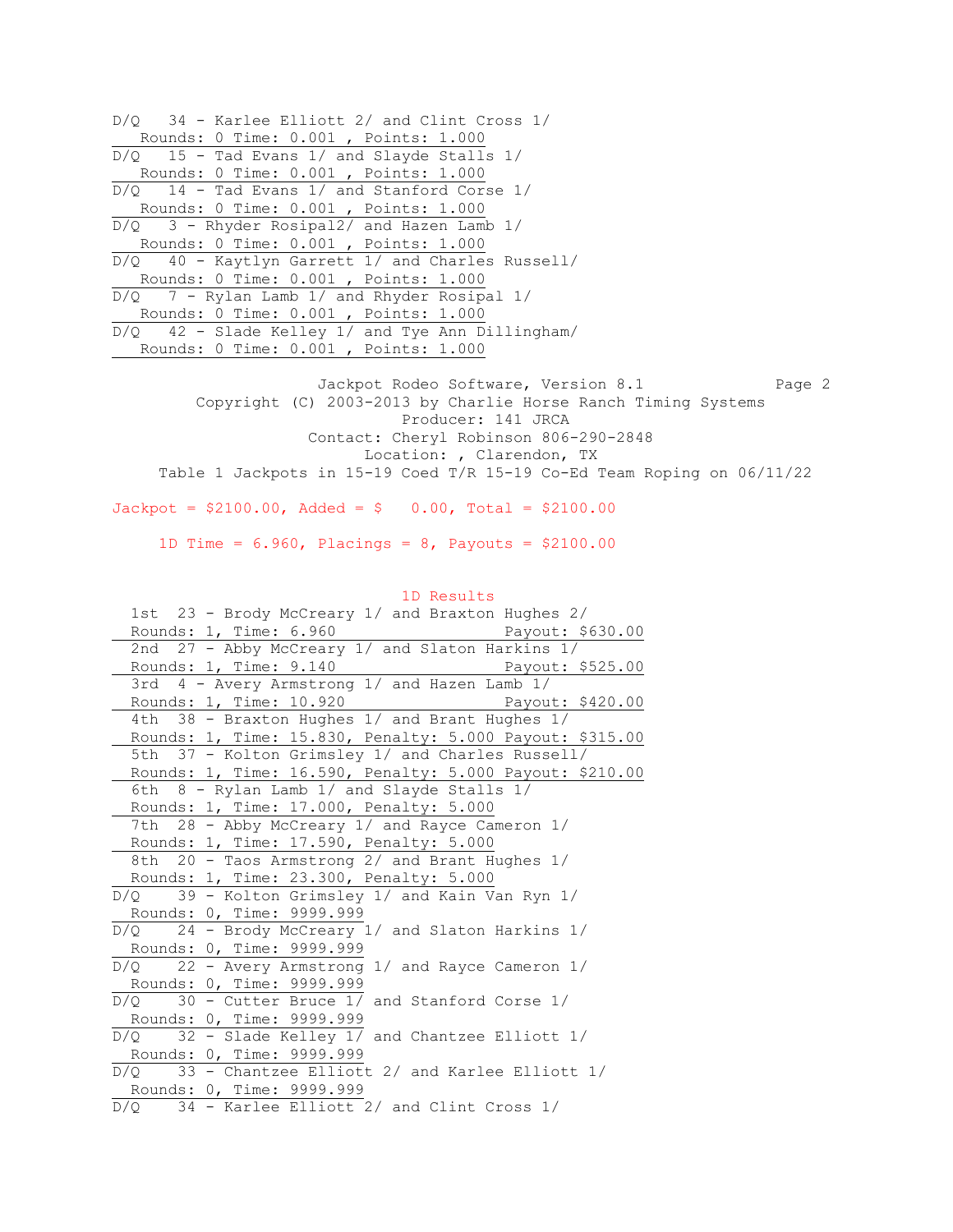D/Q 34 - Karlee Elliott 2/ and Clint Cross 1/
Rounds: 0 Time: 0.001 , Points: 1.000

D/Q 15 - Tad Evans 1/ and Slayde Stalls 1/
Rounds: 0 Time: 0.001 , Points: 1.000

D/Q 14 - Tad Evans 1/ and Stanford Corse 1/
Rounds: 0 Time: 0.001 , Points: 1.000

D/Q 3 - Rhyder Rosipal2/ and Hazen Lamb 1/
Rounds: 0 Time: 0.001 , Points: 1.000

D/Q 40 - Kaytlyn Garrett 1/ and Charles Russell/
Rounds: 0 Time: 0.001 , Points: 1.000

D/Q 7 - Rylan Lamb 1/ and Rhyder Rosipal 1/
Rounds: 0 Time: 0.001 , Points: 1.000

D/Q 42 - Slade Kelley 1/ and Tye Ann Dillingham/
Rounds: 0 Time: 0.001 , Points: 1.000

Jackpot Rodeo Software, Version 8.1
Copyright (C) 2003-2013 by Charlie Horse Ranch Timing Systems
Producer: 141 JRCA
Contact: Cheryl Robinson 806-290-2848
Location: , Clarendon, TX
Table 1 Jackpots in 15-19 Coed T/R 15-19 Co-Ed Team Roping on 06/11/22

Jackpot = $2100.00, Added = $ 0.00, Total = $2100.00

1D Time = 6.960, Placings = 8, Payouts = $2100.00

## 1D Results

1st 23 - Brody McCreary 1/ and Braxton Hughes 2/
Rounds: 1, Time: 6.960 Payout: $630.00

2nd 27 - Abby McCreary 1/ and Slaton Harkins 1/
Rounds: 1, Time: 9.140 Payout: $525.00

3rd 4 - Avery Armstrong 1/ and Hazen Lamb 1/
Rounds: 1, Time: 10.920 Payout: $420.00

4th 38 - Braxton Hughes 1/ and Brant Hughes 1/
Rounds: 1, Time: 15.830, Penalty: 5.000 Payout: $315.00

5th 37 - Kolton Grimsley 1/ and Charles Russell/
Rounds: 1, Time: 16.590, Penalty: 5.000 Payout: $210.00

6th 8 - Rylan Lamb 1/ and Slayde Stalls 1/
Rounds: 1, Time: 17.000, Penalty: 5.000

7th 28 - Abby McCreary 1/ and Rayce Cameron 1/
Rounds: 1, Time: 17.590, Penalty: 5.000

8th 20 - Taos Armstrong 2/ and Brant Hughes 1/
Rounds: 1, Time: 23.300, Penalty: 5.000

D/Q 39 - Kolton Grimsley 1/ and Kain Van Ryn 1/
Rounds: 0, Time: 9999.999

D/Q 24 - Brody McCreary 1/ and Slaton Harkins 1/
Rounds: 0, Time: 9999.999

D/Q 22 - Avery Armstrong 1/ and Rayce Cameron 1/
Rounds: 0, Time: 9999.999

D/Q 30 - Cutter Bruce 1/ and Stanford Corse 1/
Rounds: 0, Time: 9999.999

D/Q 32 - Slade Kelley 1/ and Chantzee Elliott 1/
Rounds: 0, Time: 9999.999

D/Q 33 - Chantzee Elliott 2/ and Karlee Elliott 1/
Rounds: 0, Time: 9999.999

D/Q 34 - Karlee Elliott 2/ and Clint Cross 1/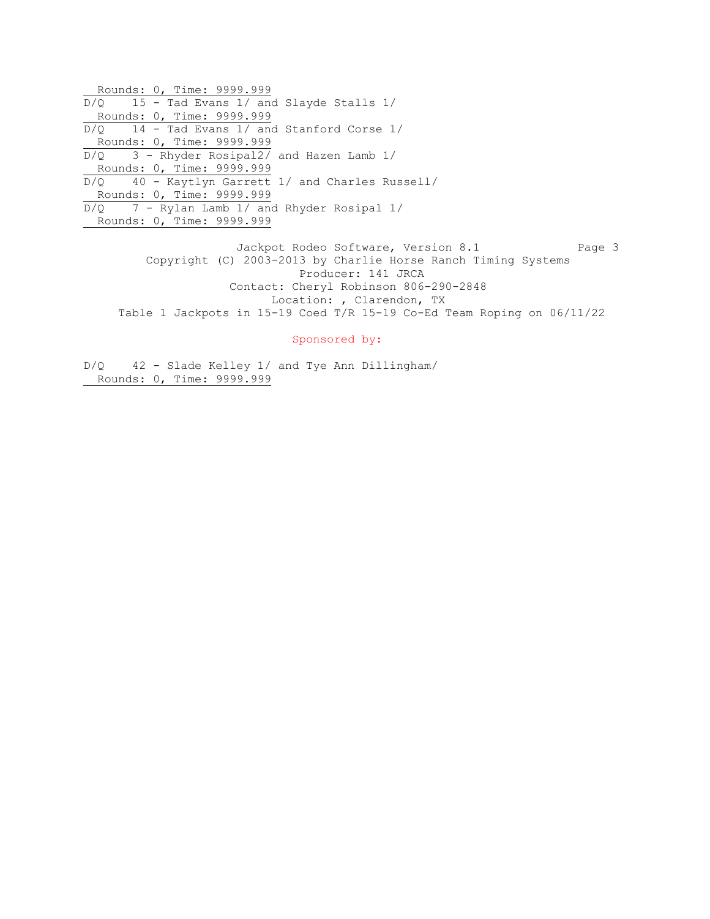Rounds: 0, Time: 9999.999

D/Q 15 - Tad Evans 1/ and Slayde Stalls 1/
Rounds: 0, Time: 9999.999

D/Q 14 - Tad Evans 1/ and Stanford Corse 1/
Rounds: 0, Time: 9999.999

D/Q 3 - Rhyder Rosipal2/ and Hazen Lamb 1/
Rounds: 0, Time: 9999.999

D/Q 40 - Kaytlyn Garrett 1/ and Charles Russell/
Rounds: 0, Time: 9999.999

D/Q 7 - Rylan Lamb 1/ and Rhyder Rosipal 1/
Rounds: 0, Time: 9999.999

Jackpot Rodeo Software, Version 8.1

Copyright (C) 2003-2013 by Charlie Horse Ranch Timing Systems

Producer: 141 JRCA

Contact: Cheryl Robinson 806-290-2848

Location: , Clarendon, TX

Table 1 Jackpots in 15-19 Coed T/R 15-19 Co-Ed Team Roping on 06/11/22

Sponsored by:

D/Q 42 - Slade Kelley 1/ and Tye Ann Dillingham/
Rounds: 0, Time: 9999.999